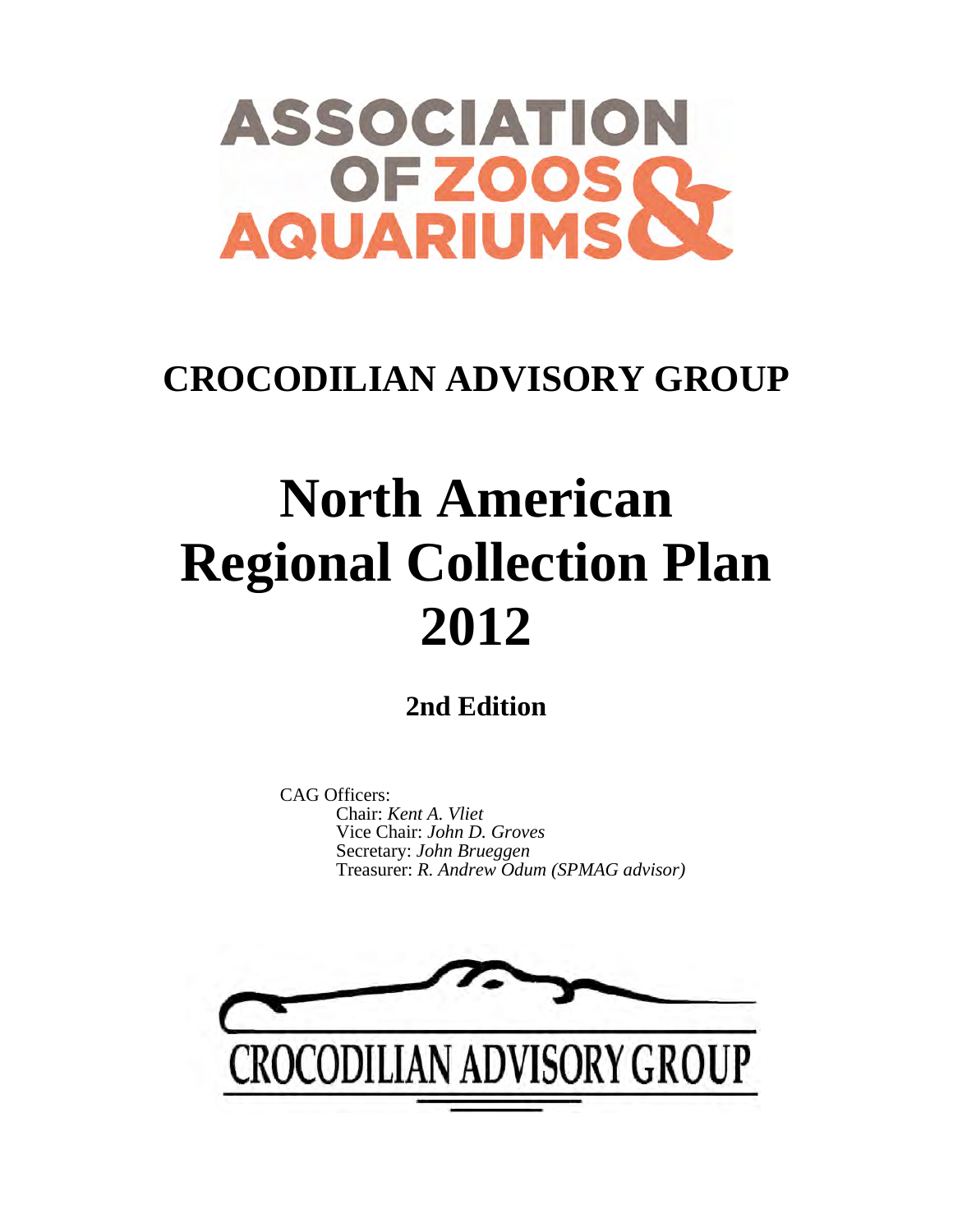ASSOCIATION OF ZOOS & AQUARIUMS

## CROCODILIAN ADVISORY GROUP

# North American Regional Collection Plan 2012

### 2nd Edition

CAG Officers:

Chair: *Kent A. Vliet*
Vice Chair: *John D. Groves*
Secretary: *John Brueggen*
Treasurer: *R. Andrew Odum (SPMAG advisor)*

CROCODILIAN ADVISORY GROUP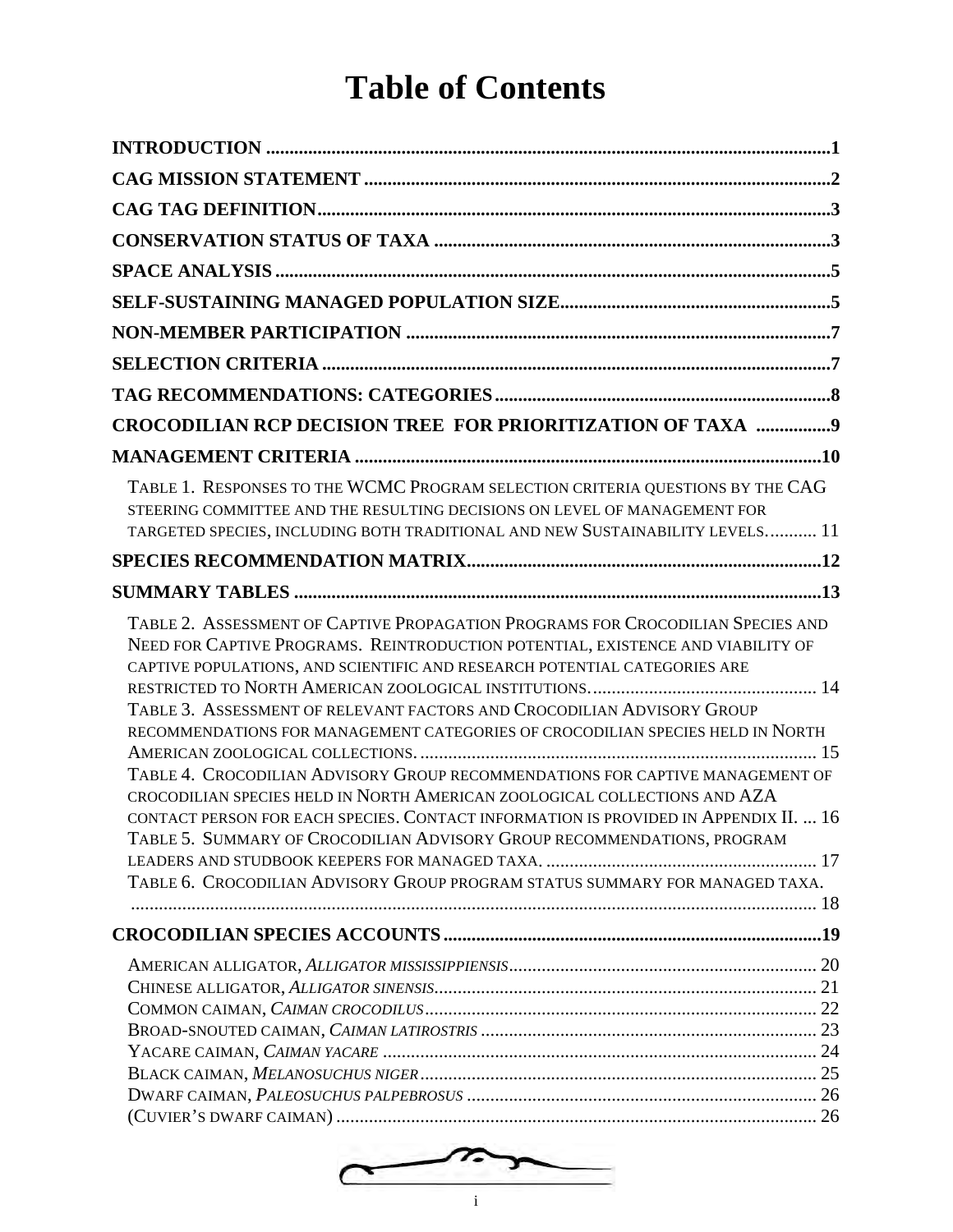# Table of Contents

**INTRODUCTION** ........................................................................................................................**1**

**CAG MISSION STATEMENT** ....................................................................................................**2**

**CAG TAG DEFINITION**..............................................................................................................**3**

**CONSERVATION STATUS OF TAXA** .....................................................................................**3**

**SPACE ANALYSIS** .......................................................................................................................**5**

**SELF-SUSTAINING MANAGED POPULATION SIZE**..........................................................**5**

**NON-MEMBER PARTICIPATION** ...........................................................................................**7**

**SELECTION CRITERIA** .............................................................................................................**7**

**TAG RECOMMENDATIONS: CATEGORIES**........................................................................**8**

**CROCODILIAN RCP DECISION TREE FOR PRIORITIZATION OF TAXA** ................**9**

**MANAGEMENT CRITERIA** ....................................................................................................**10**

TABLE 1. RESPONSES TO THE WCMC PROGRAM SELECTION CRITERIA QUESTIONS BY THE CAG STEERING COMMITTEE AND THE RESULTING DECISIONS ON LEVEL OF MANAGEMENT FOR TARGETED SPECIES, INCLUDING BOTH TRADITIONAL AND NEW SUSTAINABILITY LEVELS........... 11

**SPECIES RECOMMENDATION MATRIX**............................................................................**12**

**SUMMARY TABLES** .................................................................................................................**13**

TABLE 2. ASSESSMENT OF CAPTIVE PROPAGATION PROGRAMS FOR CROCODILIAN SPECIES AND NEED FOR CAPTIVE PROGRAMS. REINTRODUCTION POTENTIAL, EXISTENCE AND VIABILITY OF CAPTIVE POPULATIONS, AND SCIENTIFIC AND RESEARCH POTENTIAL CATEGORIES ARE RESTRICTED TO NORTH AMERICAN ZOOLOGICAL INSTITUTIONS................................................ 14

TABLE 3. ASSESSMENT OF RELEVANT FACTORS AND CROCODILIAN ADVISORY GROUP RECOMMENDATIONS FOR MANAGEMENT CATEGORIES OF CROCODILIAN SPECIES HELD IN NORTH AMERICAN ZOOLOGICAL COLLECTIONS. ..................................................................................... 15

TABLE 4. CROCODILIAN ADVISORY GROUP RECOMMENDATIONS FOR CAPTIVE MANAGEMENT OF CROCODILIAN SPECIES HELD IN NORTH AMERICAN ZOOLOGICAL COLLECTIONS AND AZA CONTACT PERSON FOR EACH SPECIES. CONTACT INFORMATION IS PROVIDED IN APPENDIX II. ... 16

TABLE 5. SUMMARY OF CROCODILIAN ADVISORY GROUP RECOMMENDATIONS, PROGRAM LEADERS AND STUDBOOK KEEPERS FOR MANAGED TAXA. .......................................................... 17

TABLE 6. CROCODILIAN ADVISORY GROUP PROGRAM STATUS SUMMARY FOR MANAGED TAXA. ................................................................................................................................................. 18

**CROCODILIAN SPECIES ACCOUNTS**.................................................................................**19**

AMERICAN ALLIGATOR, *ALLIGATOR MISSISSIPPIENSIS*................................................................. 20

CHINESE ALLIGATOR, *ALLIGATOR SINENSIS*.................................................................................. 21

COMMON CAIMAN, *CAIMAN CROCODILUS*.................................................................................... 22

BROAD-SNOUTED CAIMAN, *CAIMAN LATIROSTRIS* ........................................................................ 23

YACARE CAIMAN, *CAIMAN YACARE* ............................................................................................. 24

BLACK CAIMAN, *MELANOSUCHUS NIGER*..................................................................................... 25

DWARF CAIMAN, *PALEOSUCHUS PALPEBROSUS* ........................................................................... 26

(CUVIER'S DWARF CAIMAN) ....................................................................................................... 26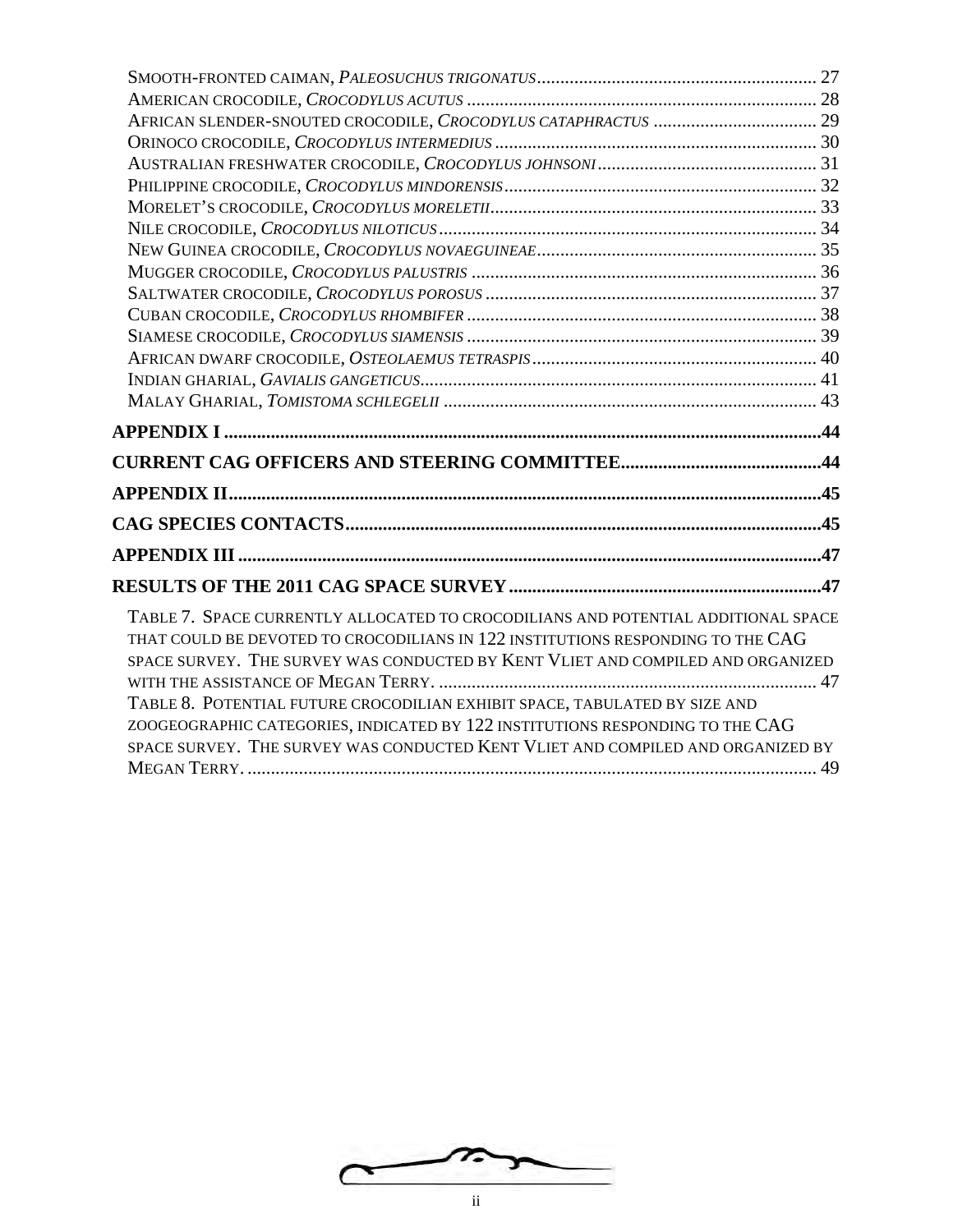Smooth-fronted caiman, *Paleosuchus trigonatus* ........................................................... 27
American crocodile, *Crocodylus acutus* ........................................................................... 28
African slender-snouted crocodile, *Crocodylus cataphractus* ................................... 29
Orinoco crocodile, *Crocodylus intermedius* ..................................................................... 30
Australian freshwater crocodile, *Crocodylus johnsoni* ............................................... 31
Philippine crocodile, *Crocodylus mindorensis* ................................................................... 32
Morelet's crocodile, *Crocodylus moreletii* ...................................................................... 33
Nile crocodile, *Crocodylus niloticus* ................................................................................. 34
New Guinea crocodile, *Crocodylus novaeguineae* ............................................................ 35
Mugger crocodile, *Crocodylus palustris* .......................................................................... 36
Saltwater crocodile, *Crocodylus porosus* ....................................................................... 37
Cuban crocodile, *Crocodylus rhombifer* ........................................................................... 38
Siamese crocodile, *Crocodylus siamensis* ........................................................................... 39
African dwarf crocodile, *Osteolaemus tetraspis* ............................................................. 40
Indian gharial, *Gavialis gangeticus* .................................................................................... 41
Malay Gharial, *Tomistoma schlegelii* ................................................................................ 43

**APPENDIX I** ...............................................................................................................44

**CURRENT CAG OFFICERS AND STEERING COMMITTEE** ..........................................44

**APPENDIX II** ..............................................................................................................45

**CAG SPECIES CONTACTS** .........................................................................................45

**APPENDIX III** .............................................................................................................47

**RESULTS OF THE 2011 CAG SPACE SURVEY** ..........................................................47

Table 7. Space currently allocated to crocodilians and potential additional space that could be devoted to crocodilians in 122 institutions responding to the CAG space survey. The survey was conducted by Kent Vliet and compiled and organized with the assistance of Megan Terry. ................................................................................ 47
Table 8. Potential future crocodilian exhibit space, tabulated by size and zoogeographic categories, indicated by 122 institutions responding to the CAG space survey. The survey was conducted Kent Vliet and compiled and organized by Megan Terry. ......................................................................................................... 49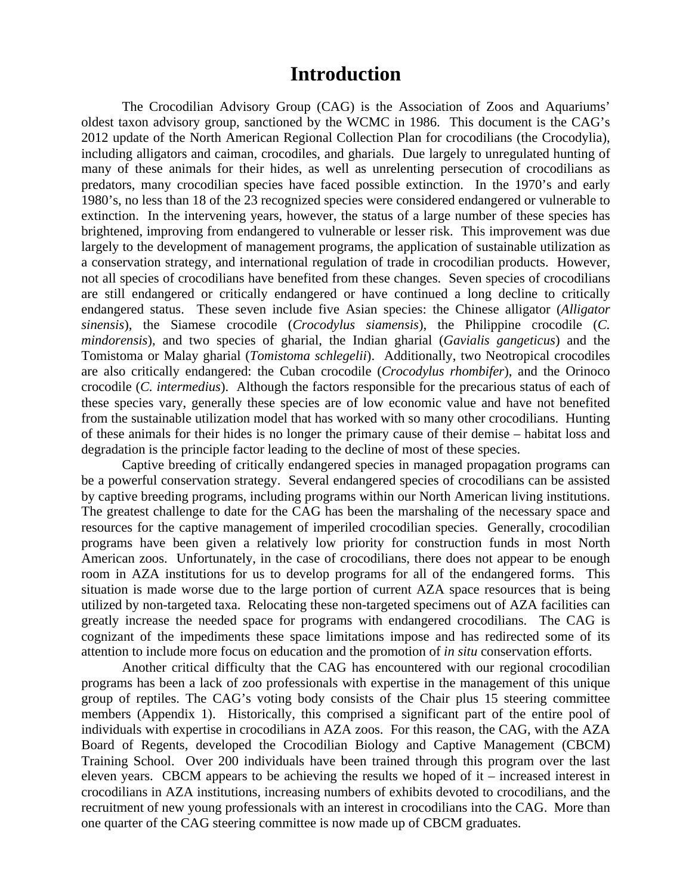# Introduction

The Crocodilian Advisory Group (CAG) is the Association of Zoos and Aquariums' oldest taxon advisory group, sanctioned by the WCMC in 1986. This document is the CAG's 2012 update of the North American Regional Collection Plan for crocodilians (the Crocodylia), including alligators and caiman, crocodiles, and gharials. Due largely to unregulated hunting of many of these animals for their hides, as well as unrelenting persecution of crocodilians as predators, many crocodilian species have faced possible extinction. In the 1970's and early 1980's, no less than 18 of the 23 recognized species were considered endangered or vulnerable to extinction. In the intervening years, however, the status of a large number of these species has brightened, improving from endangered to vulnerable or lesser risk. This improvement was due largely to the development of management programs, the application of sustainable utilization as a conservation strategy, and international regulation of trade in crocodilian products. However, not all species of crocodilians have benefited from these changes. Seven species of crocodilians are still endangered or critically endangered or have continued a long decline to critically endangered status. These seven include five Asian species: the Chinese alligator (*Alligator sinensis*), the Siamese crocodile (*Crocodylus siamensis*), the Philippine crocodile (*C. mindorensis*), and two species of gharial, the Indian gharial (*Gavialis gangeticus*) and the Tomistoma or Malay gharial (*Tomistoma schlegelii*). Additionally, two Neotropical crocodiles are also critically endangered: the Cuban crocodile (*Crocodylus rhombifer*), and the Orinoco crocodile (*C. intermedius*). Although the factors responsible for the precarious status of each of these species vary, generally these species are of low economic value and have not benefited from the sustainable utilization model that has worked with so many other crocodilians. Hunting of these animals for their hides is no longer the primary cause of their demise – habitat loss and degradation is the principle factor leading to the decline of most of these species.

Captive breeding of critically endangered species in managed propagation programs can be a powerful conservation strategy. Several endangered species of crocodilians can be assisted by captive breeding programs, including programs within our North American living institutions. The greatest challenge to date for the CAG has been the marshaling of the necessary space and resources for the captive management of imperiled crocodilian species. Generally, crocodilian programs have been given a relatively low priority for construction funds in most North American zoos. Unfortunately, in the case of crocodilians, there does not appear to be enough room in AZA institutions for us to develop programs for all of the endangered forms. This situation is made worse due to the large portion of current AZA space resources that is being utilized by non-targeted taxa. Relocating these non-targeted specimens out of AZA facilities can greatly increase the needed space for programs with endangered crocodilians. The CAG is cognizant of the impediments these space limitations impose and has redirected some of its attention to include more focus on education and the promotion of *in situ* conservation efforts.

Another critical difficulty that the CAG has encountered with our regional crocodilian programs has been a lack of zoo professionals with expertise in the management of this unique group of reptiles. The CAG's voting body consists of the Chair plus 15 steering committee members (Appendix 1). Historically, this comprised a significant part of the entire pool of individuals with expertise in crocodilians in AZA zoos. For this reason, the CAG, with the AZA Board of Regents, developed the Crocodilian Biology and Captive Management (CBCM) Training School. Over 200 individuals have been trained through this program over the last eleven years. CBCM appears to be achieving the results we hoped of it – increased interest in crocodilians in AZA institutions, increasing numbers of exhibits devoted to crocodilians, and the recruitment of new young professionals with an interest in crocodilians into the CAG. More than one quarter of the CAG steering committee is now made up of CBCM graduates.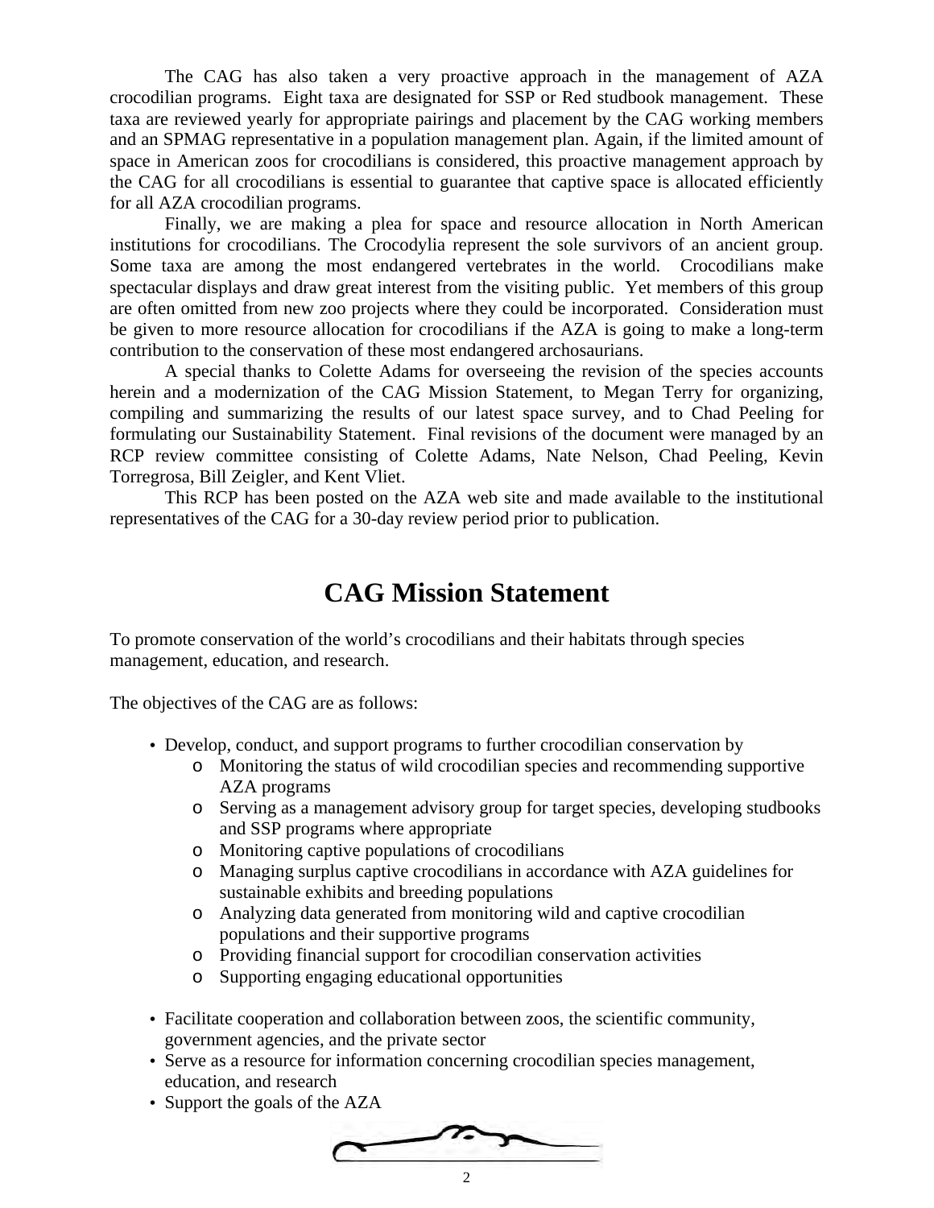The CAG has also taken a very proactive approach in the management of AZA crocodilian programs. Eight taxa are designated for SSP or Red studbook management. These taxa are reviewed yearly for appropriate pairings and placement by the CAG working members and an SPMAG representative in a population management plan. Again, if the limited amount of space in American zoos for crocodilians is considered, this proactive management approach by the CAG for all crocodilians is essential to guarantee that captive space is allocated efficiently for all AZA crocodilian programs.

Finally, we are making a plea for space and resource allocation in North American institutions for crocodilians. The Crocodylia represent the sole survivors of an ancient group. Some taxa are among the most endangered vertebrates in the world. Crocodilians make spectacular displays and draw great interest from the visiting public. Yet members of this group are often omitted from new zoo projects where they could be incorporated. Consideration must be given to more resource allocation for crocodilians if the AZA is going to make a long-term contribution to the conservation of these most endangered archosaurians.

A special thanks to Colette Adams for overseeing the revision of the species accounts herein and a modernization of the CAG Mission Statement, to Megan Terry for organizing, compiling and summarizing the results of our latest space survey, and to Chad Peeling for formulating our Sustainability Statement. Final revisions of the document were managed by an RCP review committee consisting of Colette Adams, Nate Nelson, Chad Peeling, Kevin Torregrosa, Bill Zeigler, and Kent Vliet.

This RCP has been posted on the AZA web site and made available to the institutional representatives of the CAG for a 30-day review period prior to publication.

# CAG Mission Statement

To promote conservation of the world's crocodilians and their habitats through species management, education, and research.

The objectives of the CAG are as follows:

- Develop, conduct, and support programs to further crocodilian conservation by
  - Monitoring the status of wild crocodilian species and recommending supportive AZA programs
  - Serving as a management advisory group for target species, developing studbooks and SSP programs where appropriate
  - Monitoring captive populations of crocodilians
  - Managing surplus captive crocodilians in accordance with AZA guidelines for sustainable exhibits and breeding populations
  - Analyzing data generated from monitoring wild and captive crocodilian populations and their supportive programs
  - Providing financial support for crocodilian conservation activities
  - Supporting engaging educational opportunities
- Facilitate cooperation and collaboration between zoos, the scientific community, government agencies, and the private sector
- Serve as a resource for information concerning crocodilian species management, education, and research
- Support the goals of the AZA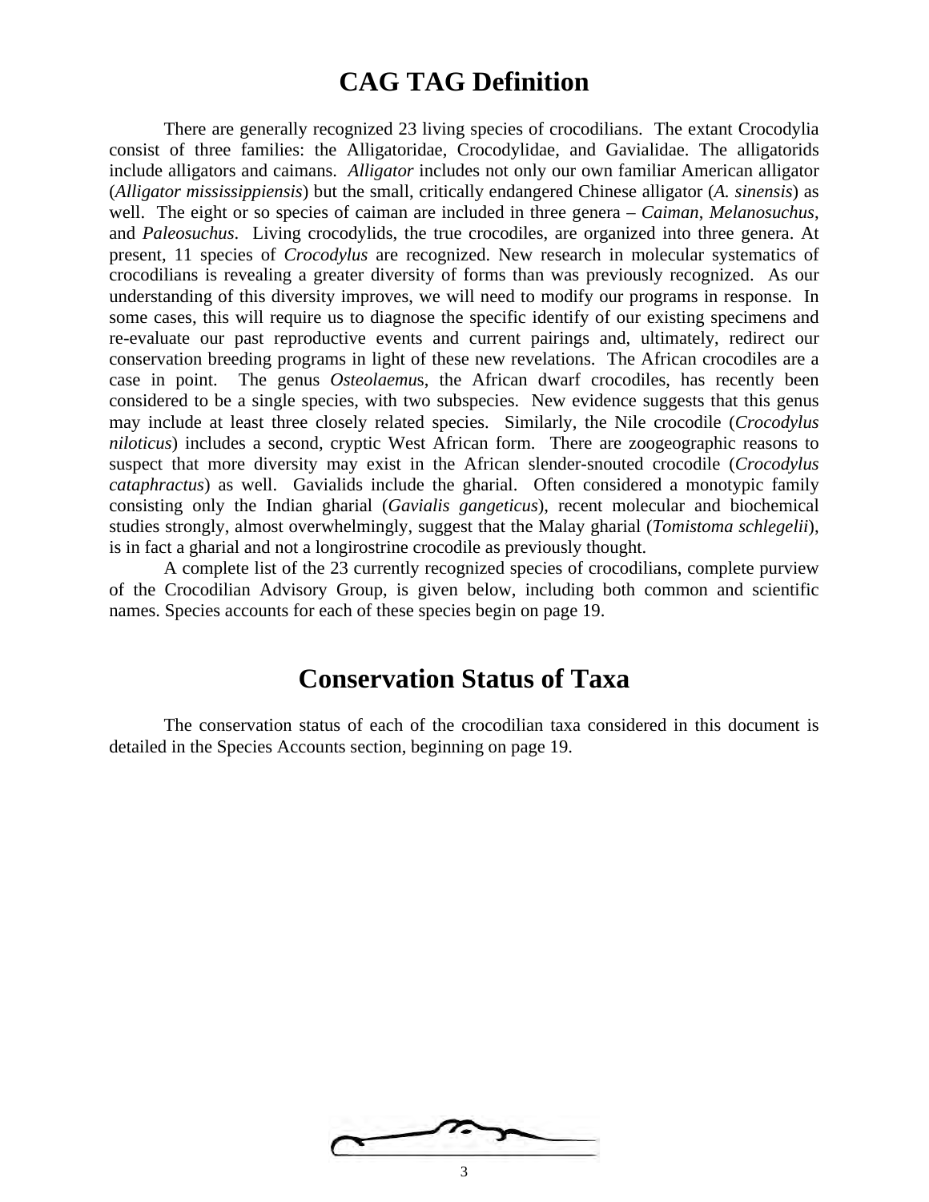# CAG TAG Definition

There are generally recognized 23 living species of crocodilians. The extant Crocodylia consist of three families: the Alligatoridae, Crocodylidae, and Gavialidae. The alligatorids include alligators and caimans. *Alligator* includes not only our own familiar American alligator (*Alligator mississippiensis*) but the small, critically endangered Chinese alligator (*A. sinensis*) as well. The eight or so species of caiman are included in three genera – *Caiman*, *Melanosuchus*, and *Paleosuchus*. Living crocodylids, the true crocodiles, are organized into three genera. At present, 11 species of *Crocodylus* are recognized. New research in molecular systematics of crocodilians is revealing a greater diversity of forms than was previously recognized. As our understanding of this diversity improves, we will need to modify our programs in response. In some cases, this will require us to diagnose the specific identify of our existing specimens and re-evaluate our past reproductive events and current pairings and, ultimately, redirect our conservation breeding programs in light of these new revelations. The African crocodiles are a case in point. The genus *Osteolaemus*, the African dwarf crocodiles, has recently been considered to be a single species, with two subspecies. New evidence suggests that this genus may include at least three closely related species. Similarly, the Nile crocodile (*Crocodylus niloticus*) includes a second, cryptic West African form. There are zoogeographic reasons to suspect that more diversity may exist in the African slender-snouted crocodile (*Crocodylus cataphractus*) as well. Gavialids include the gharial. Often considered a monotypic family consisting only the Indian gharial (*Gavialis gangeticus*), recent molecular and biochemical studies strongly, almost overwhelmingly, suggest that the Malay gharial (*Tomistoma schlegelii*), is in fact a gharial and not a longirostrine crocodile as previously thought.

A complete list of the 23 currently recognized species of crocodilians, complete purview of the Crocodilian Advisory Group, is given below, including both common and scientific names. Species accounts for each of these species begin on page 19.

# Conservation Status of Taxa

The conservation status of each of the crocodilian taxa considered in this document is detailed in the Species Accounts section, beginning on page 19.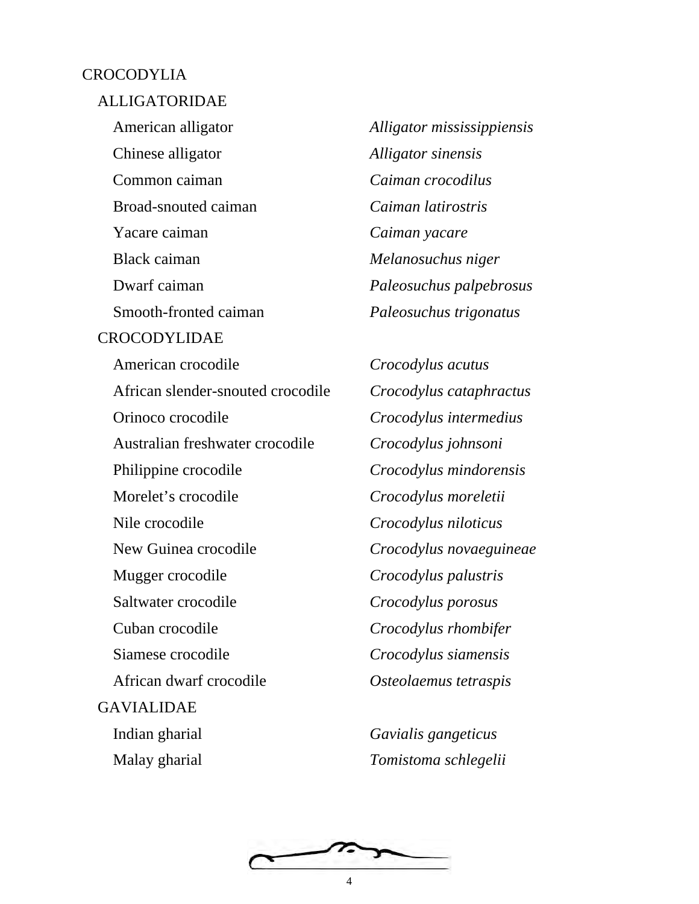CROCODYLIA

ALLIGATORIDAE

| | |
|---|---|
| American alligator | *Alligator mississippiensis* |
| Chinese alligator | *Alligator sinensis* |
| Common caiman | *Caiman crocodilus* |
| Broad-snouted caiman | *Caiman latirostris* |
| Yacare caiman | *Caiman yacare* |
| Black caiman | *Melanosuchus niger* |
| Dwarf caiman | *Paleosuchus palpebrosus* |
| Smooth-fronted caiman | *Paleosuchus trigonatus* |

CROCODYLIDAE

| | |
|---|---|
| American crocodile | *Crocodylus acutus* |
| African slender-snouted crocodile | *Crocodylus cataphractus* |
| Orinoco crocodile | *Crocodylus intermedius* |
| Australian freshwater crocodile | *Crocodylus johnsoni* |
| Philippine crocodile | *Crocodylus mindorensis* |
| Morelet's crocodile | *Crocodylus moreletii* |
| Nile crocodile | *Crocodylus niloticus* |
| New Guinea crocodile | *Crocodylus novaeguineae* |
| Mugger crocodile | *Crocodylus palustris* |
| Saltwater crocodile | *Crocodylus porosus* |
| Cuban crocodile | *Crocodylus rhombifer* |
| Siamese crocodile | *Crocodylus siamensis* |
| African dwarf crocodile | *Osteolaemus tetraspis* |

GAVIALIDAE

| | |
|---|---|
| Indian gharial | *Gavialis gangeticus* |
| Malay gharial | *Tomistoma schlegelii* |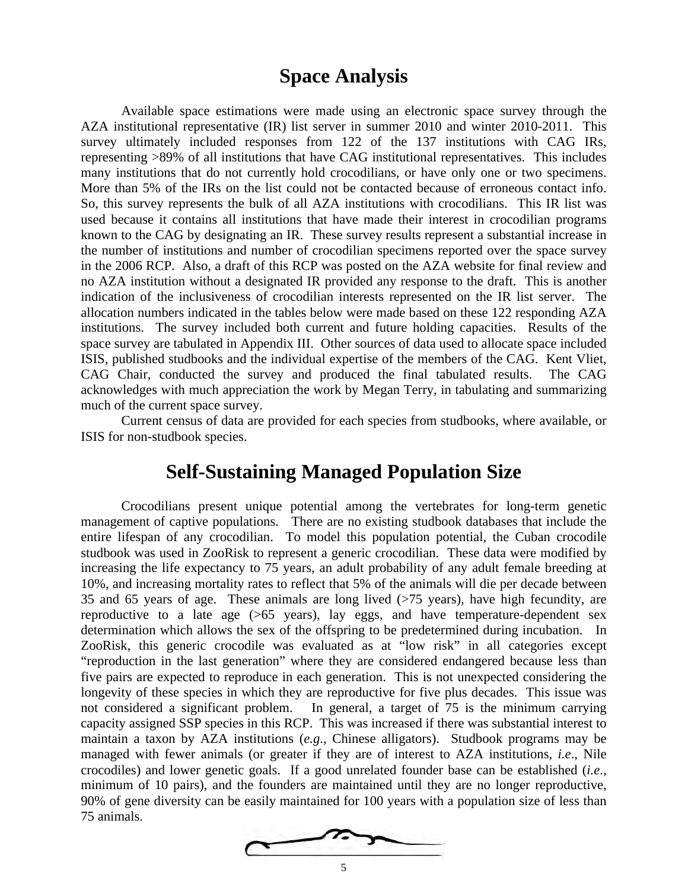# Space Analysis

Available space estimations were made using an electronic space survey through the AZA institutional representative (IR) list server in summer 2010 and winter 2010-2011. This survey ultimately included responses from 122 of the 137 institutions with CAG IRs, representing >89% of all institutions that have CAG institutional representatives. This includes many institutions that do not currently hold crocodilians, or have only one or two specimens. More than 5% of the IRs on the list could not be contacted because of erroneous contact info. So, this survey represents the bulk of all AZA institutions with crocodilians. This IR list was used because it contains all institutions that have made their interest in crocodilian programs known to the CAG by designating an IR. These survey results represent a substantial increase in the number of institutions and number of crocodilian specimens reported over the space survey in the 2006 RCP. Also, a draft of this RCP was posted on the AZA website for final review and no AZA institution without a designated IR provided any response to the draft. This is another indication of the inclusiveness of crocodilian interests represented on the IR list server. The allocation numbers indicated in the tables below were made based on these 122 responding AZA institutions. The survey included both current and future holding capacities. Results of the space survey are tabulated in Appendix III. Other sources of data used to allocate space included ISIS, published studbooks and the individual expertise of the members of the CAG. Kent Vliet, CAG Chair, conducted the survey and produced the final tabulated results. The CAG acknowledges with much appreciation the work by Megan Terry, in tabulating and summarizing much of the current space survey.

Current census of data are provided for each species from studbooks, where available, or ISIS for non-studbook species.

# Self-Sustaining Managed Population Size

Crocodilians present unique potential among the vertebrates for long-term genetic management of captive populations. There are no existing studbook databases that include the entire lifespan of any crocodilian. To model this population potential, the Cuban crocodile studbook was used in ZooRisk to represent a generic crocodilian. These data were modified by increasing the life expectancy to 75 years, an adult probability of any adult female breeding at 10%, and increasing mortality rates to reflect that 5% of the animals will die per decade between 35 and 65 years of age. These animals are long lived (>75 years), have high fecundity, are reproductive to a late age (>65 years), lay eggs, and have temperature-dependent sex determination which allows the sex of the offspring to be predetermined during incubation. In ZooRisk, this generic crocodile was evaluated as at "low risk" in all categories except "reproduction in the last generation" where they are considered endangered because less than five pairs are expected to reproduce in each generation. This is not unexpected considering the longevity of these species in which they are reproductive for five plus decades. This issue was not considered a significant problem. In general, a target of 75 is the minimum carrying capacity assigned SSP species in this RCP. This was increased if there was substantial interest to maintain a taxon by AZA institutions (*e.g*., Chinese alligators). Studbook programs may be managed with fewer animals (or greater if they are of interest to AZA institutions, *i.e*., Nile crocodiles) and lower genetic goals. If a good unrelated founder base can be established (*i.e*., minimum of 10 pairs), and the founders are maintained until they are no longer reproductive, 90% of gene diversity can be easily maintained for 100 years with a population size of less than 75 animals.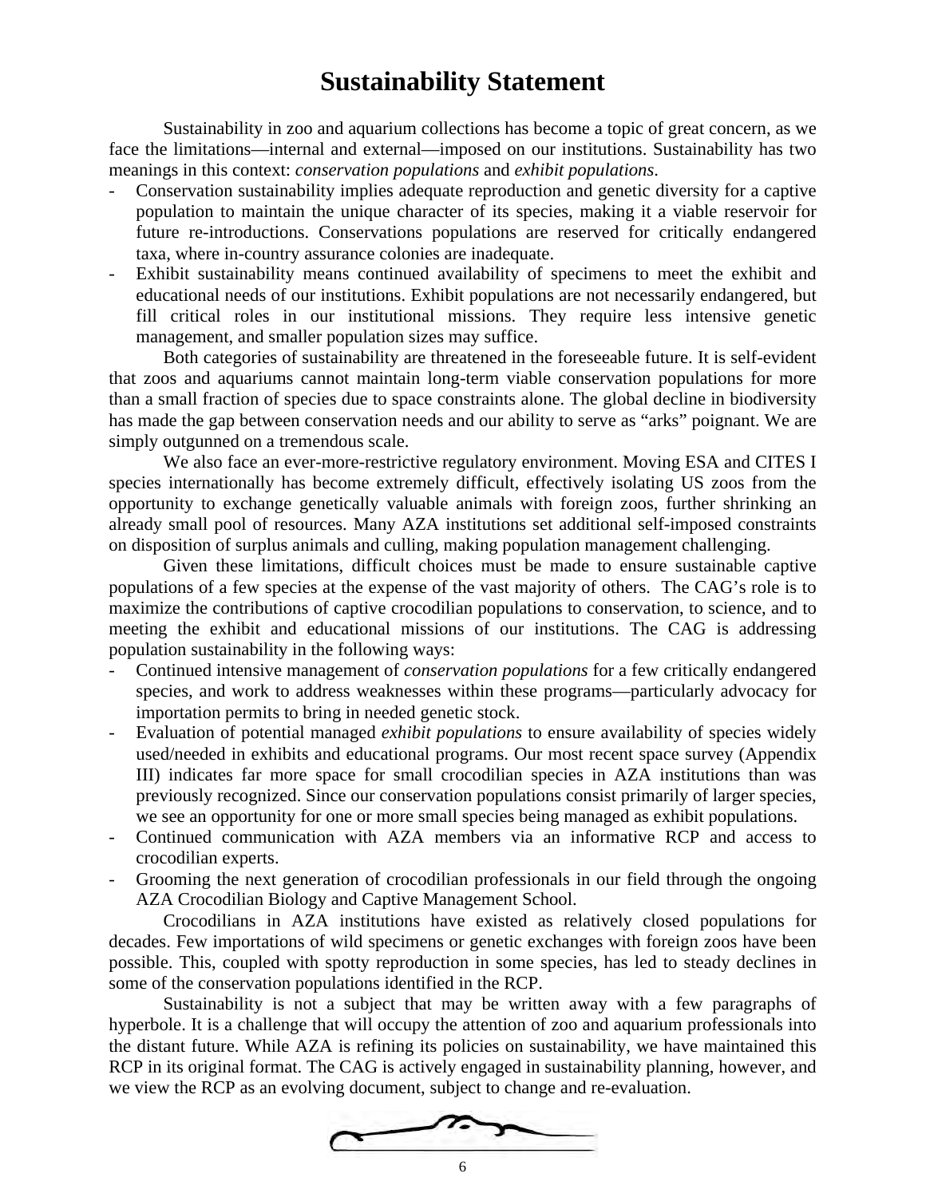# Sustainability Statement

Sustainability in zoo and aquarium collections has become a topic of great concern, as we face the limitations—internal and external—imposed on our institutions. Sustainability has two meanings in this context: *conservation populations* and *exhibit populations*.

- Conservation sustainability implies adequate reproduction and genetic diversity for a captive population to maintain the unique character of its species, making it a viable reservoir for future re-introductions. Conservations populations are reserved for critically endangered taxa, where in-country assurance colonies are inadequate.
- Exhibit sustainability means continued availability of specimens to meet the exhibit and educational needs of our institutions. Exhibit populations are not necessarily endangered, but fill critical roles in our institutional missions. They require less intensive genetic management, and smaller population sizes may suffice.

Both categories of sustainability are threatened in the foreseeable future. It is self-evident that zoos and aquariums cannot maintain long-term viable conservation populations for more than a small fraction of species due to space constraints alone. The global decline in biodiversity has made the gap between conservation needs and our ability to serve as "arks" poignant. We are simply outgunned on a tremendous scale.

We also face an ever-more-restrictive regulatory environment. Moving ESA and CITES I species internationally has become extremely difficult, effectively isolating US zoos from the opportunity to exchange genetically valuable animals with foreign zoos, further shrinking an already small pool of resources. Many AZA institutions set additional self-imposed constraints on disposition of surplus animals and culling, making population management challenging.

Given these limitations, difficult choices must be made to ensure sustainable captive populations of a few species at the expense of the vast majority of others. The CAG's role is to maximize the contributions of captive crocodilian populations to conservation, to science, and to meeting the exhibit and educational missions of our institutions. The CAG is addressing population sustainability in the following ways:

- Continued intensive management of *conservation populations* for a few critically endangered species, and work to address weaknesses within these programs—particularly advocacy for importation permits to bring in needed genetic stock.
- Evaluation of potential managed *exhibit populations* to ensure availability of species widely used/needed in exhibits and educational programs. Our most recent space survey (Appendix III) indicates far more space for small crocodilian species in AZA institutions than was previously recognized. Since our conservation populations consist primarily of larger species, we see an opportunity for one or more small species being managed as exhibit populations.
- Continued communication with AZA members via an informative RCP and access to crocodilian experts.
- Grooming the next generation of crocodilian professionals in our field through the ongoing AZA Crocodilian Biology and Captive Management School.

Crocodilians in AZA institutions have existed as relatively closed populations for decades. Few importations of wild specimens or genetic exchanges with foreign zoos have been possible. This, coupled with spotty reproduction in some species, has led to steady declines in some of the conservation populations identified in the RCP.

Sustainability is not a subject that may be written away with a few paragraphs of hyperbole. It is a challenge that will occupy the attention of zoo and aquarium professionals into the distant future. While AZA is refining its policies on sustainability, we have maintained this RCP in its original format. The CAG is actively engaged in sustainability planning, however, and we view the RCP as an evolving document, subject to change and re-evaluation.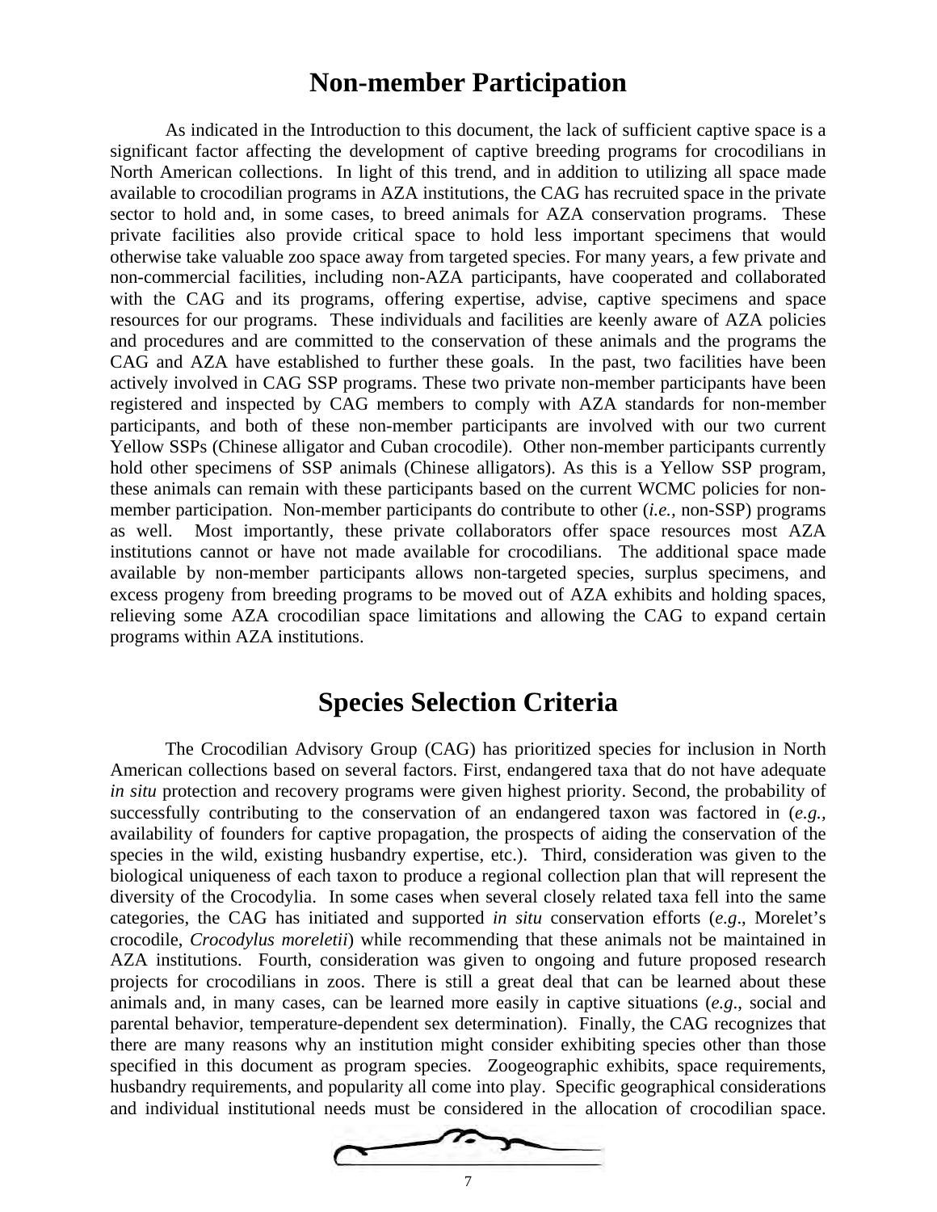## Non-member Participation

As indicated in the Introduction to this document, the lack of sufficient captive space is a significant factor affecting the development of captive breeding programs for crocodilians in North American collections. In light of this trend, and in addition to utilizing all space made available to crocodilian programs in AZA institutions, the CAG has recruited space in the private sector to hold and, in some cases, to breed animals for AZA conservation programs. These private facilities also provide critical space to hold less important specimens that would otherwise take valuable zoo space away from targeted species. For many years, a few private and non-commercial facilities, including non-AZA participants, have cooperated and collaborated with the CAG and its programs, offering expertise, advise, captive specimens and space resources for our programs. These individuals and facilities are keenly aware of AZA policies and procedures and are committed to the conservation of these animals and the programs the CAG and AZA have established to further these goals. In the past, two facilities have been actively involved in CAG SSP programs. These two private non-member participants have been registered and inspected by CAG members to comply with AZA standards for non-member participants, and both of these non-member participants are involved with our two current Yellow SSPs (Chinese alligator and Cuban crocodile). Other non-member participants currently hold other specimens of SSP animals (Chinese alligators). As this is a Yellow SSP program, these animals can remain with these participants based on the current WCMC policies for non-member participation. Non-member participants do contribute to other (*i.e.,* non-SSP) programs as well. Most importantly, these private collaborators offer space resources most AZA institutions cannot or have not made available for crocodilians. The additional space made available by non-member participants allows non-targeted species, surplus specimens, and excess progeny from breeding programs to be moved out of AZA exhibits and holding spaces, relieving some AZA crocodilian space limitations and allowing the CAG to expand certain programs within AZA institutions.

## Species Selection Criteria

The Crocodilian Advisory Group (CAG) has prioritized species for inclusion in North American collections based on several factors. First, endangered taxa that do not have adequate *in situ* protection and recovery programs were given highest priority. Second, the probability of successfully contributing to the conservation of an endangered taxon was factored in (*e.g.,* availability of founders for captive propagation, the prospects of aiding the conservation of the species in the wild, existing husbandry expertise, etc.). Third, consideration was given to the biological uniqueness of each taxon to produce a regional collection plan that will represent the diversity of the Crocodylia. In some cases when several closely related taxa fell into the same categories, the CAG has initiated and supported *in situ* conservation efforts (*e.g*., Morelet's crocodile, *Crocodylus moreletii*) while recommending that these animals not be maintained in AZA institutions. Fourth, consideration was given to ongoing and future proposed research projects for crocodilians in zoos. There is still a great deal that can be learned about these animals and, in many cases, can be learned more easily in captive situations (*e.g*., social and parental behavior, temperature-dependent sex determination). Finally, the CAG recognizes that there are many reasons why an institution might consider exhibiting species other than those specified in this document as program species. Zoogeographic exhibits, space requirements, husbandry requirements, and popularity all come into play. Specific geographical considerations and individual institutional needs must be considered in the allocation of crocodilian space.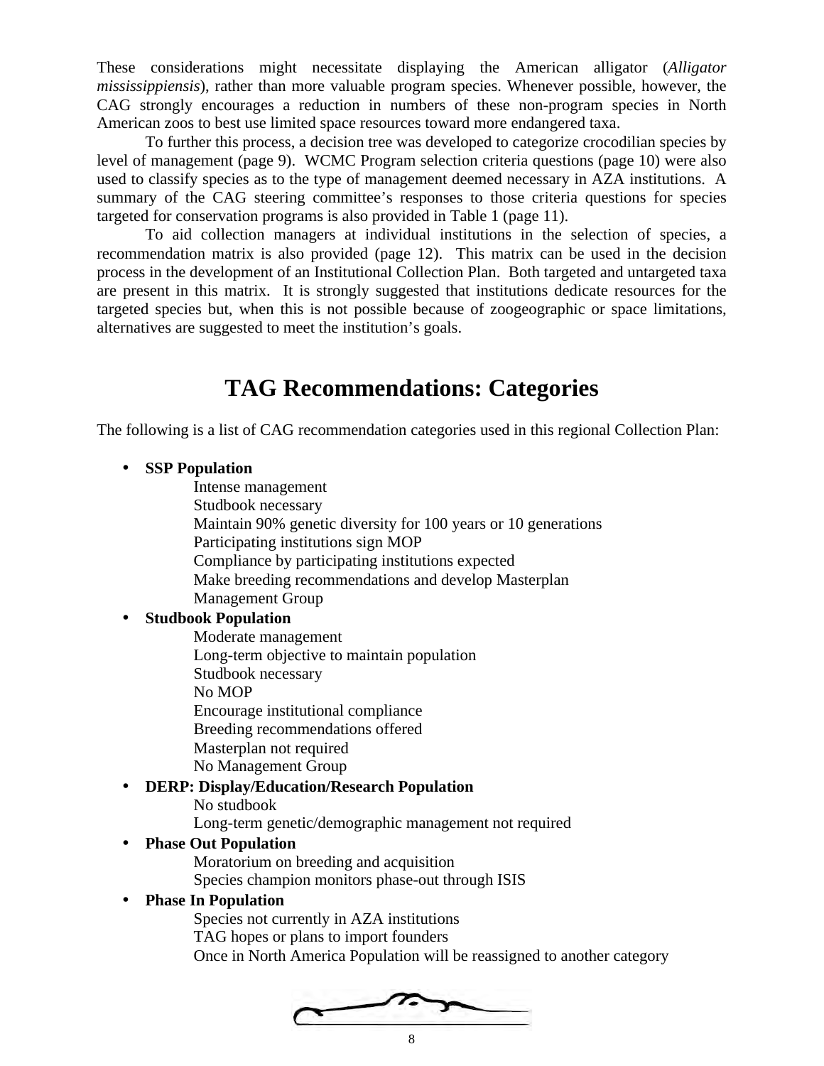These considerations might necessitate displaying the American alligator (*Alligator mississippiensis*), rather than more valuable program species. Whenever possible, however, the CAG strongly encourages a reduction in numbers of these non-program species in North American zoos to best use limited space resources toward more endangered taxa.

To further this process, a decision tree was developed to categorize crocodilian species by level of management (page 9). WCMC Program selection criteria questions (page 10) were also used to classify species as to the type of management deemed necessary in AZA institutions. A summary of the CAG steering committee's responses to those criteria questions for species targeted for conservation programs is also provided in Table 1 (page 11).

To aid collection managers at individual institutions in the selection of species, a recommendation matrix is also provided (page 12). This matrix can be used in the decision process in the development of an Institutional Collection Plan. Both targeted and untargeted taxa are present in this matrix. It is strongly suggested that institutions dedicate resources for the targeted species but, when this is not possible because of zoogeographic or space limitations, alternatives are suggested to meet the institution's goals.

# TAG Recommendations: Categories

The following is a list of CAG recommendation categories used in this regional Collection Plan:

- **SSP Population**
  - Intense management
  - Studbook necessary
  - Maintain 90% genetic diversity for 100 years or 10 generations
  - Participating institutions sign MOP
  - Compliance by participating institutions expected
  - Make breeding recommendations and develop Masterplan
  - Management Group
- **Studbook Population**
  - Moderate management
  - Long-term objective to maintain population
  - Studbook necessary
  - No MOP
  - Encourage institutional compliance
  - Breeding recommendations offered
  - Masterplan not required
  - No Management Group
- **DERP: Display/Education/Research Population**
  - No studbook
  - Long-term genetic/demographic management not required
- **Phase Out Population**
  - Moratorium on breeding and acquisition
  - Species champion monitors phase-out through ISIS
- **Phase In Population**
  - Species not currently in AZA institutions
  - TAG hopes or plans to import founders
  - Once in North America Population will be reassigned to another category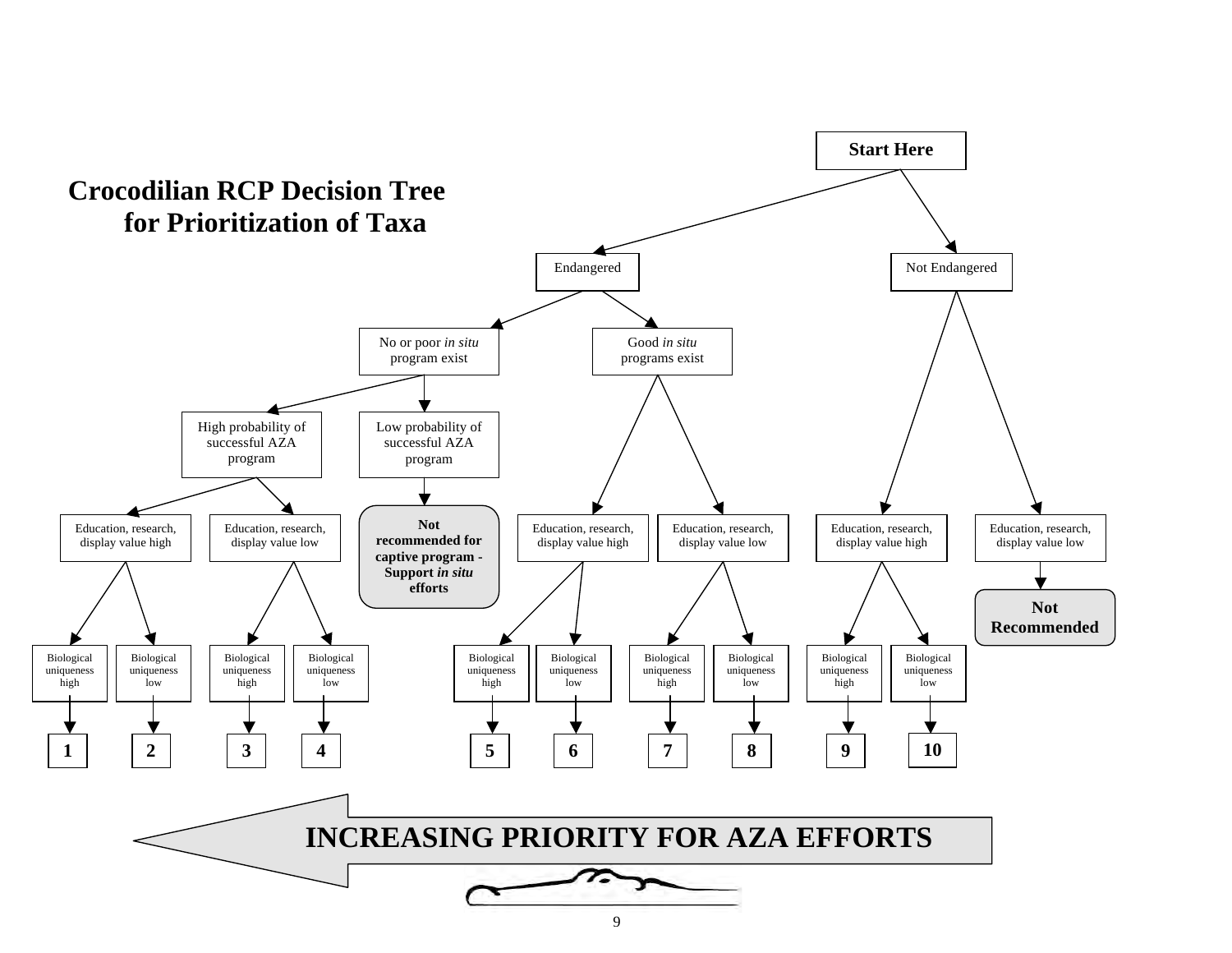# Crocodilian RCP Decision Tree for Prioritization of Taxa

**Start Here**

- Endangered
  - No or poor *in situ* program exist
    - High probability of successful AZA program
      - Education, research, display value high
        - Biological uniqueness high → **1**
        - Biological uniqueness low → **2**
      - Education, research, display value low
        - Biological uniqueness high → **3**
        - Biological uniqueness low → **4**
    - Low probability of successful AZA program
      - **Not recommended for captive program - Support *in situ* efforts**
  - Good *in situ* programs exist
    - Education, research, display value high
      - Biological uniqueness high → **5**
      - Biological uniqueness low → **6**
    - Education, research, display value low
      - Biological uniqueness high → **7**
      - Biological uniqueness low → **8**
- Not Endangered
  - Education, research, display value high
    - Biological uniqueness high → **9**
    - Biological uniqueness low → **10**
  - Education, research, display value low
    - **Not Recommended**

**INCREASING PRIORITY FOR AZA EFFORTS** (from 10 toward 1)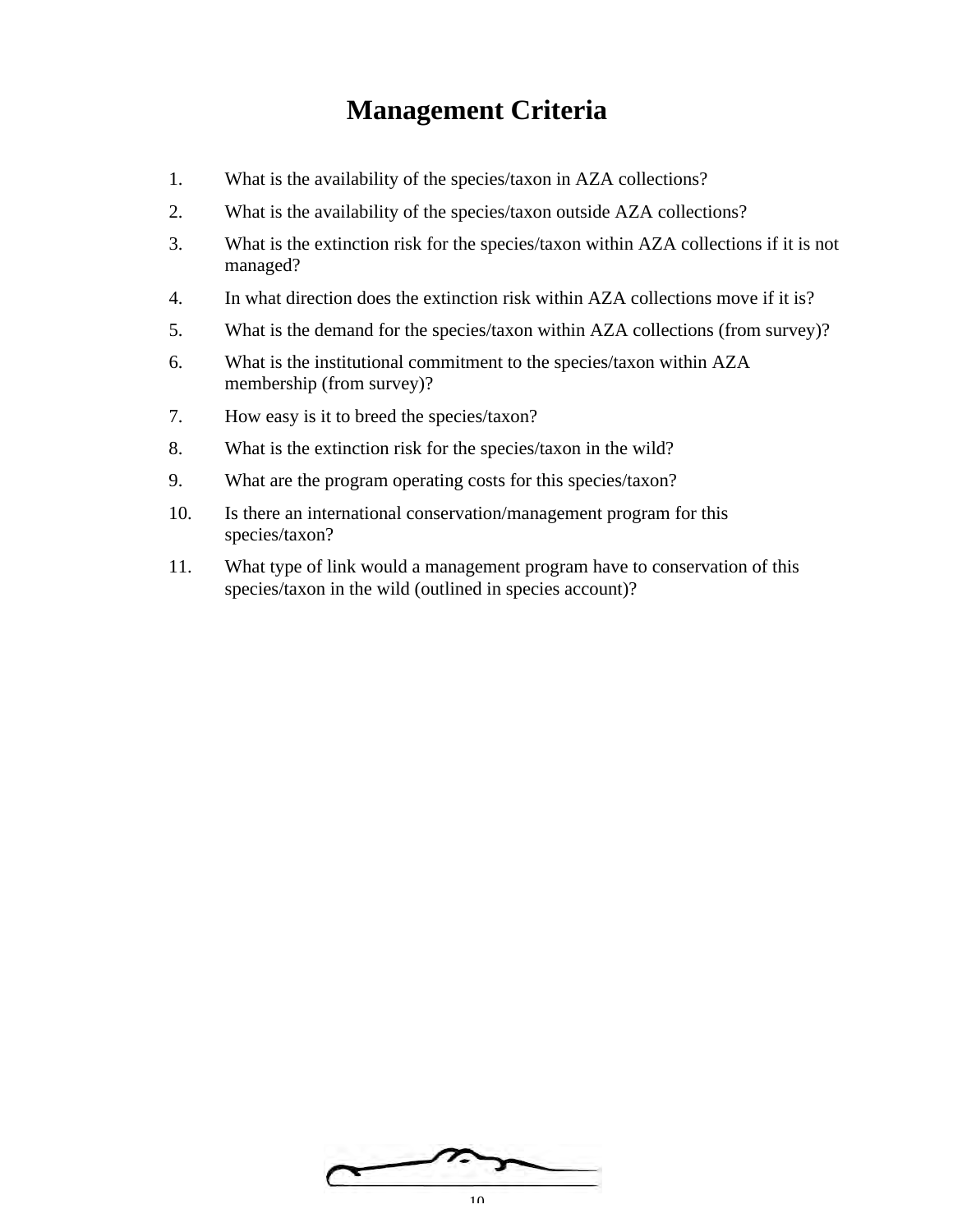# Management Criteria

1. What is the availability of the species/taxon in AZA collections?
2. What is the availability of the species/taxon outside AZA collections?
3. What is the extinction risk for the species/taxon within AZA collections if it is not managed?
4. In what direction does the extinction risk within AZA collections move if it is?
5. What is the demand for the species/taxon within AZA collections (from survey)?
6. What is the institutional commitment to the species/taxon within AZA membership (from survey)?
7. How easy is it to breed the species/taxon?
8. What is the extinction risk for the species/taxon in the wild?
9. What are the program operating costs for this species/taxon?
10. Is there an international conservation/management program for this species/taxon?
11. What type of link would a management program have to conservation of this species/taxon in the wild (outlined in species account)?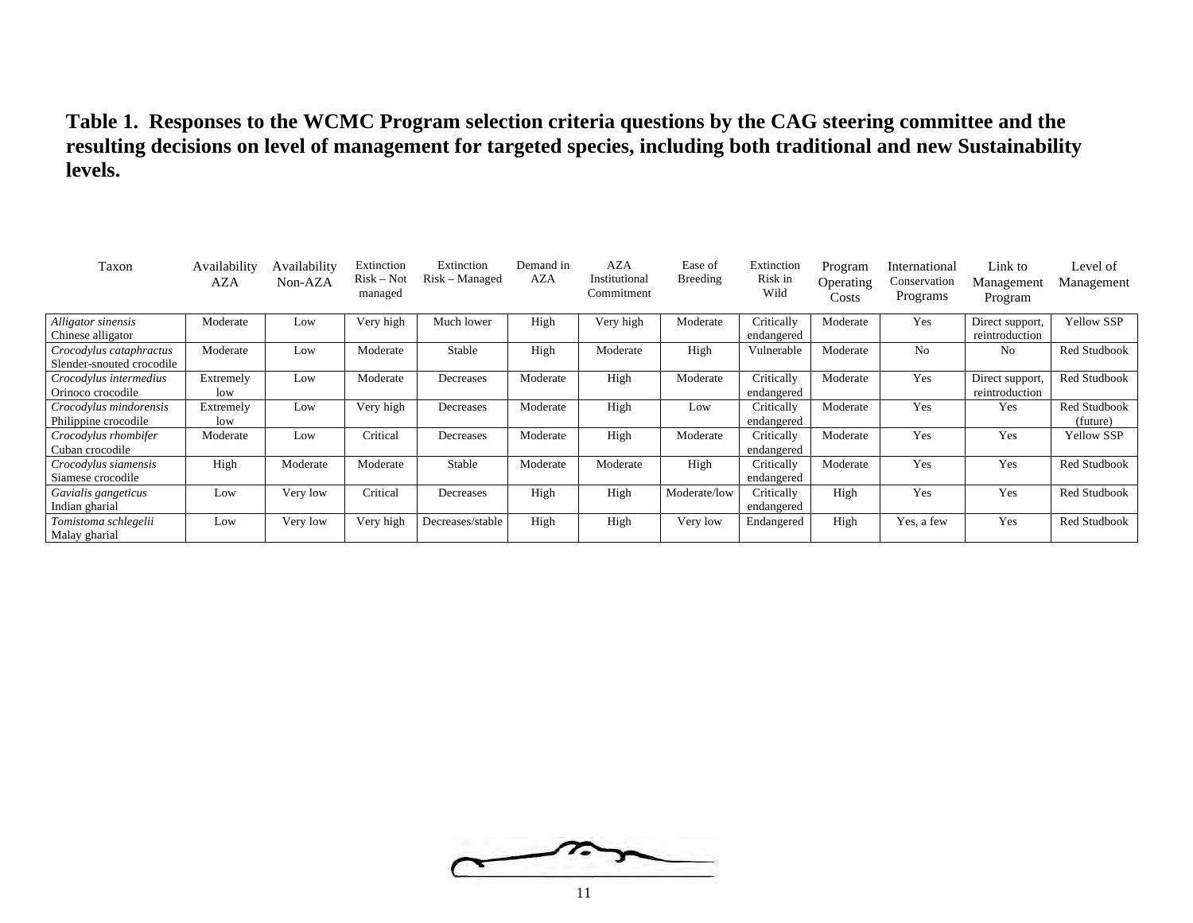**Table 1. Responses to the WCMC Program selection criteria questions by the CAG steering committee and the resulting decisions on level of management for targeted species, including both traditional and new Sustainability levels.**

| Taxon | Availability AZA | Availability Non-AZA | Extinction Risk – Not managed | Extinction Risk – Managed | Demand in AZA | AZA Institutional Commitment | Ease of Breeding | Extinction Risk in Wild | Program Operating Costs | International Conservation Programs | Link to Management Program | Level of Management |
|---|---|---|---|---|---|---|---|---|---|---|---|---|
| *Alligator sinensis* Chinese alligator | Moderate | Low | Very high | Much lower | High | Very high | Moderate | Critically endangered | Moderate | Yes | Direct support, reintroduction | Yellow SSP |
| *Crocodylus cataphractus* Slender-snouted crocodile | Moderate | Low | Moderate | Stable | High | Moderate | High | Vulnerable | Moderate | No | No | Red Studbook |
| *Crocodylus intermedius* Orinoco crocodile | Extremely low | Low | Moderate | Decreases | Moderate | High | Moderate | Critically endangered | Moderate | Yes | Direct support, reintroduction | Red Studbook |
| *Crocodylus mindorensis* Philippine crocodile | Extremely low | Low | Very high | Decreases | Moderate | High | Low | Critically endangered | Moderate | Yes | Yes | Red Studbook (future) |
| *Crocodylus rhombifer* Cuban crocodile | Moderate | Low | Critical | Decreases | Moderate | High | Moderate | Critically endangered | Moderate | Yes | Yes | Yellow SSP |
| *Crocodylus siamensis* Siamese crocodile | High | Moderate | Moderate | Stable | Moderate | Moderate | High | Critically endangered | Moderate | Yes | Yes | Red Studbook |
| *Gavialis gangeticus* Indian gharial | Low | Very low | Critical | Decreases | High | High | Moderate/low | Critically endangered | High | Yes | Yes | Red Studbook |
| *Tomistoma schlegelii* Malay gharial | Low | Very low | Very high | Decreases/stable | High | High | Very low | Endangered | High | Yes, a few | Yes | Red Studbook |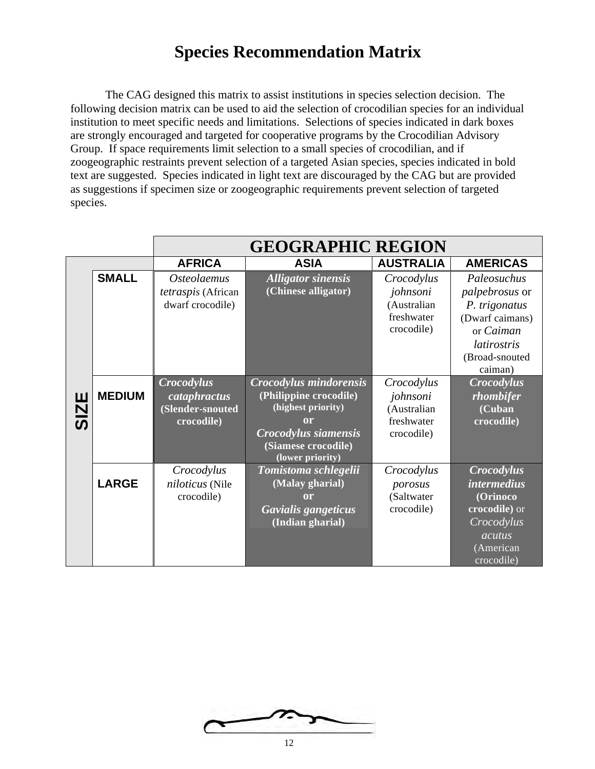# Species Recommendation Matrix

The CAG designed this matrix to assist institutions in species selection decision. The following decision matrix can be used to aid the selection of crocodilian species for an individual institution to meet specific needs and limitations. Selections of species indicated in dark boxes are strongly encouraged and targeted for cooperative programs by the Crocodilian Advisory Group. If space requirements limit selection to a small species of crocodilian, and if zoogeographic restraints prevent selection of a targeted Asian species, species indicated in bold text are suggested. Species indicated in light text are discouraged by the CAG but are provided as suggestions if specimen size or zoogeographic requirements prevent selection of targeted species.

| | | GEOGRAPHIC REGION | | | |
|---|---|---|---|---|---|
| | | **AFRICA** | **ASIA** | **AUSTRALIA** | **AMERICAS** |
| **SIZE** | **SMALL** | *Osteolaemus tetraspis* (African dwarf crocodile) | ***Alligator sinensis*** **(Chinese alligator)** | *Crocodylus johnsoni* (Australian freshwater crocodile) | *Paleosuchus palpebrosus* or *P. trigonatus* (Dwarf caimans) or *Caiman latirostris* (Broad-snouted caiman) |
| | **MEDIUM** | ***Crocodylus cataphractus*** **(Slender-snouted crocodile)** | ***Crocodylus mindorensis*** **(Philippine crocodile) (highest priority) or *Crocodylus siamensis* (Siamese crocodile) (lower priority)** | *Crocodylus johnsoni* (Australian freshwater crocodile) | ***Crocodylus rhombifer*** **(Cuban crocodile)** |
| | **LARGE** | *Crocodylus niloticus* (Nile crocodile) | ***Tomistoma schlegelii*** **(Malay gharial) or *Gavialis gangeticus* (Indian gharial)** | *Crocodylus porosus* (Saltwater crocodile) | ***Crocodylus intermedius*** **(Orinoco crocodile)** or *Crocodylus acutus* (American crocodile) |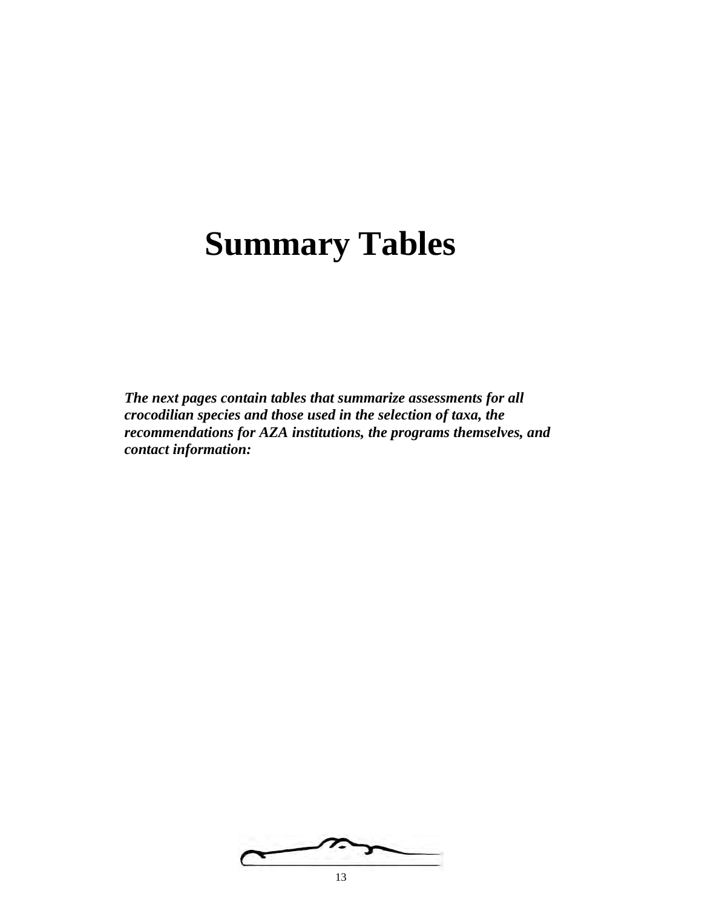# Summary Tables

***The next pages contain tables that summarize assessments for all crocodilian species and those used in the selection of taxa, the recommendations for AZA institutions, the programs themselves, and contact information:***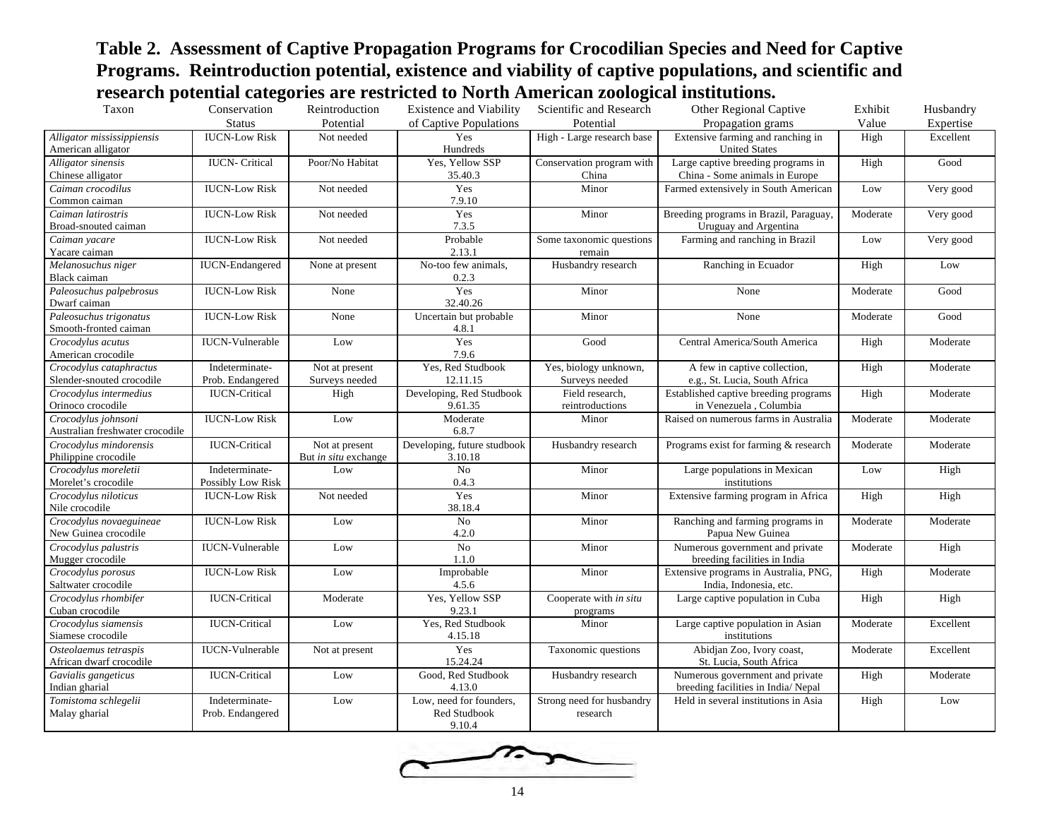**Table 2. Assessment of Captive Propagation Programs for Crocodilian Species and Need for Captive Programs. Reintroduction potential, existence and viability of captive populations, and scientific and research potential categories are restricted to North American zoological institutions.**

| Taxon | Conservation Status | Reintroduction Potential | Existence and Viability of Captive Populations | Scientific and Research Potential | Other Regional Captive Propagation grams | Exhibit Value | Husbandry Expertise |
|---|---|---|---|---|---|---|---|
| *Alligator mississippiensis* American alligator | IUCN-Low Risk | Not needed | Yes Hundreds | High - Large research base | Extensive farming and ranching in United States | High | Excellent |
| *Alligator sinensis* Chinese alligator | IUCN- Critical | Poor/No Habitat | Yes, Yellow SSP 35.40.3 | Conservation program with China | Large captive breeding programs in China - Some animals in Europe | High | Good |
| *Caiman crocodilus* Common caiman | IUCN-Low Risk | Not needed | Yes 7.9.10 | Minor | Farmed extensively in South American | Low | Very good |
| *Caiman latirostris* Broad-snouted caiman | IUCN-Low Risk | Not needed | Yes 7.3.5 | Minor | Breeding programs in Brazil, Paraguay, Uruguay and Argentina | Moderate | Very good |
| *Caiman yacare* Yacare caiman | IUCN-Low Risk | Not needed | Probable 2.13.1 | Some taxonomic questions remain | Farming and ranching in Brazil | Low | Very good |
| *Melanosuchus niger* Black caiman | IUCN-Endangered | None at present | No-too few animals, 0.2.3 | Husbandry research | Ranching in Ecuador | High | Low |
| *Paleosuchus palpebrosus* Dwarf caiman | IUCN-Low Risk | None | Yes 32.40.26 | Minor | None | Moderate | Good |
| *Paleosuchus trigonatus* Smooth-fronted caiman | IUCN-Low Risk | None | Uncertain but probable 4.8.1 | Minor | None | Moderate | Good |
| *Crocodylus acutus* American crocodile | IUCN-Vulnerable | Low | Yes 7.9.6 | Good | Central America/South America | High | Moderate |
| *Crocodylus cataphractus* Slender-snouted crocodile | Indeterminate-Prob. Endangered | Not at present Surveys needed | Yes, Red Studbook 12.11.15 | Yes, biology unknown, Surveys needed | A few in captive collection, e.g., St. Lucia, South Africa | High | Moderate |
| *Crocodylus intermedius* Orinoco crocodile | IUCN-Critical | High | Developing, Red Studbook 9.61.35 | Field research, reintroductions | Established captive breeding programs in Venezuela , Columbia | High | Moderate |
| *Crocodylus johnsoni* Australian freshwater crocodile | IUCN-Low Risk | Low | Moderate 6.8.7 | Minor | Raised on numerous farms in Australia | Moderate | Moderate |
| *Crocodylus mindorensis* Philippine crocodile | IUCN-Critical | Not at present But *in situ* exchange | Developing, future studbook 3.10.18 | Husbandry research | Programs exist for farming & research | Moderate | Moderate |
| *Crocodylus moreletii* Morelet's crocodile | Indeterminate-Possibly Low Risk | Low | No 0.4.3 | Minor | Large populations in Mexican institutions | Low | High |
| *Crocodylus niloticus* Nile crocodile | IUCN-Low Risk | Not needed | Yes 38.18.4 | Minor | Extensive farming program in Africa | High | High |
| *Crocodylus novaeguineae* New Guinea crocodile | IUCN-Low Risk | Low | No 4.2.0 | Minor | Ranching and farming programs in Papua New Guinea | Moderate | Moderate |
| *Crocodylus palustris* Mugger crocodile | IUCN-Vulnerable | Low | No 1.1.0 | Minor | Numerous government and private breeding facilities in India | Moderate | High |
| *Crocodylus porosus* Saltwater crocodile | IUCN-Low Risk | Low | Improbable 4.5.6 | Minor | Extensive programs in Australia, PNG, India, Indonesia, etc. | High | Moderate |
| *Crocodylus rhombifer* Cuban crocodile | IUCN-Critical | Moderate | Yes, Yellow SSP 9.23.1 | Cooperate with *in situ* programs | Large captive population in Cuba | High | High |
| *Crocodylus siamensis* Siamese crocodile | IUCN-Critical | Low | Yes, Red Studbook 4.15.18 | Minor | Large captive population in Asian institutions | Moderate | Excellent |
| *Osteolaemus tetraspis* African dwarf crocodile | IUCN-Vulnerable | Not at present | Yes 15.24.24 | Taxonomic questions | Abidjan Zoo, Ivory coast, St. Lucia, South Africa | Moderate | Excellent |
| *Gavialis gangeticus* Indian gharial | IUCN-Critical | Low | Good, Red Studbook 4.13.0 | Husbandry research | Numerous government and private breeding facilities in India/ Nepal | High | Moderate |
| *Tomistoma schlegelii* Malay gharial | Indeterminate-Prob. Endangered | Low | Low, need for founders, Red Studbook 9.10.4 | Strong need for husbandry research | Held in several institutions in Asia | High | Low |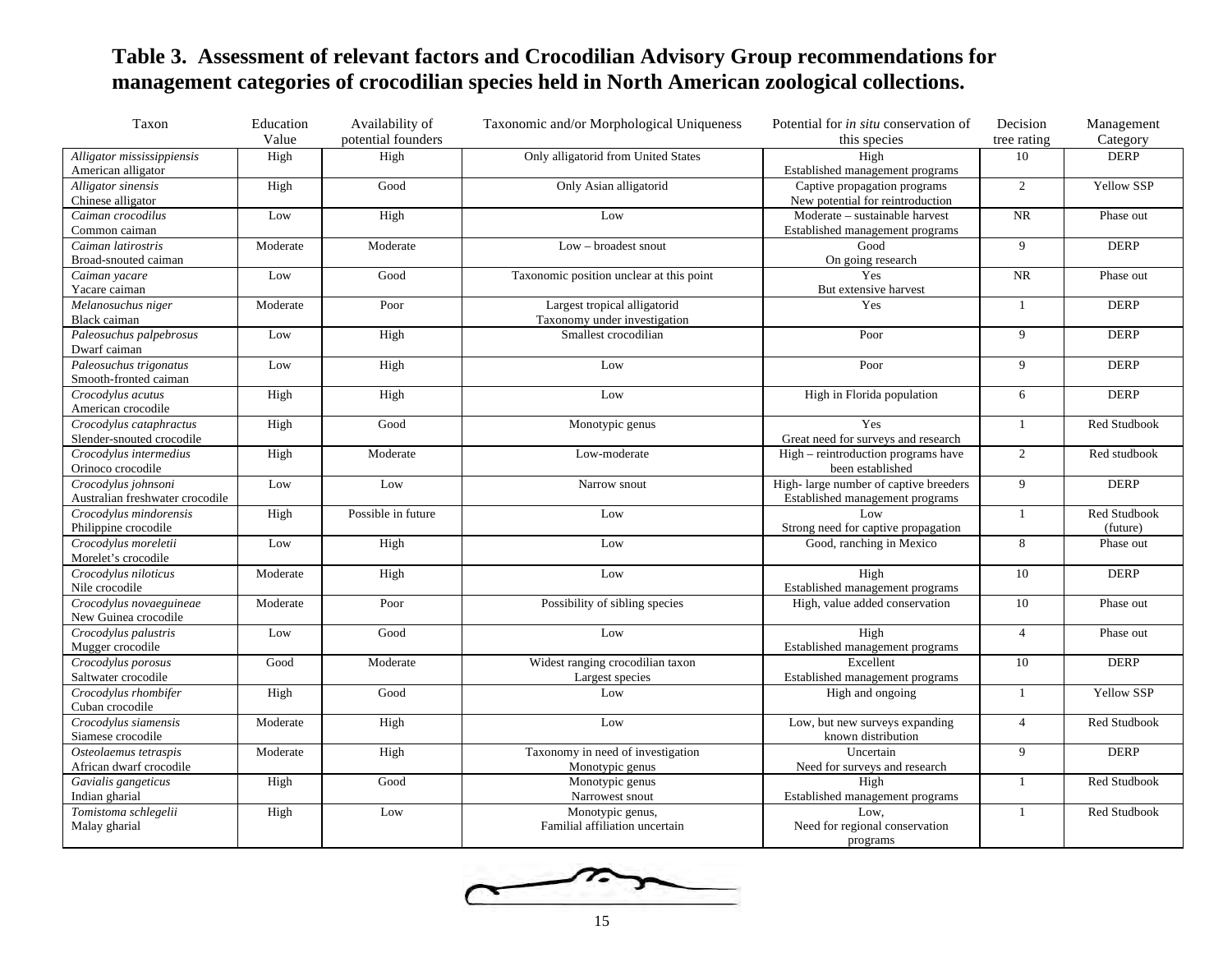**Table 3. Assessment of relevant factors and Crocodilian Advisory Group recommendations for management categories of crocodilian species held in North American zoological collections.**

| Taxon | Education Value | Availability of potential founders | Taxonomic and/or Morphological Uniqueness | Potential for *in situ* conservation of this species | Decision tree rating | Management Category |
|---|---|---|---|---|---|---|
| *Alligator mississippiensis* American alligator | High | High | Only alligatorid from United States | High Established management programs | 10 | DERP |
| *Alligator sinensis* Chinese alligator | High | Good | Only Asian alligatorid | Captive propagation programs New potential for reintroduction | 2 | Yellow SSP |
| *Caiman crocodilus* Common caiman | Low | High | Low | Moderate – sustainable harvest Established management programs | NR | Phase out |
| *Caiman latirostris* Broad-snouted caiman | Moderate | Moderate | Low – broadest snout | Good On going research | 9 | DERP |
| *Caiman yacare* Yacare caiman | Low | Good | Taxonomic position unclear at this point | Yes But extensive harvest | NR | Phase out |
| *Melanosuchus niger* Black caiman | Moderate | Poor | Largest tropical alligatorid Taxonomy under investigation | Yes | 1 | DERP |
| *Paleosuchus palpebrosus* Dwarf caiman | Low | High | Smallest crocodilian | Poor | 9 | DERP |
| *Paleosuchus trigonatus* Smooth-fronted caiman | Low | High | Low | Poor | 9 | DERP |
| *Crocodylus acutus* American crocodile | High | High | Low | High in Florida population | 6 | DERP |
| *Crocodylus cataphractus* Slender-snouted crocodile | High | Good | Monotypic genus | Yes Great need for surveys and research | 1 | Red Studbook |
| *Crocodylus intermedius* Orinoco crocodile | High | Moderate | Low-moderate | High – reintroduction programs have been established | 2 | Red studbook |
| *Crocodylus johnsoni* Australian freshwater crocodile | Low | Low | Narrow snout | High- large number of captive breeders Established management programs | 9 | DERP |
| *Crocodylus mindorensis* Philippine crocodile | High | Possible in future | Low | Low Strong need for captive propagation | 1 | Red Studbook (future) |
| *Crocodylus moreletii* Morelet's crocodile | Low | High | Low | Good, ranching in Mexico | 8 | Phase out |
| *Crocodylus niloticus* Nile crocodile | Moderate | High | Low | High Established management programs | 10 | DERP |
| *Crocodylus novaeguineae* New Guinea crocodile | Moderate | Poor | Possibility of sibling species | High, value added conservation | 10 | Phase out |
| *Crocodylus palustris* Mugger crocodile | Low | Good | Low | High Established management programs | 4 | Phase out |
| *Crocodylus porosus* Saltwater crocodile | Good | Moderate | Widest ranging crocodilian taxon Largest species | Excellent Established management programs | 10 | DERP |
| *Crocodylus rhombifer* Cuban crocodile | High | Good | Low | High and ongoing | 1 | Yellow SSP |
| *Crocodylus siamensis* Siamese crocodile | Moderate | High | Low | Low, but new surveys expanding known distribution | 4 | Red Studbook |
| *Osteolaemus tetraspis* African dwarf crocodile | Moderate | High | Taxonomy in need of investigation Monotypic genus | Uncertain Need for surveys and research | 9 | DERP |
| *Gavialis gangeticus* Indian gharial | High | Good | Monotypic genus Narrowest snout | High Established management programs | 1 | Red Studbook |
| *Tomistoma schlegelii* Malay gharial | High | Low | Monotypic genus, Familial affiliation uncertain | Low, Need for regional conservation programs | 1 | Red Studbook |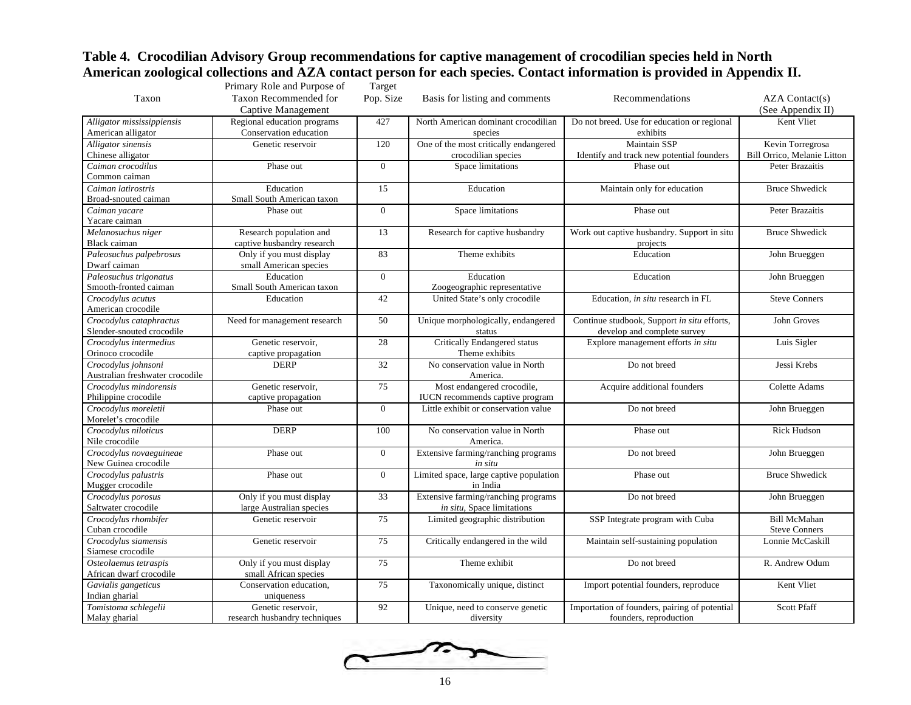**Table 4. Crocodilian Advisory Group recommendations for captive management of crocodilian species held in North American zoological collections and AZA contact person for each species. Contact information is provided in Appendix II.**

| Taxon | Primary Role and Purpose of Taxon Recommended for Captive Management | Target Pop. Size | Basis for listing and comments | Recommendations | AZA Contact(s) (See Appendix II) |
|---|---|---|---|---|---|
| *Alligator mississippiensis* American alligator | Regional education programs Conservation education | 427 | North American dominant crocodilian species | Do not breed. Use for education or regional exhibits | Kent Vliet |
| *Alligator sinensis* Chinese alligator | Genetic reservoir | 120 | One of the most critically endangered crocodilian species | Maintain SSP Identify and track new potential founders | Kevin Torregrosa Bill Orrico, Melanie Litton |
| *Caiman crocodilus* Common caiman | Phase out | 0 | Space limitations | Phase out | Peter Brazaitis |
| *Caiman latirostris* Broad-snouted caiman | Education Small South American taxon | 15 | Education | Maintain only for education | Bruce Shwedick |
| *Caiman yacare* Yacare caiman | Phase out | 0 | Space limitations | Phase out | Peter Brazaitis |
| *Melanosuchus niger* Black caiman | Research population and captive husbandry research | 13 | Research for captive husbandry | Work out captive husbandry. Support in situ projects | Bruce Shwedick |
| *Paleosuchus palpebrosus* Dwarf caiman | Only if you must display small American species | 83 | Theme exhibits | Education | John Brueggen |
| *Paleosuchus trigonatus* Smooth-fronted caiman | Education Small South American taxon | 0 | Education Zoogeographic representative | Education | John Brueggen |
| *Crocodylus acutus* American crocodile | Education | 42 | United State's only crocodile | Education, *in situ* research in FL | Steve Conners |
| *Crocodylus cataphractus* Slender-snouted crocodile | Need for management research | 50 | Unique morphologically, endangered status | Continue studbook, Support *in situ* efforts, develop and complete survey | John Groves |
| *Crocodylus intermedius* Orinoco crocodile | Genetic reservoir, captive propagation | 28 | Critically Endangered status Theme exhibits | Explore management efforts *in situ* | Luis Sigler |
| *Crocodylus johnsoni* Australian freshwater crocodile | DERP | 32 | No conservation value in North America. | Do not breed | Jessi Krebs |
| *Crocodylus mindorensis* Philippine crocodile | Genetic reservoir, captive propagation | 75 | Most endangered crocodile, IUCN recommends captive program | Acquire additional founders | Colette Adams |
| *Crocodylus moreletii* Morelet's crocodile | Phase out | 0 | Little exhibit or conservation value | Do not breed | John Brueggen |
| *Crocodylus niloticus* Nile crocodile | DERP | 100 | No conservation value in North America. | Phase out | Rick Hudson |
| *Crocodylus novaeguineae* New Guinea crocodile | Phase out | 0 | Extensive farming/ranching programs *in situ* | Do not breed | John Brueggen |
| *Crocodylus palustris* Mugger crocodile | Phase out | 0 | Limited space, large captive population in India | Phase out | Bruce Shwedick |
| *Crocodylus porosus* Saltwater crocodile | Only if you must display large Australian species | 33 | Extensive farming/ranching programs *in situ*, Space limitations | Do not breed | John Brueggen |
| *Crocodylus rhombifer* Cuban crocodile | Genetic reservoir | 75 | Limited geographic distribution | SSP Integrate program with Cuba | Bill McMahan Steve Conners |
| *Crocodylus siamensis* Siamese crocodile | Genetic reservoir | 75 | Critically endangered in the wild | Maintain self-sustaining population | Lonnie McCaskill |
| *Osteolaemus tetraspis* African dwarf crocodile | Only if you must display small African species | 75 | Theme exhibit | Do not breed | R. Andrew Odum |
| *Gavialis gangeticus* Indian gharial | Conservation education, uniqueness | 75 | Taxonomically unique, distinct | Import potential founders, reproduce | Kent Vliet |
| *Tomistoma schlegelii* Malay gharial | Genetic reservoir, research husbandry techniques | 92 | Unique, need to conserve genetic diversity | Importation of founders, pairing of potential founders, reproduction | Scott Pfaff |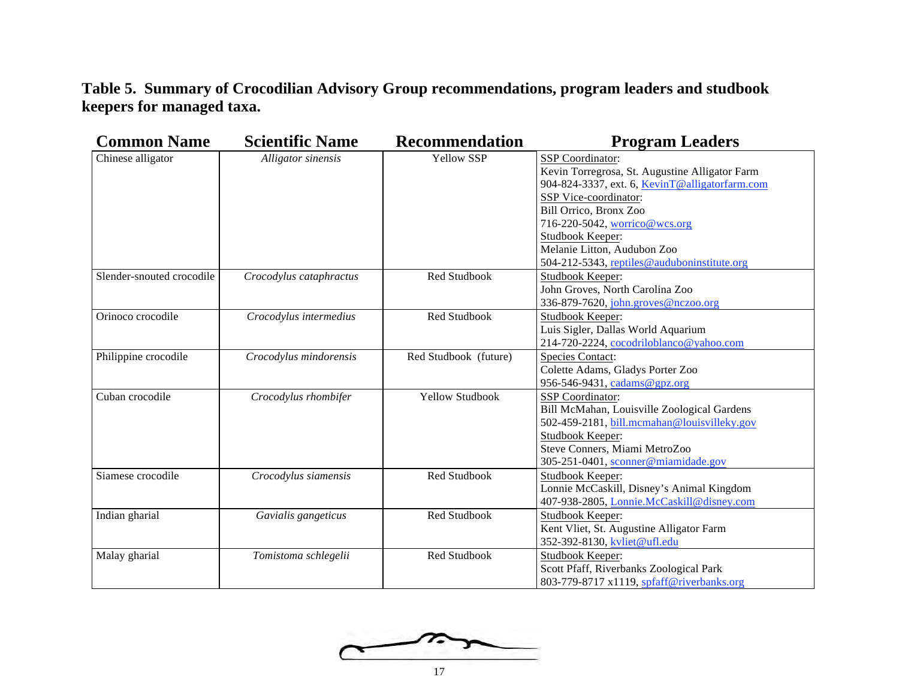**Table 5. Summary of Crocodilian Advisory Group recommendations, program leaders and studbook keepers for managed taxa.**

| Common Name | Scientific Name | Recommendation | Program Leaders |
|---|---|---|---|
| Chinese alligator | *Alligator sinensis* | Yellow SSP | SSP Coordinator:<br>Kevin Torregrosa, St. Augustine Alligator Farm<br>904-824-3337, ext. 6, KevinT@alligatorfarm.com<br>SSP Vice-coordinator:<br>Bill Orrico, Bronx Zoo<br>716-220-5042, worrico@wcs.org<br>Studbook Keeper:<br>Melanie Litton, Audubon Zoo<br>504-212-5343, reptiles@auduboninstitute.org |
| Slender-snouted crocodile | *Crocodylus cataphractus* | Red Studbook | Studbook Keeper:<br>John Groves, North Carolina Zoo<br>336-879-7620, john.groves@nczoo.org |
| Orinoco crocodile | *Crocodylus intermedius* | Red Studbook | Studbook Keeper:<br>Luis Sigler, Dallas World Aquarium<br>214-720-2224, cocodriloblanco@yahoo.com |
| Philippine crocodile | *Crocodylus mindorensis* | Red Studbook (future) | Species Contact:<br>Colette Adams, Gladys Porter Zoo<br>956-546-9431, cadams@gpz.org |
| Cuban crocodile | *Crocodylus rhombifer* | Yellow Studbook | SSP Coordinator:<br>Bill McMahan, Louisville Zoological Gardens<br>502-459-2181, bill.mcmahan@louisvilleky.gov<br>Studbook Keeper:<br>Steve Conners, Miami MetroZoo<br>305-251-0401, sconner@miamidade.gov |
| Siamese crocodile | *Crocodylus siamensis* | Red Studbook | Studbook Keeper:<br>Lonnie McCaskill, Disney's Animal Kingdom<br>407-938-2805, Lonnie.McCaskill@disney.com |
| Indian gharial | *Gavialis gangeticus* | Red Studbook | Studbook Keeper:<br>Kent Vliet, St. Augustine Alligator Farm<br>352-392-8130, kvliet@ufl.edu |
| Malay gharial | *Tomistoma schlegelii* | Red Studbook | Studbook Keeper:<br>Scott Pfaff, Riverbanks Zoological Park<br>803-779-8717 x1119, spfaff@riverbanks.org |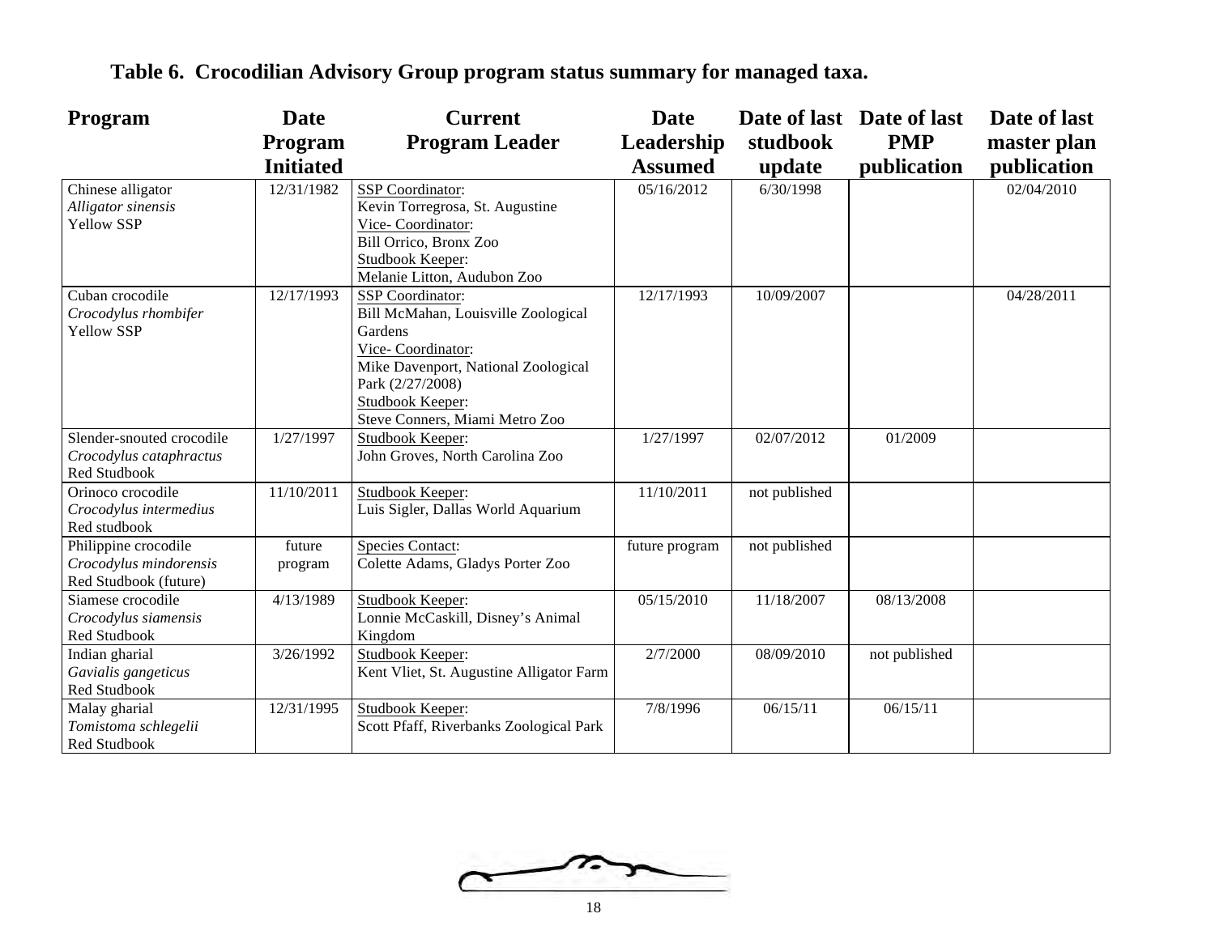**Table 6. Crocodilian Advisory Group program status summary for managed taxa.**

| Program | Date Program Initiated | Current Program Leader | Date Leadership Assumed | Date of last studbook update | Date of last PMP publication | Date of last master plan publication |
|---|---|---|---|---|---|---|
| Chinese alligator<br>*Alligator sinensis*<br>Yellow SSP | 12/31/1982 | SSP Coordinator:<br>Kevin Torregrosa, St. Augustine<br>Vice- Coordinator:<br>Bill Orrico, Bronx Zoo<br>Studbook Keeper:<br>Melanie Litton, Audubon Zoo | 05/16/2012 | 6/30/1998 | | 02/04/2010 |
| Cuban crocodile<br>*Crocodylus rhombifer*<br>Yellow SSP | 12/17/1993 | SSP Coordinator:<br>Bill McMahan, Louisville Zoological Gardens<br>Vice- Coordinator:<br>Mike Davenport, National Zoological Park (2/27/2008)<br>Studbook Keeper:<br>Steve Conners, Miami Metro Zoo | 12/17/1993 | 10/09/2007 | | 04/28/2011 |
| Slender-snouted crocodile<br>*Crocodylus cataphractus*<br>Red Studbook | 1/27/1997 | Studbook Keeper:<br>John Groves, North Carolina Zoo | 1/27/1997 | 02/07/2012 | 01/2009 | |
| Orinoco crocodile<br>*Crocodylus intermedius*<br>Red studbook | 11/10/2011 | Studbook Keeper:<br>Luis Sigler, Dallas World Aquarium | 11/10/2011 | not published | | |
| Philippine crocodile<br>*Crocodylus mindorensis*<br>Red Studbook (future) | future program | Species Contact:<br>Colette Adams, Gladys Porter Zoo | future program | not published | | |
| Siamese crocodile<br>*Crocodylus siamensis*<br>Red Studbook | 4/13/1989 | Studbook Keeper:<br>Lonnie McCaskill, Disney's Animal Kingdom | 05/15/2010 | 11/18/2007 | 08/13/2008 | |
| Indian gharial<br>*Gavialis gangeticus*<br>Red Studbook | 3/26/1992 | Studbook Keeper:<br>Kent Vliet, St. Augustine Alligator Farm | 2/7/2000 | 08/09/2010 | not published | |
| Malay gharial<br>*Tomistoma schlegelii*<br>Red Studbook | 12/31/1995 | Studbook Keeper:<br>Scott Pfaff, Riverbanks Zoological Park | 7/8/1996 | 06/15/11 | 06/15/11 | |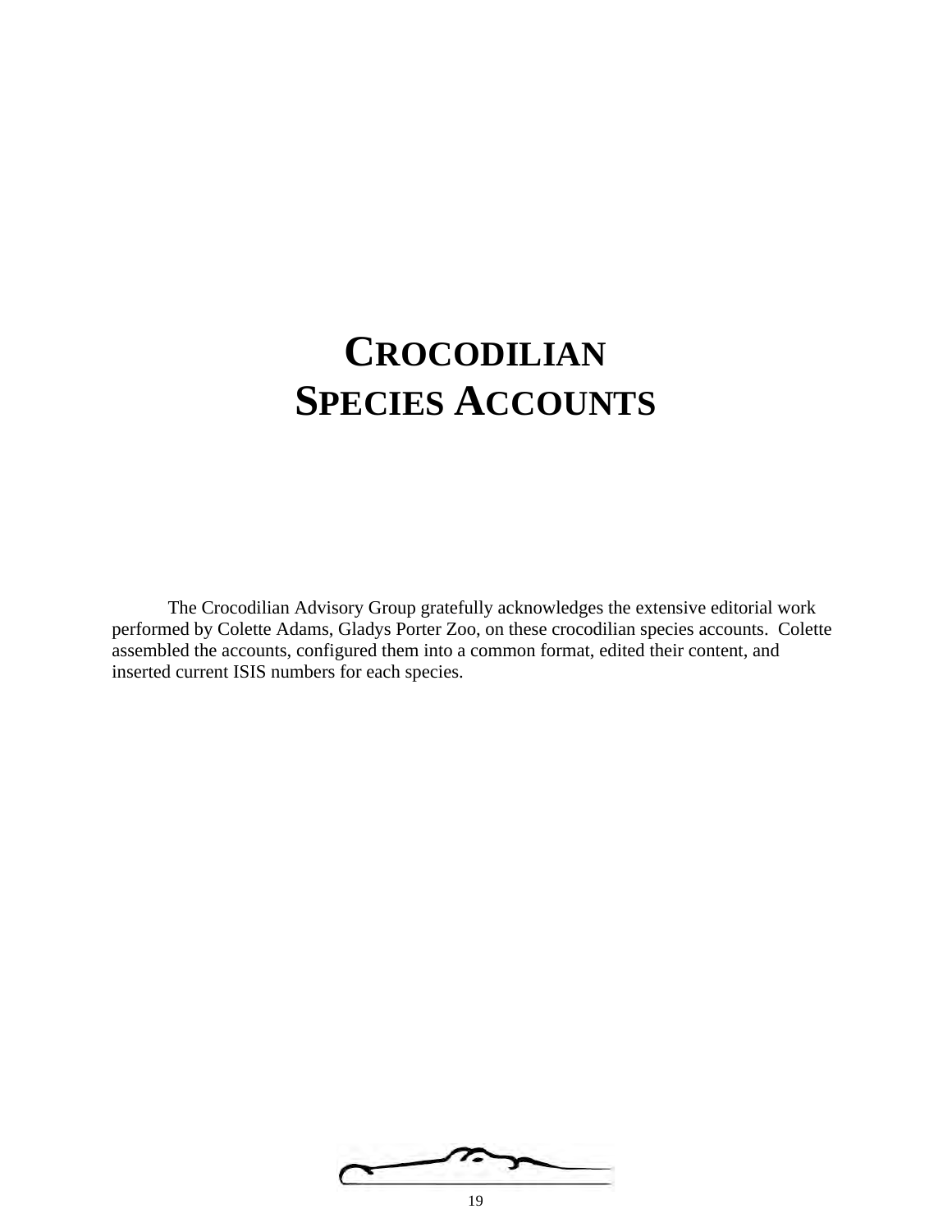# CROCODILIAN SPECIES ACCOUNTS

The Crocodilian Advisory Group gratefully acknowledges the extensive editorial work performed by Colette Adams, Gladys Porter Zoo, on these crocodilian species accounts. Colette assembled the accounts, configured them into a common format, edited their content, and inserted current ISIS numbers for each species.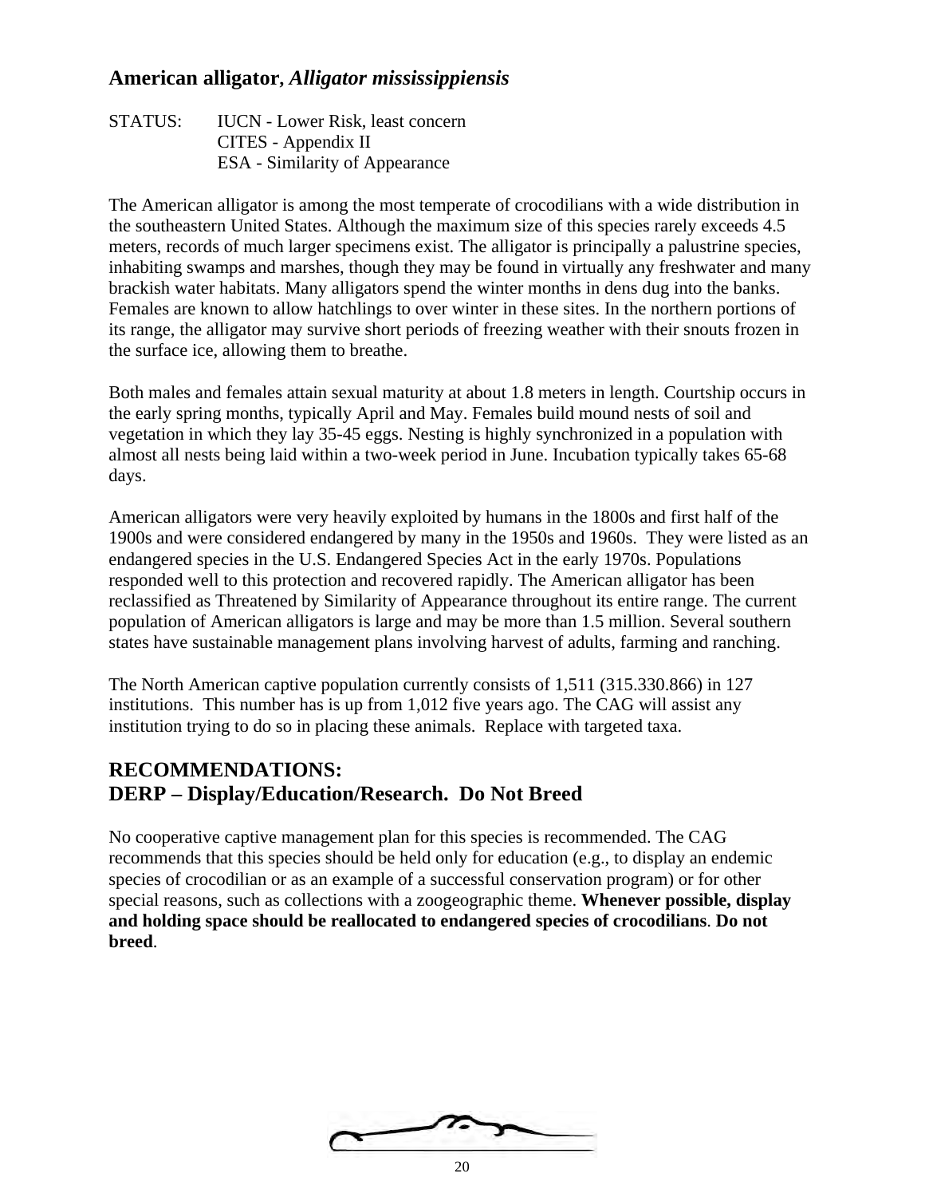## American alligator, *Alligator mississippiensis*

STATUS: IUCN - Lower Risk, least concern
CITES - Appendix II
ESA - Similarity of Appearance

The American alligator is among the most temperate of crocodilians with a wide distribution in the southeastern United States. Although the maximum size of this species rarely exceeds 4.5 meters, records of much larger specimens exist. The alligator is principally a palustrine species, inhabiting swamps and marshes, though they may be found in virtually any freshwater and many brackish water habitats. Many alligators spend the winter months in dens dug into the banks. Females are known to allow hatchlings to over winter in these sites. In the northern portions of its range, the alligator may survive short periods of freezing weather with their snouts frozen in the surface ice, allowing them to breathe.

Both males and females attain sexual maturity at about 1.8 meters in length. Courtship occurs in the early spring months, typically April and May. Females build mound nests of soil and vegetation in which they lay 35-45 eggs. Nesting is highly synchronized in a population with almost all nests being laid within a two-week period in June. Incubation typically takes 65-68 days.

American alligators were very heavily exploited by humans in the 1800s and first half of the 1900s and were considered endangered by many in the 1950s and 1960s. They were listed as an endangered species in the U.S. Endangered Species Act in the early 1970s. Populations responded well to this protection and recovered rapidly. The American alligator has been reclassified as Threatened by Similarity of Appearance throughout its entire range. The current population of American alligators is large and may be more than 1.5 million. Several southern states have sustainable management plans involving harvest of adults, farming and ranching.

The North American captive population currently consists of 1,511 (315.330.866) in 127 institutions. This number has is up from 1,012 five years ago. The CAG will assist any institution trying to do so in placing these animals. Replace with targeted taxa.

## RECOMMENDATIONS:
## DERP – Display/Education/Research. Do Not Breed

No cooperative captive management plan for this species is recommended. The CAG recommends that this species should be held only for education (e.g., to display an endemic species of crocodilian or as an example of a successful conservation program) or for other special reasons, such as collections with a zoogeographic theme. **Whenever possible, display and holding space should be reallocated to endangered species of crocodilians**. **Do not breed**.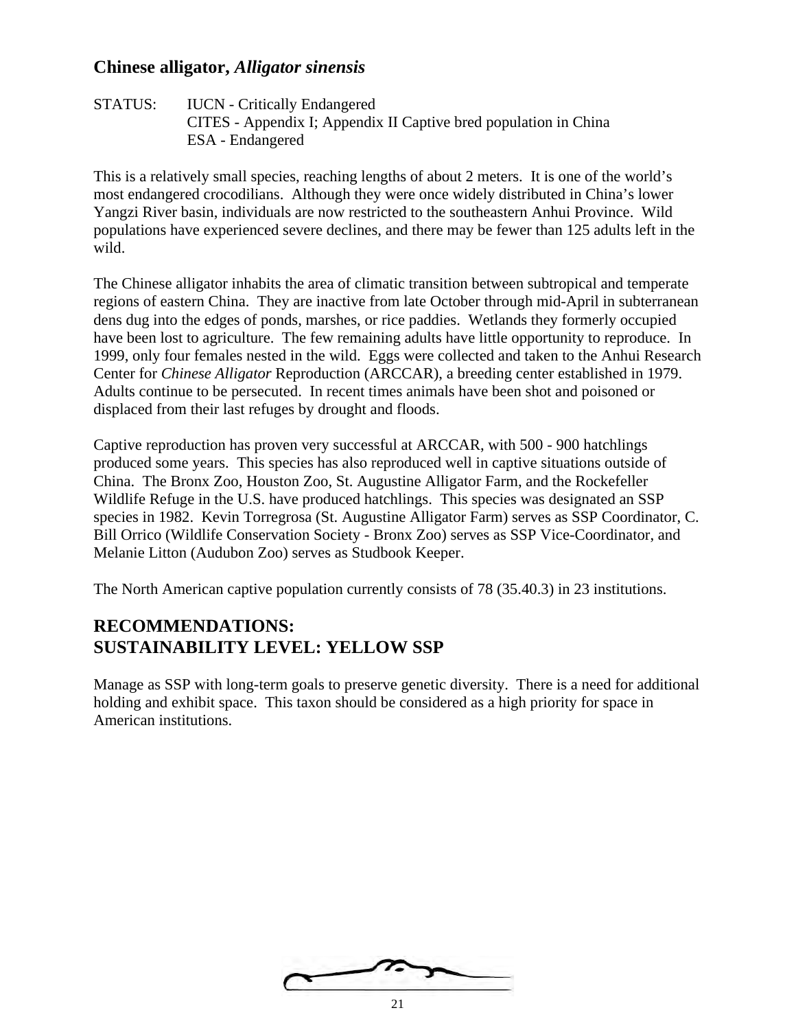## Chinese alligator, *Alligator sinensis*

STATUS: IUCN - Critically Endangered
CITES - Appendix I; Appendix II Captive bred population in China
ESA - Endangered

This is a relatively small species, reaching lengths of about 2 meters. It is one of the world's most endangered crocodilians. Although they were once widely distributed in China's lower Yangzi River basin, individuals are now restricted to the southeastern Anhui Province. Wild populations have experienced severe declines, and there may be fewer than 125 adults left in the wild.

The Chinese alligator inhabits the area of climatic transition between subtropical and temperate regions of eastern China. They are inactive from late October through mid-April in subterranean dens dug into the edges of ponds, marshes, or rice paddies. Wetlands they formerly occupied have been lost to agriculture. The few remaining adults have little opportunity to reproduce. In 1999, only four females nested in the wild. Eggs were collected and taken to the Anhui Research Center for *Chinese Alligator* Reproduction (ARCCAR), a breeding center established in 1979. Adults continue to be persecuted. In recent times animals have been shot and poisoned or displaced from their last refuges by drought and floods.

Captive reproduction has proven very successful at ARCCAR, with 500 - 900 hatchlings produced some years. This species has also reproduced well in captive situations outside of China. The Bronx Zoo, Houston Zoo, St. Augustine Alligator Farm, and the Rockefeller Wildlife Refuge in the U.S. have produced hatchlings. This species was designated an SSP species in 1982. Kevin Torregrosa (St. Augustine Alligator Farm) serves as SSP Coordinator, C. Bill Orrico (Wildlife Conservation Society - Bronx Zoo) serves as SSP Vice-Coordinator, and Melanie Litton (Audubon Zoo) serves as Studbook Keeper.

The North American captive population currently consists of 78 (35.40.3) in 23 institutions.

## RECOMMENDATIONS:
## SUSTAINABILITY LEVEL: YELLOW SSP

Manage as SSP with long-term goals to preserve genetic diversity. There is a need for additional holding and exhibit space. This taxon should be considered as a high priority for space in American institutions.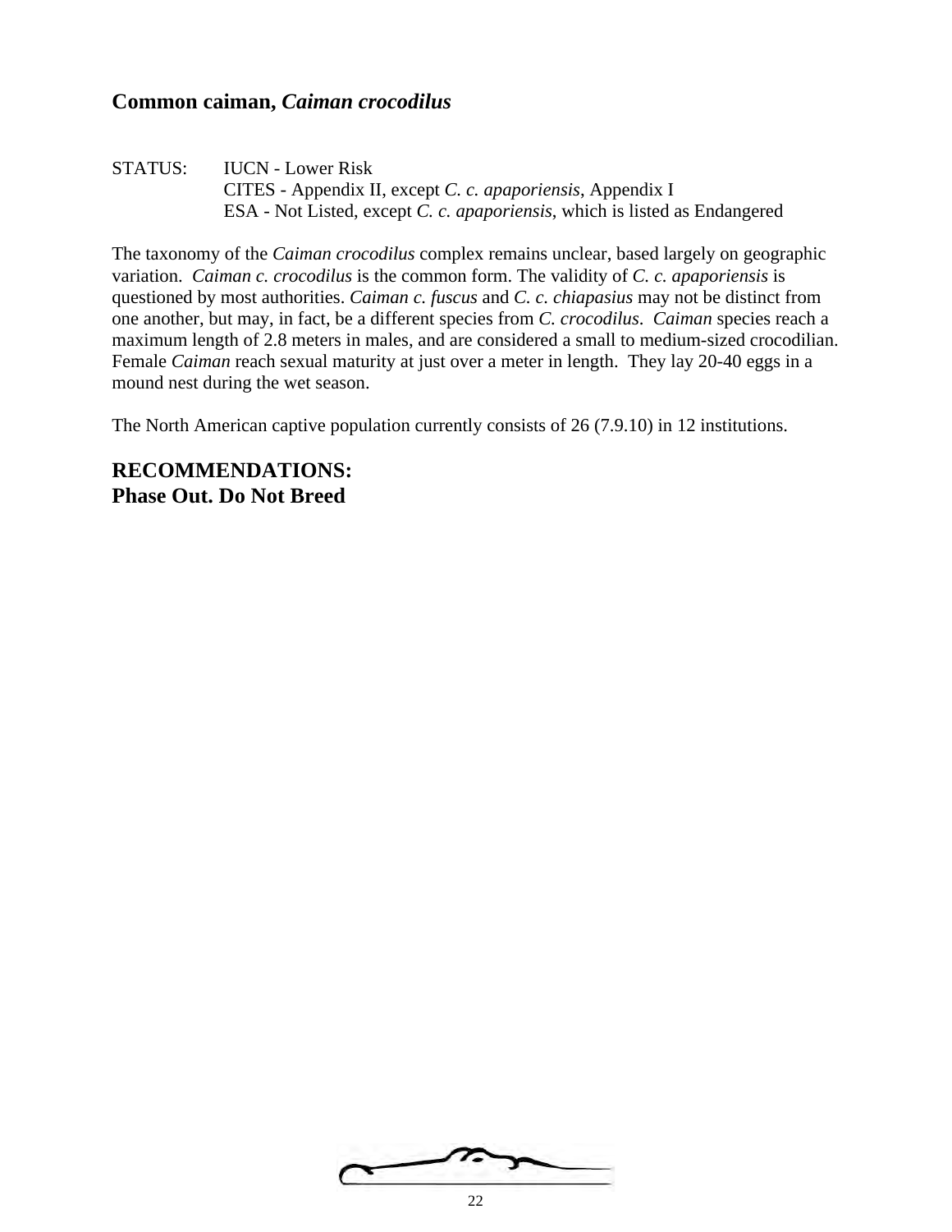## **Common caiman, *Caiman crocodilus***

STATUS: IUCN - Lower Risk
CITES - Appendix II, except *C. c. apaporiensis*, Appendix I
ESA - Not Listed, except *C. c. apaporiensis*, which is listed as Endangered

The taxonomy of the *Caiman crocodilus* complex remains unclear, based largely on geographic variation. *Caiman c. crocodilus* is the common form. The validity of *C. c. apaporiensis* is questioned by most authorities. *Caiman c. fuscus* and *C. c. chiapasius* may not be distinct from one another, but may, in fact, be a different species from *C. crocodilus*. *Caiman* species reach a maximum length of 2.8 meters in males, and are considered a small to medium-sized crocodilian. Female *Caiman* reach sexual maturity at just over a meter in length. They lay 20-40 eggs in a mound nest during the wet season.

The North American captive population currently consists of 26 (7.9.10) in 12 institutions.

## **RECOMMENDATIONS:**
**Phase Out. Do Not Breed**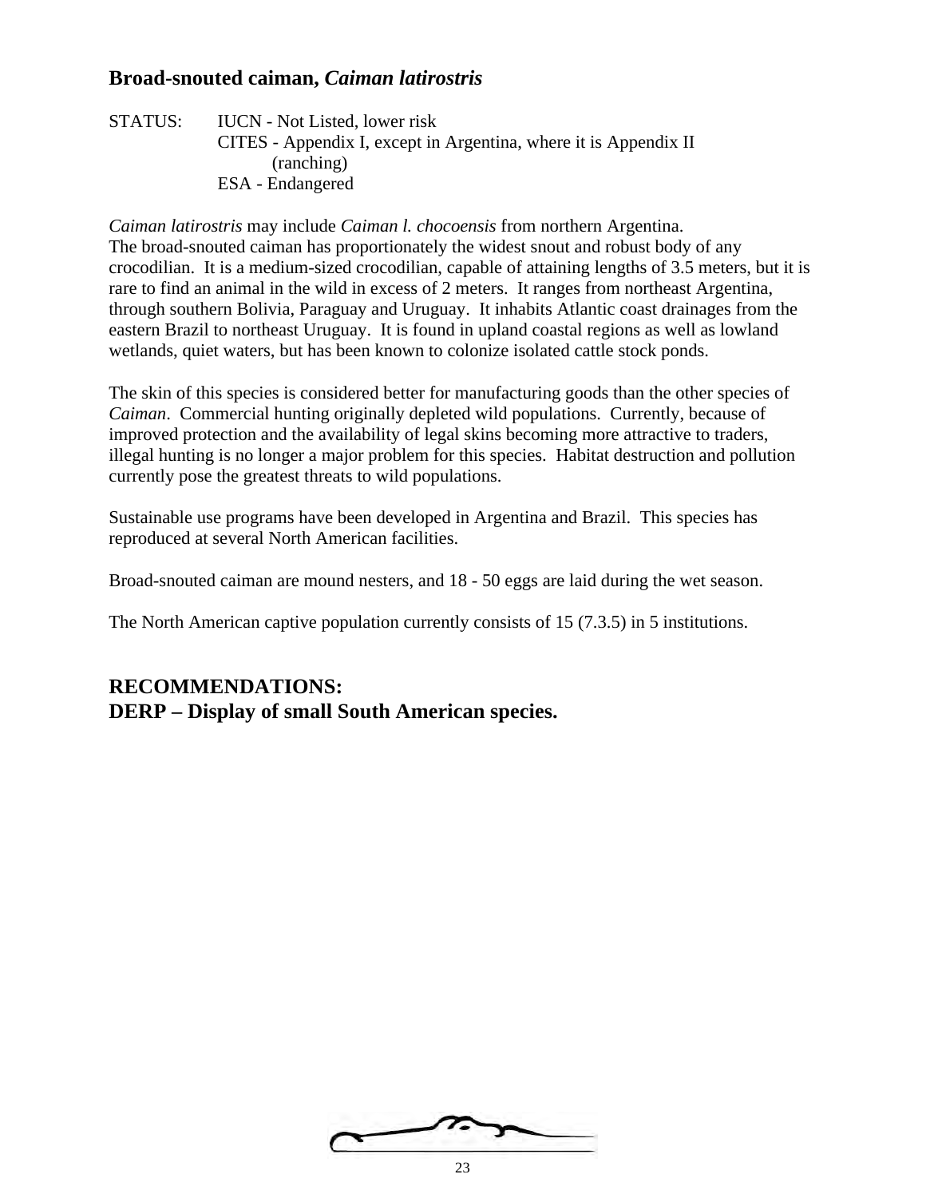## Broad-snouted caiman, *Caiman latirostris*

STATUS: IUCN - Not Listed, lower risk
CITES - Appendix I, except in Argentina, where it is Appendix II (ranching)
ESA - Endangered

*Caiman latirostris* may include *Caiman l. chocoensis* from northern Argentina.
The broad-snouted caiman has proportionately the widest snout and robust body of any crocodilian. It is a medium-sized crocodilian, capable of attaining lengths of 3.5 meters, but it is rare to find an animal in the wild in excess of 2 meters. It ranges from northeast Argentina, through southern Bolivia, Paraguay and Uruguay. It inhabits Atlantic coast drainages from the eastern Brazil to northeast Uruguay. It is found in upland coastal regions as well as lowland wetlands, quiet waters, but has been known to colonize isolated cattle stock ponds.

The skin of this species is considered better for manufacturing goods than the other species of *Caiman*. Commercial hunting originally depleted wild populations. Currently, because of improved protection and the availability of legal skins becoming more attractive to traders, illegal hunting is no longer a major problem for this species. Habitat destruction and pollution currently pose the greatest threats to wild populations.

Sustainable use programs have been developed in Argentina and Brazil. This species has reproduced at several North American facilities.

Broad-snouted caiman are mound nesters, and 18 - 50 eggs are laid during the wet season.

The North American captive population currently consists of 15 (7.3.5) in 5 institutions.

## RECOMMENDATIONS:
## DERP – Display of small South American species.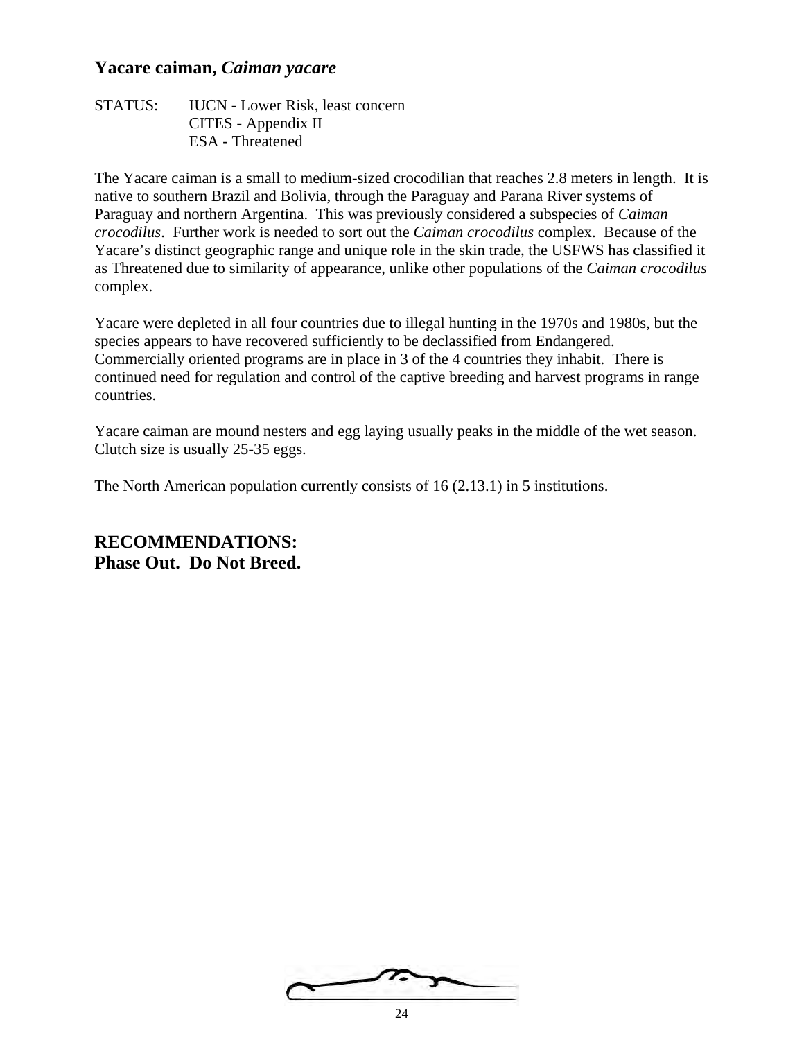## Yacare caiman, *Caiman yacare*

STATUS: IUCN - Lower Risk, least concern
CITES - Appendix II
ESA - Threatened

The Yacare caiman is a small to medium-sized crocodilian that reaches 2.8 meters in length. It is native to southern Brazil and Bolivia, through the Paraguay and Parana River systems of Paraguay and northern Argentina. This was previously considered a subspecies of *Caiman crocodilus*. Further work is needed to sort out the *Caiman crocodilus* complex. Because of the Yacare's distinct geographic range and unique role in the skin trade, the USFWS has classified it as Threatened due to similarity of appearance, unlike other populations of the *Caiman crocodilus* complex.

Yacare were depleted in all four countries due to illegal hunting in the 1970s and 1980s, but the species appears to have recovered sufficiently to be declassified from Endangered. Commercially oriented programs are in place in 3 of the 4 countries they inhabit. There is continued need for regulation and control of the captive breeding and harvest programs in range countries.

Yacare caiman are mound nesters and egg laying usually peaks in the middle of the wet season. Clutch size is usually 25-35 eggs.

The North American population currently consists of 16 (2.13.1) in 5 institutions.

## RECOMMENDATIONS:
## Phase Out. Do Not Breed.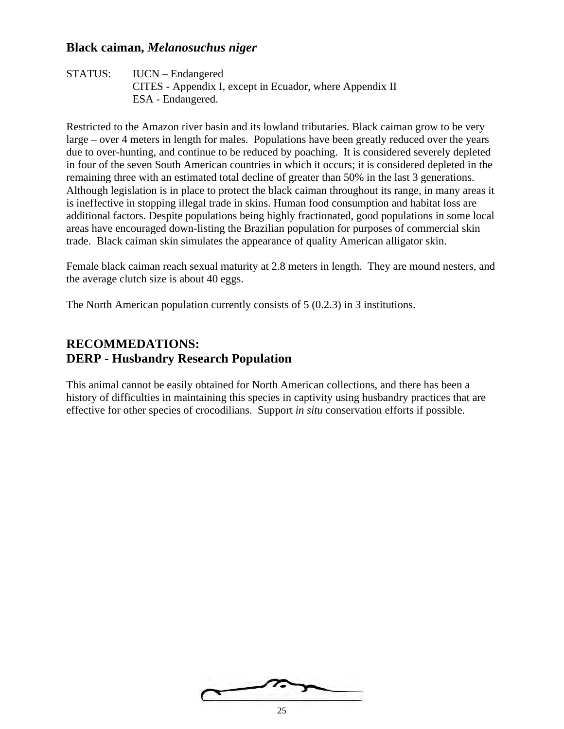## Black caiman, *Melanosuchus niger*

STATUS: IUCN – Endangered
CITES - Appendix I, except in Ecuador, where Appendix II
ESA - Endangered.

Restricted to the Amazon river basin and its lowland tributaries. Black caiman grow to be very large – over 4 meters in length for males. Populations have been greatly reduced over the years due to over-hunting, and continue to be reduced by poaching. It is considered severely depleted in four of the seven South American countries in which it occurs; it is considered depleted in the remaining three with an estimated total decline of greater than 50% in the last 3 generations. Although legislation is in place to protect the black caiman throughout its range, in many areas it is ineffective in stopping illegal trade in skins. Human food consumption and habitat loss are additional factors. Despite populations being highly fractionated, good populations in some local areas have encouraged down-listing the Brazilian population for purposes of commercial skin trade. Black caiman skin simulates the appearance of quality American alligator skin.

Female black caiman reach sexual maturity at 2.8 meters in length. They are mound nesters, and the average clutch size is about 40 eggs.

The North American population currently consists of 5 (0.2.3) in 3 institutions.

## RECOMMEDATIONS:
## DERP - Husbandry Research Population

This animal cannot be easily obtained for North American collections, and there has been a history of difficulties in maintaining this species in captivity using husbandry practices that are effective for other species of crocodilians. Support *in situ* conservation efforts if possible.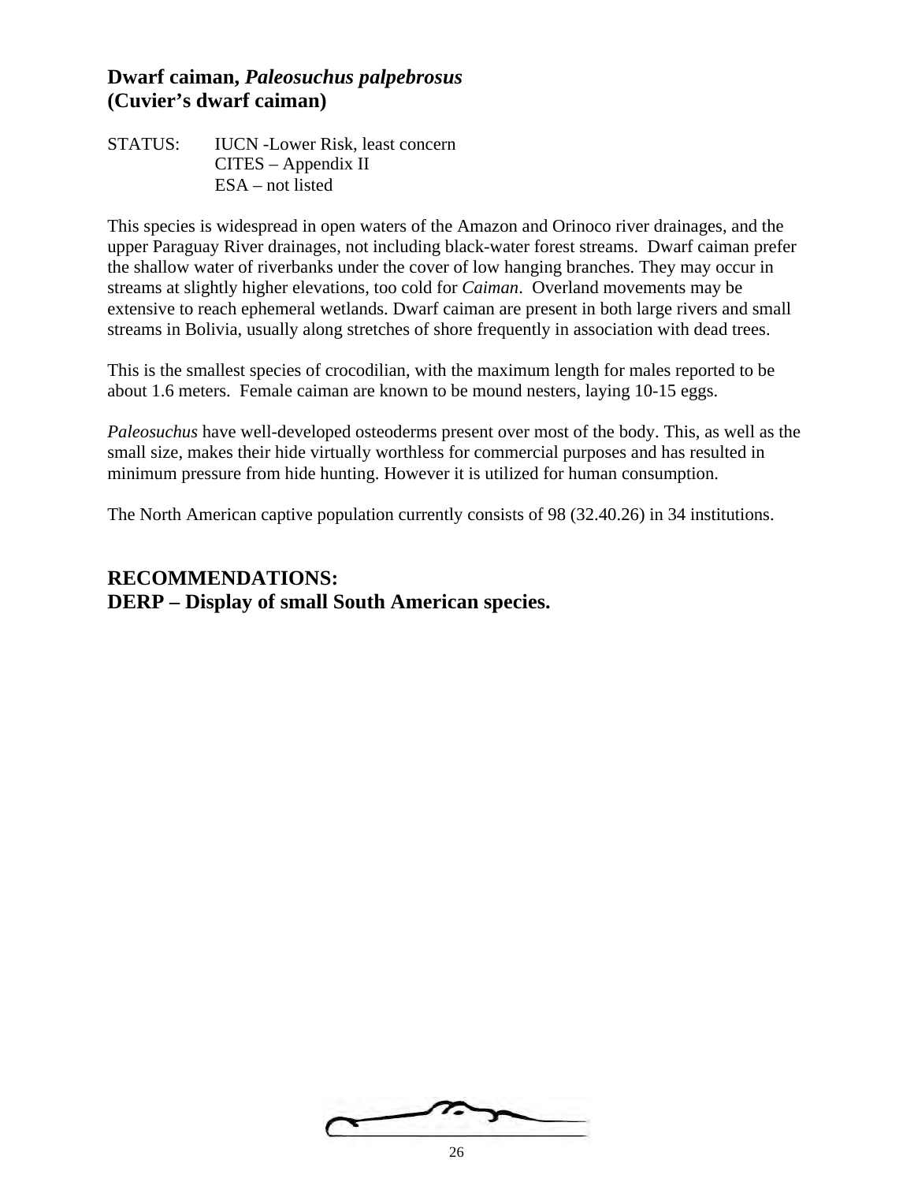## Dwarf caiman, *Paleosuchus palpebrosus* (Cuvier's dwarf caiman)

STATUS: IUCN -Lower Risk, least concern
CITES – Appendix II
ESA – not listed

This species is widespread in open waters of the Amazon and Orinoco river drainages, and the upper Paraguay River drainages, not including black-water forest streams. Dwarf caiman prefer the shallow water of riverbanks under the cover of low hanging branches. They may occur in streams at slightly higher elevations, too cold for *Caiman*. Overland movements may be extensive to reach ephemeral wetlands. Dwarf caiman are present in both large rivers and small streams in Bolivia, usually along stretches of shore frequently in association with dead trees.

This is the smallest species of crocodilian, with the maximum length for males reported to be about 1.6 meters. Female caiman are known to be mound nesters, laying 10-15 eggs.

*Paleosuchus* have well-developed osteoderms present over most of the body. This, as well as the small size, makes their hide virtually worthless for commercial purposes and has resulted in minimum pressure from hide hunting. However it is utilized for human consumption.

The North American captive population currently consists of 98 (32.40.26) in 34 institutions.

### RECOMMENDATIONS:
### DERP – Display of small South American species.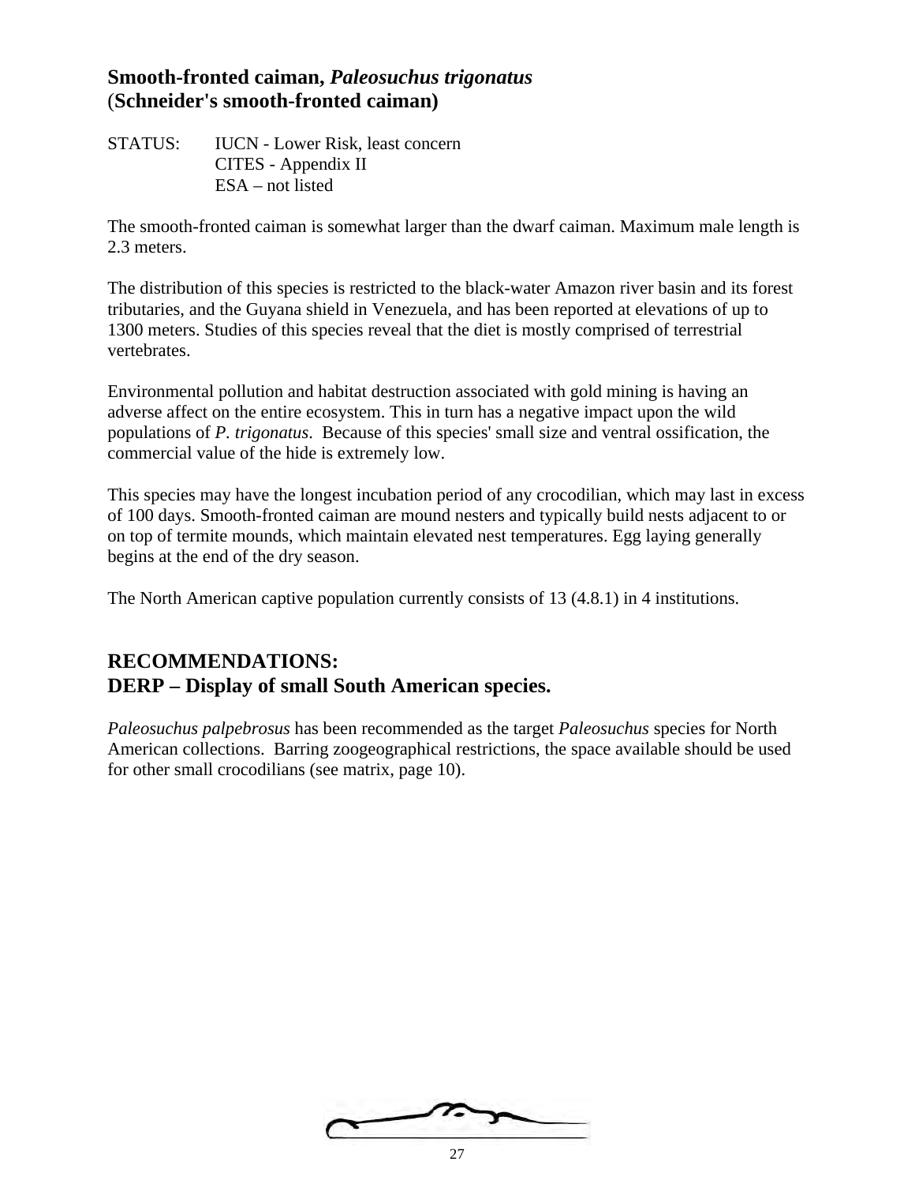## Smooth-fronted caiman, *Paleosuchus trigonatus*
## (Schneider's smooth-fronted caiman)

STATUS: IUCN - Lower Risk, least concern
CITES - Appendix II
ESA – not listed

The smooth-fronted caiman is somewhat larger than the dwarf caiman. Maximum male length is 2.3 meters.

The distribution of this species is restricted to the black-water Amazon river basin and its forest tributaries, and the Guyana shield in Venezuela, and has been reported at elevations of up to 1300 meters. Studies of this species reveal that the diet is mostly comprised of terrestrial vertebrates.

Environmental pollution and habitat destruction associated with gold mining is having an adverse affect on the entire ecosystem. This in turn has a negative impact upon the wild populations of *P. trigonatus*. Because of this species' small size and ventral ossification, the commercial value of the hide is extremely low.

This species may have the longest incubation period of any crocodilian, which may last in excess of 100 days. Smooth-fronted caiman are mound nesters and typically build nests adjacent to or on top of termite mounds, which maintain elevated nest temperatures. Egg laying generally begins at the end of the dry season.

The North American captive population currently consists of 13 (4.8.1) in 4 institutions.

## RECOMMENDATIONS:
## DERP – Display of small South American species.

*Paleosuchus palpebrosus* has been recommended as the target *Paleosuchus* species for North American collections. Barring zoogeographical restrictions, the space available should be used for other small crocodilians (see matrix, page 10).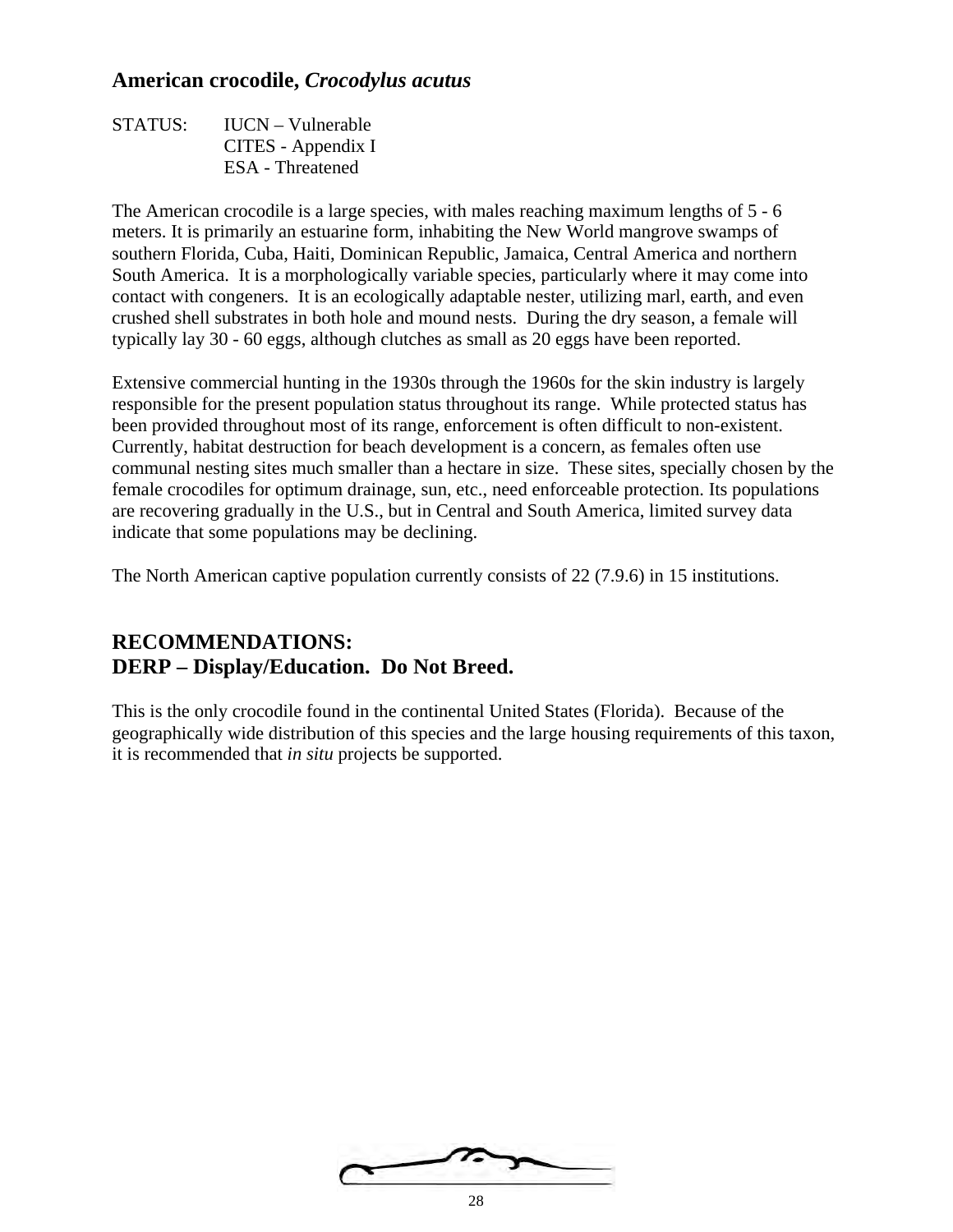## American crocodile, *Crocodylus acutus*

STATUS: IUCN – Vulnerable
CITES - Appendix I
ESA - Threatened

The American crocodile is a large species, with males reaching maximum lengths of 5 - 6 meters. It is primarily an estuarine form, inhabiting the New World mangrove swamps of southern Florida, Cuba, Haiti, Dominican Republic, Jamaica, Central America and northern South America. It is a morphologically variable species, particularly where it may come into contact with congeners. It is an ecologically adaptable nester, utilizing marl, earth, and even crushed shell substrates in both hole and mound nests. During the dry season, a female will typically lay 30 - 60 eggs, although clutches as small as 20 eggs have been reported.

Extensive commercial hunting in the 1930s through the 1960s for the skin industry is largely responsible for the present population status throughout its range. While protected status has been provided throughout most of its range, enforcement is often difficult to non-existent. Currently, habitat destruction for beach development is a concern, as females often use communal nesting sites much smaller than a hectare in size. These sites, specially chosen by the female crocodiles for optimum drainage, sun, etc., need enforceable protection. Its populations are recovering gradually in the U.S., but in Central and South America, limited survey data indicate that some populations may be declining.

The North American captive population currently consists of 22 (7.9.6) in 15 institutions.

## RECOMMENDATIONS:
## DERP – Display/Education. Do Not Breed.

This is the only crocodile found in the continental United States (Florida). Because of the geographically wide distribution of this species and the large housing requirements of this taxon, it is recommended that *in situ* projects be supported.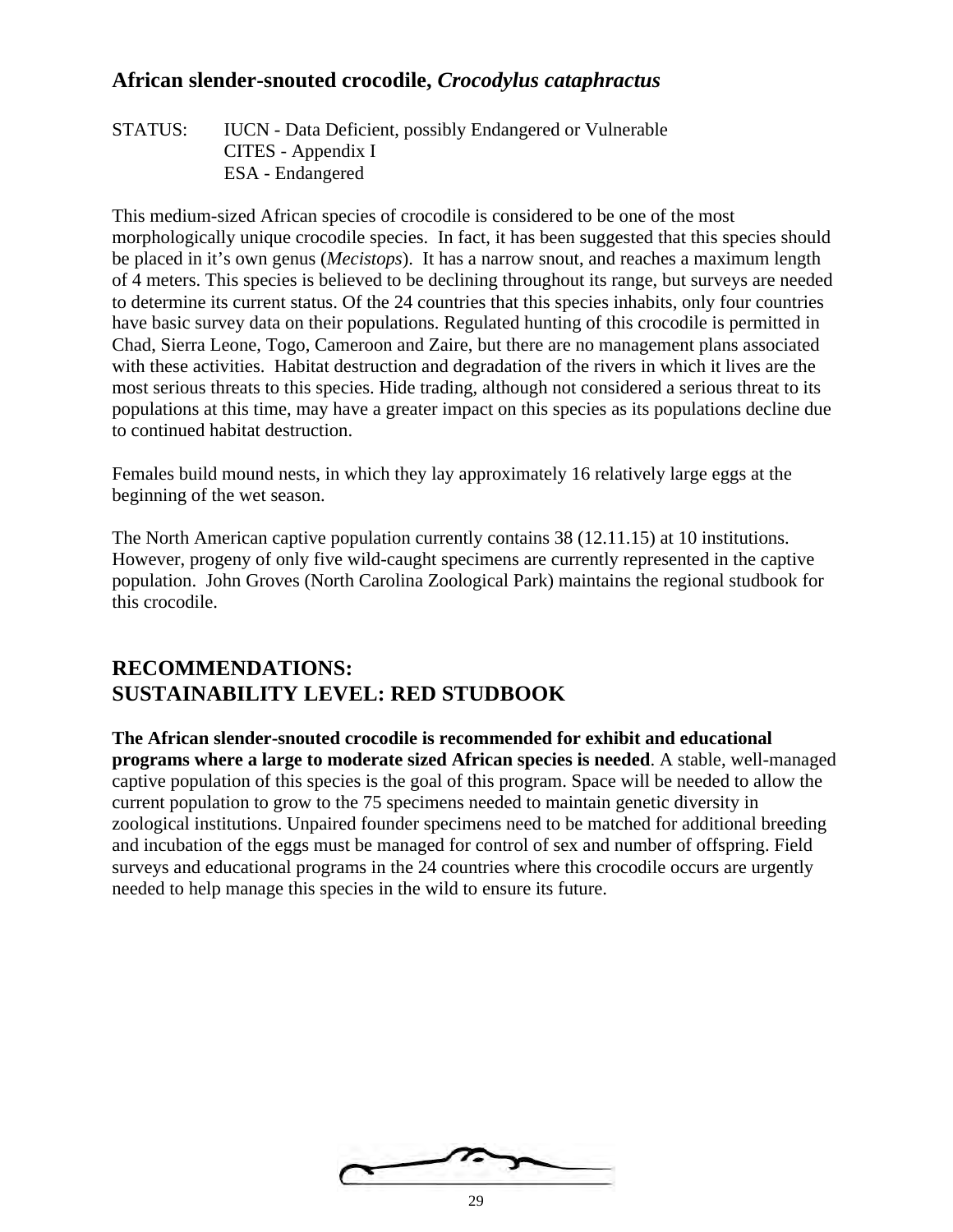## African slender-snouted crocodile, *Crocodylus cataphractus*

STATUS: IUCN - Data Deficient, possibly Endangered or Vulnerable
CITES - Appendix I
ESA - Endangered

This medium-sized African species of crocodile is considered to be one of the most morphologically unique crocodile species. In fact, it has been suggested that this species should be placed in it's own genus (*Mecistops*). It has a narrow snout, and reaches a maximum length of 4 meters. This species is believed to be declining throughout its range, but surveys are needed to determine its current status. Of the 24 countries that this species inhabits, only four countries have basic survey data on their populations. Regulated hunting of this crocodile is permitted in Chad, Sierra Leone, Togo, Cameroon and Zaire, but there are no management plans associated with these activities. Habitat destruction and degradation of the rivers in which it lives are the most serious threats to this species. Hide trading, although not considered a serious threat to its populations at this time, may have a greater impact on this species as its populations decline due to continued habitat destruction.

Females build mound nests, in which they lay approximately 16 relatively large eggs at the beginning of the wet season.

The North American captive population currently contains 38 (12.11.15) at 10 institutions. However, progeny of only five wild-caught specimens are currently represented in the captive population. John Groves (North Carolina Zoological Park) maintains the regional studbook for this crocodile.

## RECOMMENDATIONS:
## SUSTAINABILITY LEVEL: RED STUDBOOK

**The African slender-snouted crocodile is recommended for exhibit and educational programs where a large to moderate sized African species is needed**. A stable, well-managed captive population of this species is the goal of this program. Space will be needed to allow the current population to grow to the 75 specimens needed to maintain genetic diversity in zoological institutions. Unpaired founder specimens need to be matched for additional breeding and incubation of the eggs must be managed for control of sex and number of offspring. Field surveys and educational programs in the 24 countries where this crocodile occurs are urgently needed to help manage this species in the wild to ensure its future.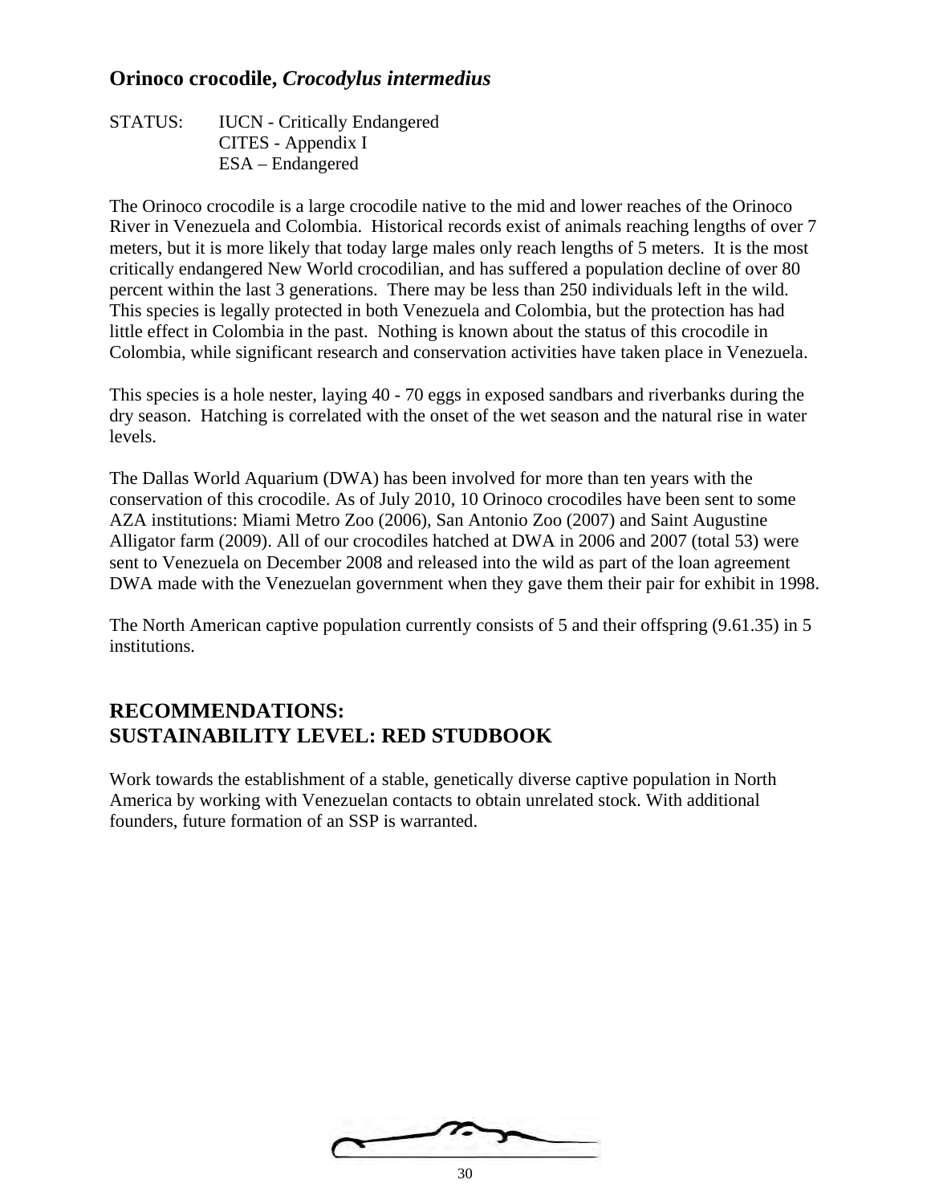## Orinoco crocodile, *Crocodylus intermedius*

STATUS: IUCN - Critically Endangered
CITES - Appendix I
ESA – Endangered

The Orinoco crocodile is a large crocodile native to the mid and lower reaches of the Orinoco River in Venezuela and Colombia. Historical records exist of animals reaching lengths of over 7 meters, but it is more likely that today large males only reach lengths of 5 meters. It is the most critically endangered New World crocodilian, and has suffered a population decline of over 80 percent within the last 3 generations. There may be less than 250 individuals left in the wild. This species is legally protected in both Venezuela and Colombia, but the protection has had little effect in Colombia in the past. Nothing is known about the status of this crocodile in Colombia, while significant research and conservation activities have taken place in Venezuela.

This species is a hole nester, laying 40 - 70 eggs in exposed sandbars and riverbanks during the dry season. Hatching is correlated with the onset of the wet season and the natural rise in water levels.

The Dallas World Aquarium (DWA) has been involved for more than ten years with the conservation of this crocodile. As of July 2010, 10 Orinoco crocodiles have been sent to some AZA institutions: Miami Metro Zoo (2006), San Antonio Zoo (2007) and Saint Augustine Alligator farm (2009). All of our crocodiles hatched at DWA in 2006 and 2007 (total 53) were sent to Venezuela on December 2008 and released into the wild as part of the loan agreement DWA made with the Venezuelan government when they gave them their pair for exhibit in 1998.

The North American captive population currently consists of 5 and their offspring (9.61.35) in 5 institutions.

## RECOMMENDATIONS:
## SUSTAINABILITY LEVEL: RED STUDBOOK

Work towards the establishment of a stable, genetically diverse captive population in North America by working with Venezuelan contacts to obtain unrelated stock. With additional founders, future formation of an SSP is warranted.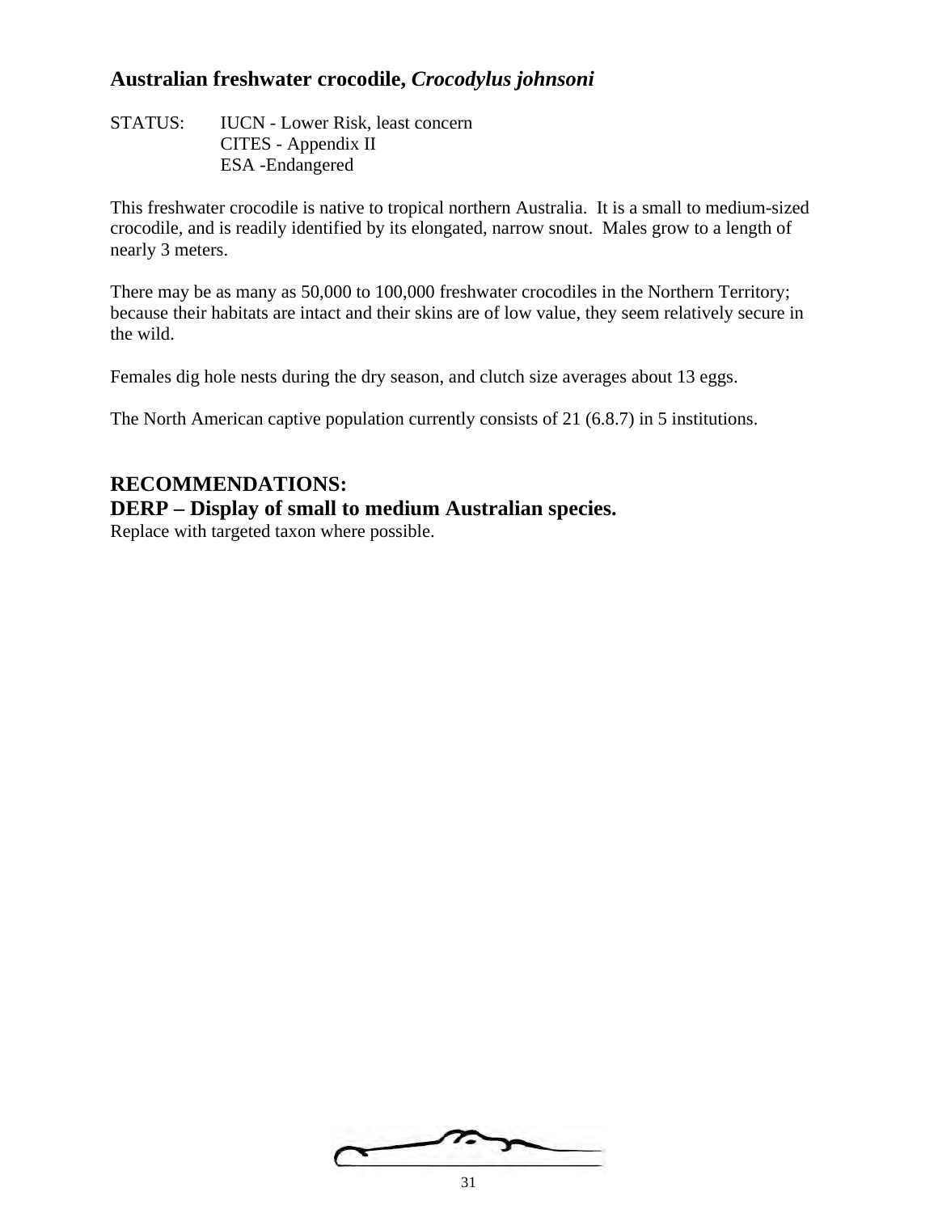## Australian freshwater crocodile, *Crocodylus johnsoni*

STATUS: IUCN - Lower Risk, least concern
CITES - Appendix II
ESA -Endangered

This freshwater crocodile is native to tropical northern Australia. It is a small to medium-sized crocodile, and is readily identified by its elongated, narrow snout. Males grow to a length of nearly 3 meters.

There may be as many as 50,000 to 100,000 freshwater crocodiles in the Northern Territory; because their habitats are intact and their skins are of low value, they seem relatively secure in the wild.

Females dig hole nests during the dry season, and clutch size averages about 13 eggs.

The North American captive population currently consists of 21 (6.8.7) in 5 institutions.

### RECOMMENDATIONS:

### DERP – Display of small to medium Australian species.

Replace with targeted taxon where possible.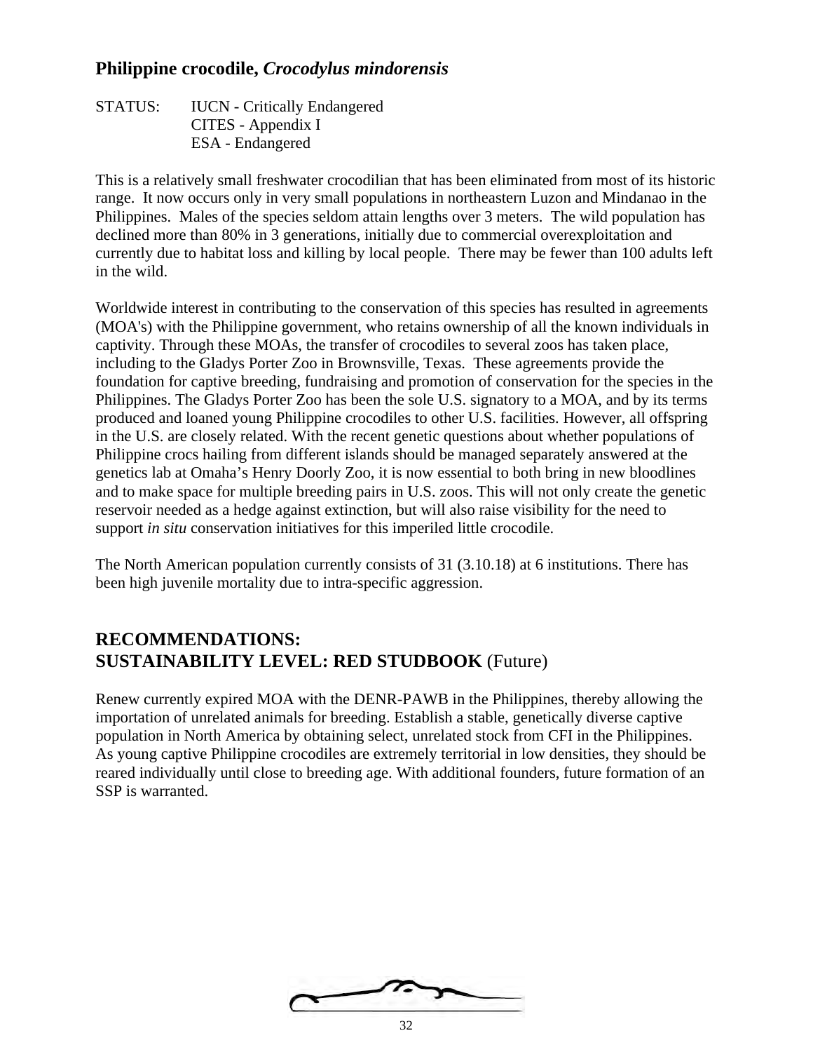## Philippine crocodile, *Crocodylus mindorensis*

STATUS: IUCN - Critically Endangered
CITES - Appendix I
ESA - Endangered

This is a relatively small freshwater crocodilian that has been eliminated from most of its historic range. It now occurs only in very small populations in northeastern Luzon and Mindanao in the Philippines. Males of the species seldom attain lengths over 3 meters. The wild population has declined more than 80% in 3 generations, initially due to commercial overexploitation and currently due to habitat loss and killing by local people. There may be fewer than 100 adults left in the wild.

Worldwide interest in contributing to the conservation of this species has resulted in agreements (MOA's) with the Philippine government, who retains ownership of all the known individuals in captivity. Through these MOAs, the transfer of crocodiles to several zoos has taken place, including to the Gladys Porter Zoo in Brownsville, Texas. These agreements provide the foundation for captive breeding, fundraising and promotion of conservation for the species in the Philippines. The Gladys Porter Zoo has been the sole U.S. signatory to a MOA, and by its terms produced and loaned young Philippine crocodiles to other U.S. facilities. However, all offspring in the U.S. are closely related. With the recent genetic questions about whether populations of Philippine crocs hailing from different islands should be managed separately answered at the genetics lab at Omaha's Henry Doorly Zoo, it is now essential to both bring in new bloodlines and to make space for multiple breeding pairs in U.S. zoos. This will not only create the genetic reservoir needed as a hedge against extinction, but will also raise visibility for the need to support *in situ* conservation initiatives for this imperiled little crocodile.

The North American population currently consists of 31 (3.10.18) at 6 institutions. There has been high juvenile mortality due to intra-specific aggression.

## RECOMMENDATIONS:
## SUSTAINABILITY LEVEL: RED STUDBOOK (Future)

Renew currently expired MOA with the DENR-PAWB in the Philippines, thereby allowing the importation of unrelated animals for breeding. Establish a stable, genetically diverse captive population in North America by obtaining select, unrelated stock from CFI in the Philippines. As young captive Philippine crocodiles are extremely territorial in low densities, they should be reared individually until close to breeding age. With additional founders, future formation of an SSP is warranted.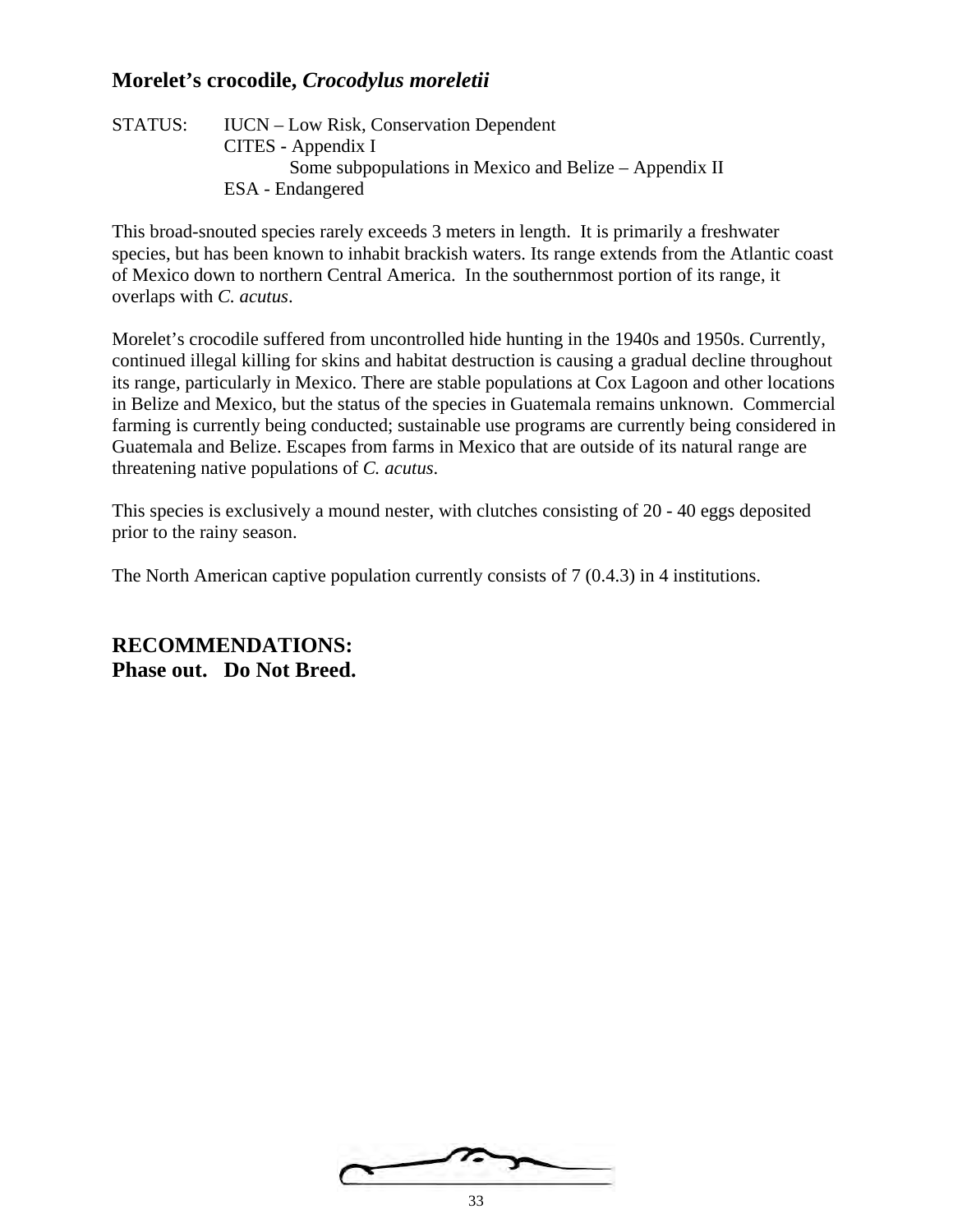## Morelet's crocodile, *Crocodylus moreletii*

STATUS: IUCN – Low Risk, Conservation Dependent
CITES - Appendix I
Some subpopulations in Mexico and Belize – Appendix II
ESA - Endangered

This broad-snouted species rarely exceeds 3 meters in length. It is primarily a freshwater species, but has been known to inhabit brackish waters. Its range extends from the Atlantic coast of Mexico down to northern Central America. In the southernmost portion of its range, it overlaps with *C. acutus*.

Morelet's crocodile suffered from uncontrolled hide hunting in the 1940s and 1950s. Currently, continued illegal killing for skins and habitat destruction is causing a gradual decline throughout its range, particularly in Mexico. There are stable populations at Cox Lagoon and other locations in Belize and Mexico, but the status of the species in Guatemala remains unknown. Commercial farming is currently being conducted; sustainable use programs are currently being considered in Guatemala and Belize. Escapes from farms in Mexico that are outside of its natural range are threatening native populations of *C. acutus*.

This species is exclusively a mound nester, with clutches consisting of 20 - 40 eggs deposited prior to the rainy season.

The North American captive population currently consists of 7 (0.4.3) in 4 institutions.

**RECOMMENDATIONS:**
**Phase out. Do Not Breed.**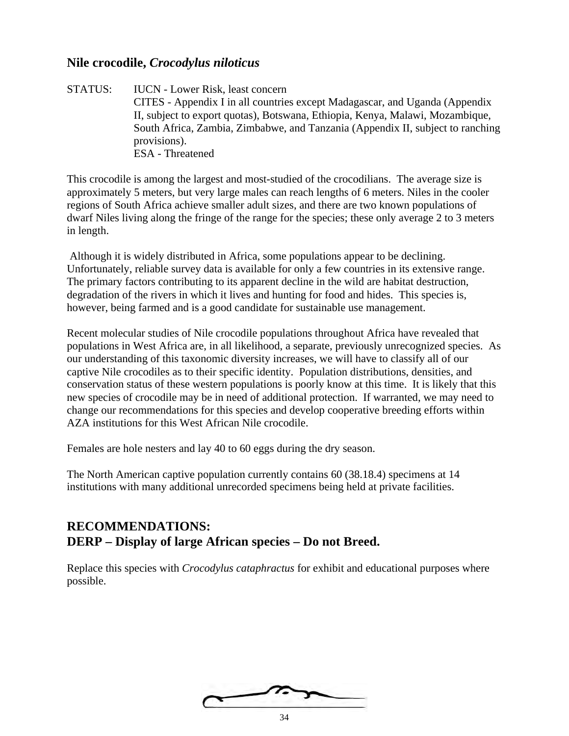## Nile crocodile, *Crocodylus niloticus*

STATUS: IUCN - Lower Risk, least concern
CITES - Appendix I in all countries except Madagascar, and Uganda (Appendix II, subject to export quotas), Botswana, Ethiopia, Kenya, Malawi, Mozambique, South Africa, Zambia, Zimbabwe, and Tanzania (Appendix II, subject to ranching provisions).
ESA - Threatened

This crocodile is among the largest and most-studied of the crocodilians. The average size is approximately 5 meters, but very large males can reach lengths of 6 meters. Niles in the cooler regions of South Africa achieve smaller adult sizes, and there are two known populations of dwarf Niles living along the fringe of the range for the species; these only average 2 to 3 meters in length.

Although it is widely distributed in Africa, some populations appear to be declining. Unfortunately, reliable survey data is available for only a few countries in its extensive range. The primary factors contributing to its apparent decline in the wild are habitat destruction, degradation of the rivers in which it lives and hunting for food and hides. This species is, however, being farmed and is a good candidate for sustainable use management.

Recent molecular studies of Nile crocodile populations throughout Africa have revealed that populations in West Africa are, in all likelihood, a separate, previously unrecognized species. As our understanding of this taxonomic diversity increases, we will have to classify all of our captive Nile crocodiles as to their specific identity. Population distributions, densities, and conservation status of these western populations is poorly know at this time. It is likely that this new species of crocodile may be in need of additional protection. If warranted, we may need to change our recommendations for this species and develop cooperative breeding efforts within AZA institutions for this West African Nile crocodile.

Females are hole nesters and lay 40 to 60 eggs during the dry season.

The North American captive population currently contains 60 (38.18.4) specimens at 14 institutions with many additional unrecorded specimens being held at private facilities.

## RECOMMENDATIONS:
## DERP – Display of large African species – Do not Breed.

Replace this species with *Crocodylus cataphractus* for exhibit and educational purposes where possible.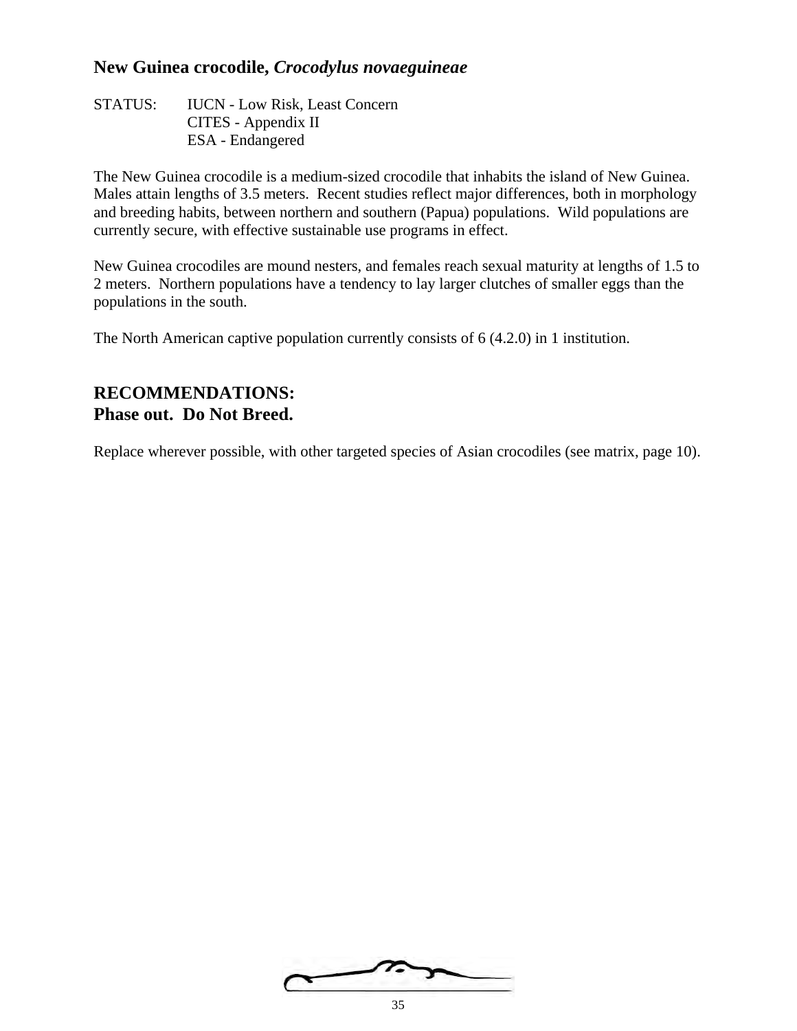## New Guinea crocodile, *Crocodylus novaeguineae*

STATUS: IUCN - Low Risk, Least Concern
CITES - Appendix II
ESA - Endangered

The New Guinea crocodile is a medium-sized crocodile that inhabits the island of New Guinea. Males attain lengths of 3.5 meters. Recent studies reflect major differences, both in morphology and breeding habits, between northern and southern (Papua) populations. Wild populations are currently secure, with effective sustainable use programs in effect.

New Guinea crocodiles are mound nesters, and females reach sexual maturity at lengths of 1.5 to 2 meters. Northern populations have a tendency to lay larger clutches of smaller eggs than the populations in the south.

The North American captive population currently consists of 6 (4.2.0) in 1 institution.

### RECOMMENDATIONS:
### Phase out. Do Not Breed.

Replace wherever possible, with other targeted species of Asian crocodiles (see matrix, page 10).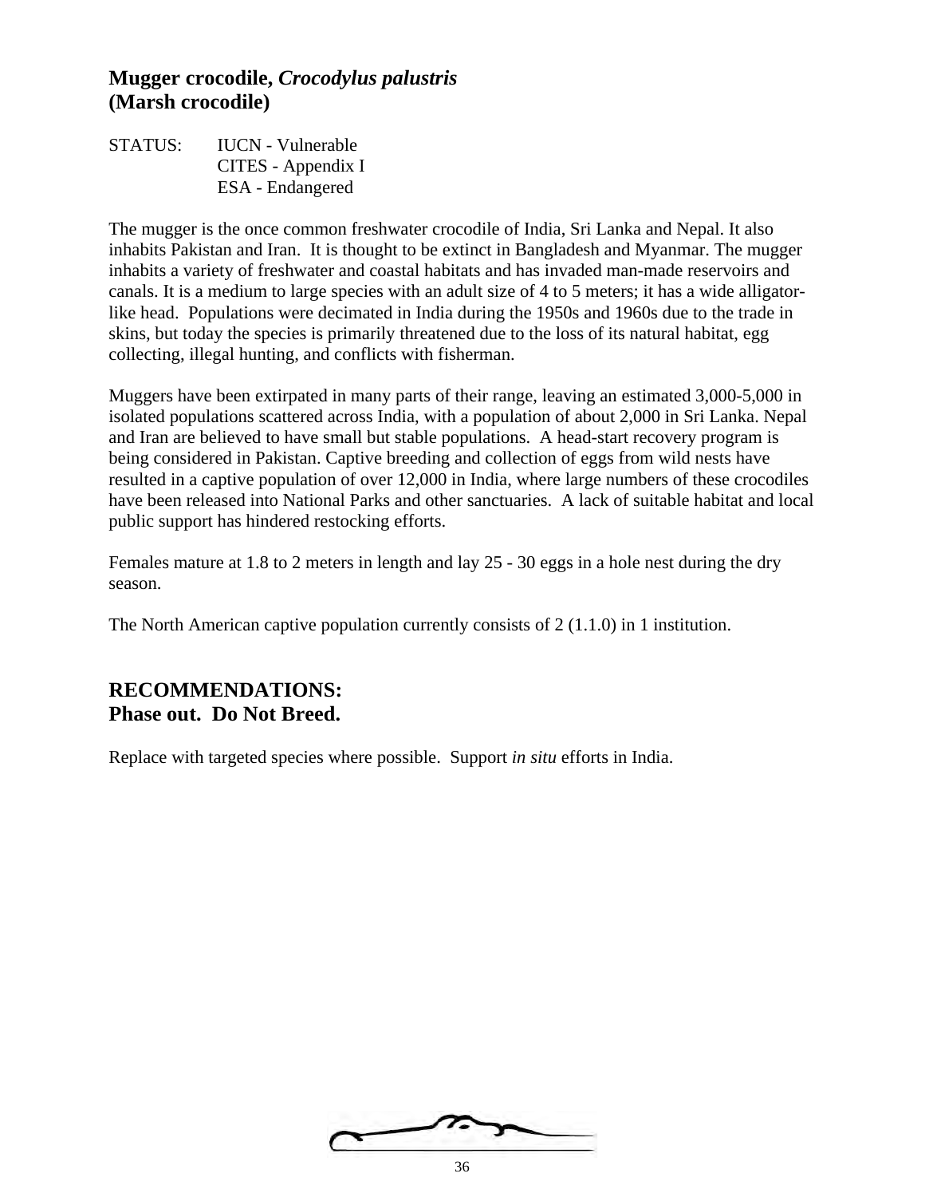## Mugger crocodile, *Crocodylus palustris* (Marsh crocodile)

STATUS: IUCN - Vulnerable
CITES - Appendix I
ESA - Endangered

The mugger is the once common freshwater crocodile of India, Sri Lanka and Nepal. It also inhabits Pakistan and Iran. It is thought to be extinct in Bangladesh and Myanmar. The mugger inhabits a variety of freshwater and coastal habitats and has invaded man-made reservoirs and canals. It is a medium to large species with an adult size of 4 to 5 meters; it has a wide alligator-like head. Populations were decimated in India during the 1950s and 1960s due to the trade in skins, but today the species is primarily threatened due to the loss of its natural habitat, egg collecting, illegal hunting, and conflicts with fisherman.

Muggers have been extirpated in many parts of their range, leaving an estimated 3,000-5,000 in isolated populations scattered across India, with a population of about 2,000 in Sri Lanka. Nepal and Iran are believed to have small but stable populations. A head-start recovery program is being considered in Pakistan. Captive breeding and collection of eggs from wild nests have resulted in a captive population of over 12,000 in India, where large numbers of these crocodiles have been released into National Parks and other sanctuaries. A lack of suitable habitat and local public support has hindered restocking efforts.

Females mature at 1.8 to 2 meters in length and lay 25 - 30 eggs in a hole nest during the dry season.

The North American captive population currently consists of 2 (1.1.0) in 1 institution.

## RECOMMENDATIONS:
## Phase out. Do Not Breed.

Replace with targeted species where possible. Support *in situ* efforts in India.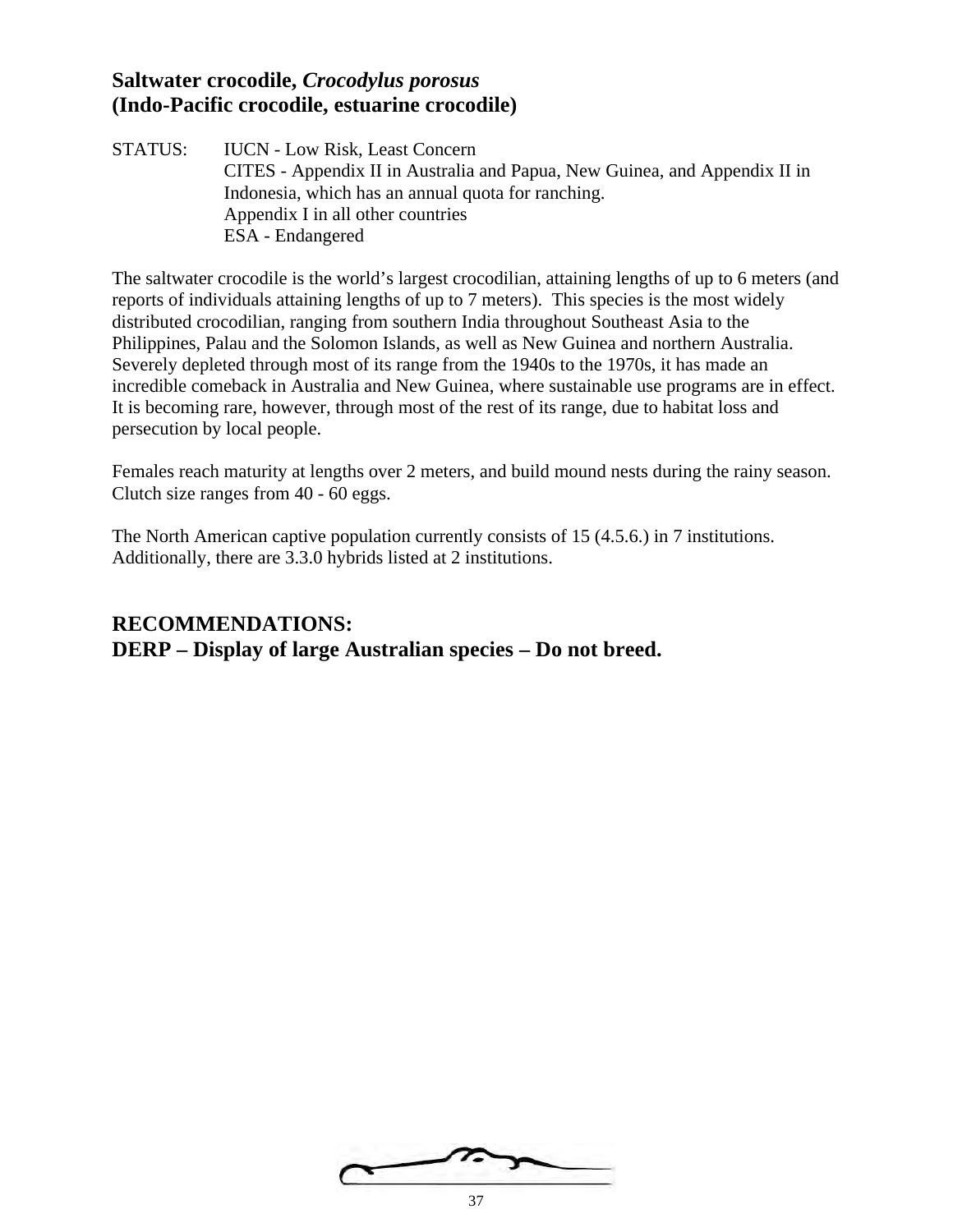## Saltwater crocodile, *Crocodylus porosus*
## (Indo-Pacific crocodile, estuarine crocodile)

STATUS: IUCN - Low Risk, Least Concern
CITES - Appendix II in Australia and Papua, New Guinea, and Appendix II in Indonesia, which has an annual quota for ranching.
Appendix I in all other countries
ESA - Endangered

The saltwater crocodile is the world's largest crocodilian, attaining lengths of up to 6 meters (and reports of individuals attaining lengths of up to 7 meters). This species is the most widely distributed crocodilian, ranging from southern India throughout Southeast Asia to the Philippines, Palau and the Solomon Islands, as well as New Guinea and northern Australia. Severely depleted through most of its range from the 1940s to the 1970s, it has made an incredible comeback in Australia and New Guinea, where sustainable use programs are in effect. It is becoming rare, however, through most of the rest of its range, due to habitat loss and persecution by local people.

Females reach maturity at lengths over 2 meters, and build mound nests during the rainy season. Clutch size ranges from 40 - 60 eggs.

The North American captive population currently consists of 15 (4.5.6.) in 7 institutions. Additionally, there are 3.3.0 hybrids listed at 2 institutions.

## RECOMMENDATIONS:
## DERP – Display of large Australian species – Do not breed.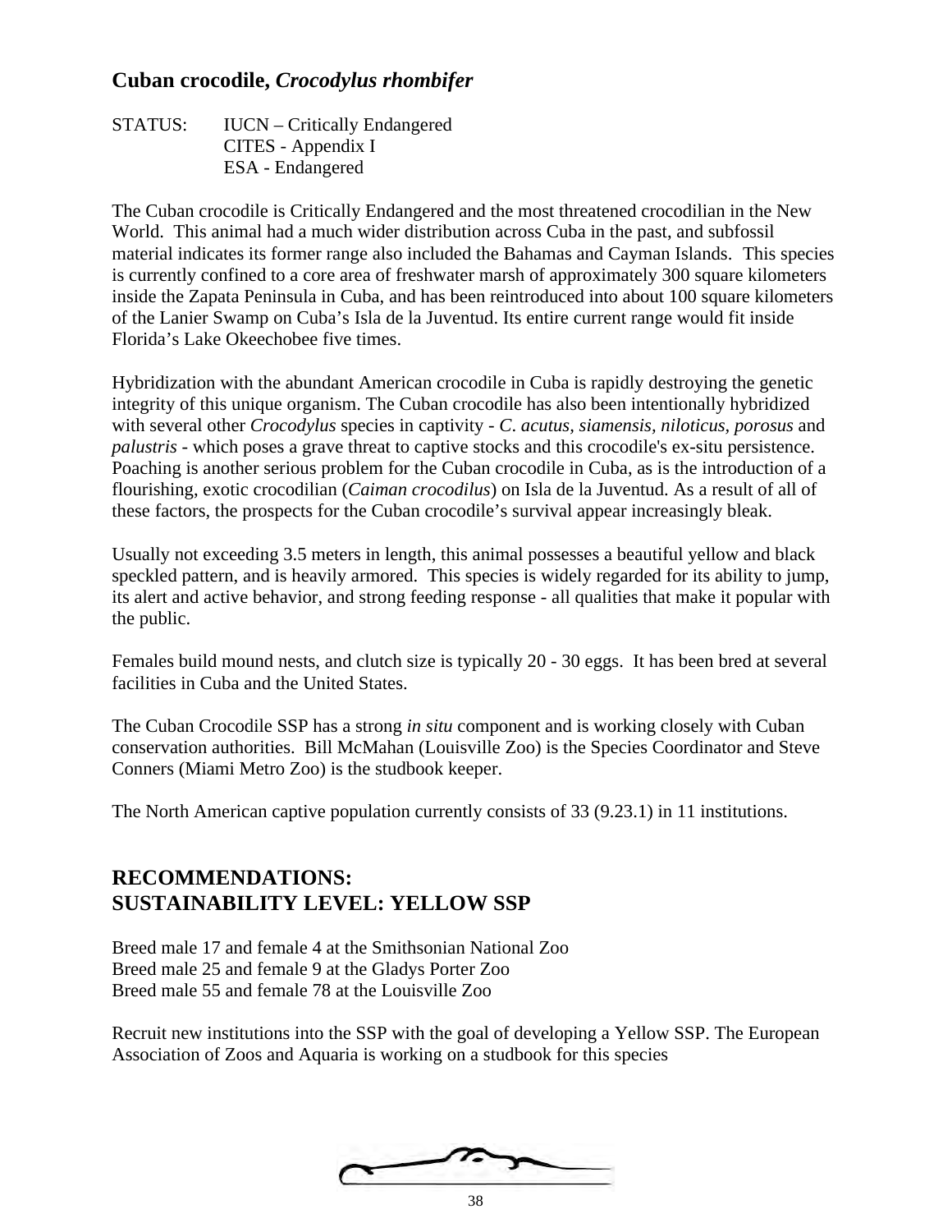## Cuban crocodile, *Crocodylus rhombifer*

STATUS: IUCN – Critically Endangered
CITES - Appendix I
ESA - Endangered

The Cuban crocodile is Critically Endangered and the most threatened crocodilian in the New World. This animal had a much wider distribution across Cuba in the past, and subfossil material indicates its former range also included the Bahamas and Cayman Islands. This species is currently confined to a core area of freshwater marsh of approximately 300 square kilometers inside the Zapata Peninsula in Cuba, and has been reintroduced into about 100 square kilometers of the Lanier Swamp on Cuba's Isla de la Juventud. Its entire current range would fit inside Florida's Lake Okeechobee five times.

Hybridization with the abundant American crocodile in Cuba is rapidly destroying the genetic integrity of this unique organism. The Cuban crocodile has also been intentionally hybridized with several other *Crocodylus* species in captivity - *C. acutus, siamensis, niloticus, porosus* and *palustris* - which poses a grave threat to captive stocks and this crocodile's ex-situ persistence. Poaching is another serious problem for the Cuban crocodile in Cuba, as is the introduction of a flourishing, exotic crocodilian (*Caiman crocodilus*) on Isla de la Juventud. As a result of all of these factors, the prospects for the Cuban crocodile's survival appear increasingly bleak.

Usually not exceeding 3.5 meters in length, this animal possesses a beautiful yellow and black speckled pattern, and is heavily armored. This species is widely regarded for its ability to jump, its alert and active behavior, and strong feeding response - all qualities that make it popular with the public.

Females build mound nests, and clutch size is typically 20 - 30 eggs. It has been bred at several facilities in Cuba and the United States.

The Cuban Crocodile SSP has a strong *in situ* component and is working closely with Cuban conservation authorities. Bill McMahan (Louisville Zoo) is the Species Coordinator and Steve Conners (Miami Metro Zoo) is the studbook keeper.

The North American captive population currently consists of 33 (9.23.1) in 11 institutions.

## RECOMMENDATIONS:
## SUSTAINABILITY LEVEL: YELLOW SSP

Breed male 17 and female 4 at the Smithsonian National Zoo
Breed male 25 and female 9 at the Gladys Porter Zoo
Breed male 55 and female 78 at the Louisville Zoo

Recruit new institutions into the SSP with the goal of developing a Yellow SSP. The European Association of Zoos and Aquaria is working on a studbook for this species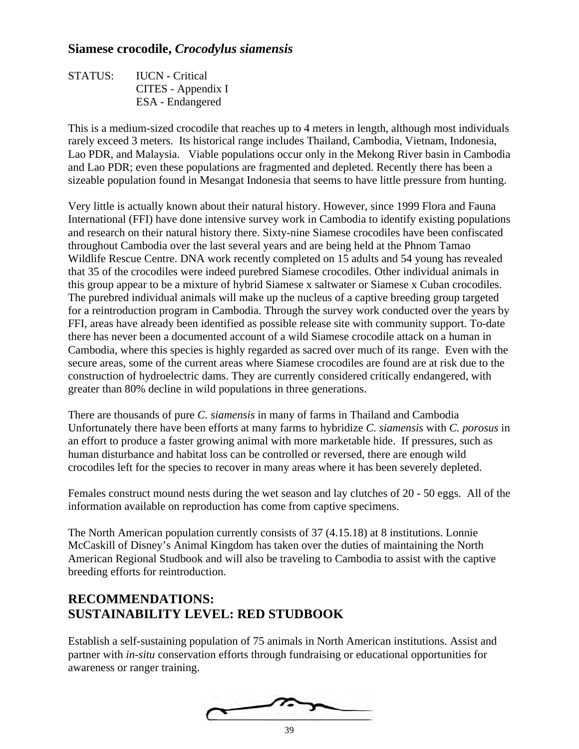## Siamese crocodile, *Crocodylus siamensis*

STATUS: IUCN - Critical
CITES - Appendix I
ESA - Endangered

This is a medium-sized crocodile that reaches up to 4 meters in length, although most individuals rarely exceed 3 meters. Its historical range includes Thailand, Cambodia, Vietnam, Indonesia, Lao PDR, and Malaysia. Viable populations occur only in the Mekong River basin in Cambodia and Lao PDR; even these populations are fragmented and depleted. Recently there has been a sizeable population found in Mesangat Indonesia that seems to have little pressure from hunting.

Very little is actually known about their natural history. However, since 1999 Flora and Fauna International (FFI) have done intensive survey work in Cambodia to identify existing populations and research on their natural history there. Sixty-nine Siamese crocodiles have been confiscated throughout Cambodia over the last several years and are being held at the Phnom Tamao Wildlife Rescue Centre. DNA work recently completed on 15 adults and 54 young has revealed that 35 of the crocodiles were indeed purebred Siamese crocodiles. Other individual animals in this group appear to be a mixture of hybrid Siamese x saltwater or Siamese x Cuban crocodiles. The purebred individual animals will make up the nucleus of a captive breeding group targeted for a reintroduction program in Cambodia. Through the survey work conducted over the years by FFI, areas have already been identified as possible release site with community support. To-date there has never been a documented account of a wild Siamese crocodile attack on a human in Cambodia, where this species is highly regarded as sacred over much of its range. Even with the secure areas, some of the current areas where Siamese crocodiles are found are at risk due to the construction of hydroelectric dams. They are currently considered critically endangered, with greater than 80% decline in wild populations in three generations.

There are thousands of pure *C. siamensis* in many of farms in Thailand and Cambodia Unfortunately there have been efforts at many farms to hybridize *C. siamensis* with *C. porosus* in an effort to produce a faster growing animal with more marketable hide. If pressures, such as human disturbance and habitat loss can be controlled or reversed, there are enough wild crocodiles left for the species to recover in many areas where it has been severely depleted.

Females construct mound nests during the wet season and lay clutches of 20 - 50 eggs. All of the information available on reproduction has come from captive specimens.

The North American population currently consists of 37 (4.15.18) at 8 institutions. Lonnie McCaskill of Disney's Animal Kingdom has taken over the duties of maintaining the North American Regional Studbook and will also be traveling to Cambodia to assist with the captive breeding efforts for reintroduction.

## RECOMMENDATIONS:
## SUSTAINABILITY LEVEL: RED STUDBOOK

Establish a self-sustaining population of 75 animals in North American institutions. Assist and partner with *in-situ* conservation efforts through fundraising or educational opportunities for awareness or ranger training.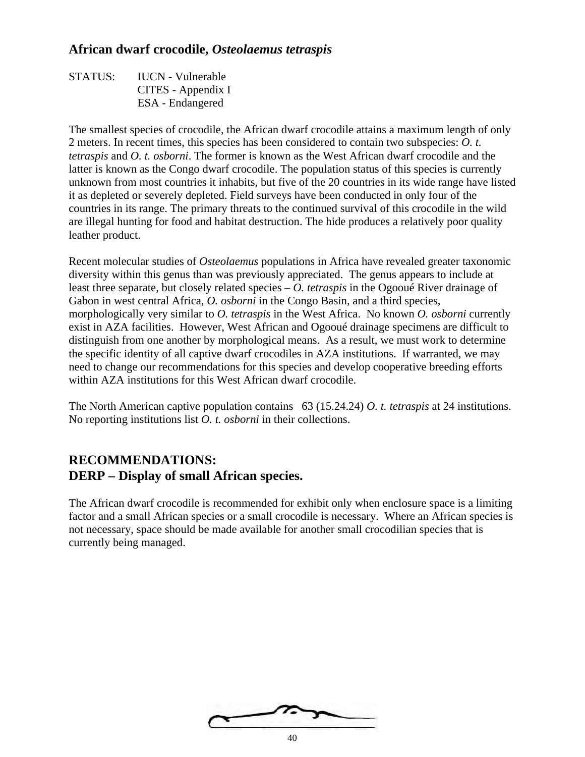## African dwarf crocodile, *Osteolaemus tetraspis*

STATUS: IUCN - Vulnerable
CITES - Appendix I
ESA - Endangered

The smallest species of crocodile, the African dwarf crocodile attains a maximum length of only 2 meters. In recent times, this species has been considered to contain two subspecies: *O. t. tetraspis* and *O. t. osborni*. The former is known as the West African dwarf crocodile and the latter is known as the Congo dwarf crocodile. The population status of this species is currently unknown from most countries it inhabits, but five of the 20 countries in its wide range have listed it as depleted or severely depleted. Field surveys have been conducted in only four of the countries in its range. The primary threats to the continued survival of this crocodile in the wild are illegal hunting for food and habitat destruction. The hide produces a relatively poor quality leather product.

Recent molecular studies of *Osteolaemus* populations in Africa have revealed greater taxonomic diversity within this genus than was previously appreciated. The genus appears to include at least three separate, but closely related species – *O. tetraspis* in the Ogooué River drainage of Gabon in west central Africa, *O. osborni* in the Congo Basin, and a third species, morphologically very similar to *O. tetraspis* in the West Africa. No known *O. osborni* currently exist in AZA facilities. However, West African and Ogooué drainage specimens are difficult to distinguish from one another by morphological means. As a result, we must work to determine the specific identity of all captive dwarf crocodiles in AZA institutions. If warranted, we may need to change our recommendations for this species and develop cooperative breeding efforts within AZA institutions for this West African dwarf crocodile.

The North American captive population contains 63 (15.24.24) *O. t. tetraspis* at 24 institutions. No reporting institutions list *O. t. osborni* in their collections.

## RECOMMENDATIONS:
## DERP – Display of small African species.

The African dwarf crocodile is recommended for exhibit only when enclosure space is a limiting factor and a small African species or a small crocodile is necessary. Where an African species is not necessary, space should be made available for another small crocodilian species that is currently being managed.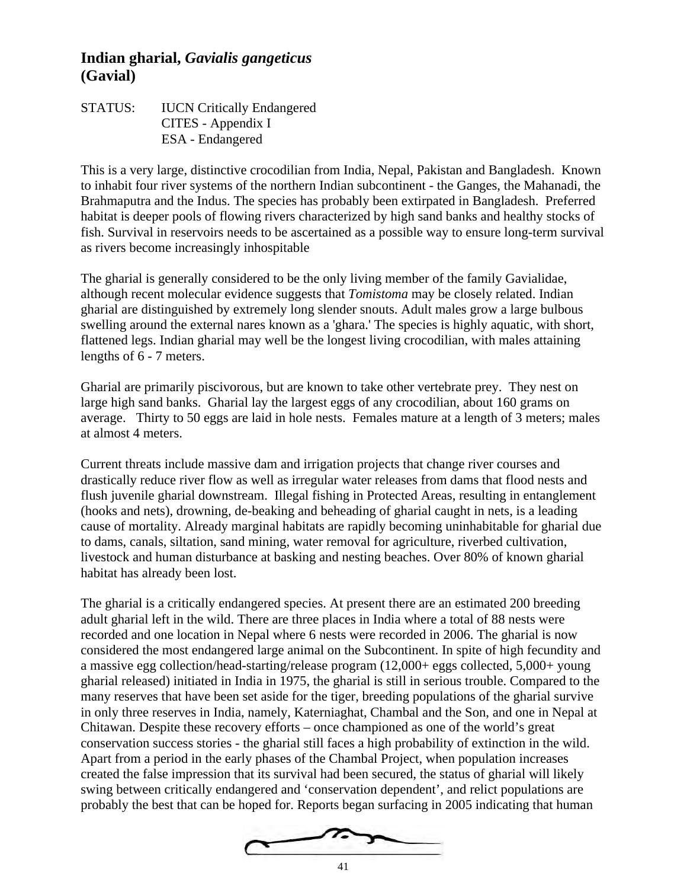## Indian gharial, *Gavialis gangeticus* (Gavial)

STATUS: IUCN Critically Endangered
CITES - Appendix I
ESA - Endangered

This is a very large, distinctive crocodilian from India, Nepal, Pakistan and Bangladesh. Known to inhabit four river systems of the northern Indian subcontinent - the Ganges, the Mahanadi, the Brahmaputra and the Indus. The species has probably been extirpated in Bangladesh. Preferred habitat is deeper pools of flowing rivers characterized by high sand banks and healthy stocks of fish. Survival in reservoirs needs to be ascertained as a possible way to ensure long-term survival as rivers become increasingly inhospitable

The gharial is generally considered to be the only living member of the family Gavialidae, although recent molecular evidence suggests that *Tomistoma* may be closely related. Indian gharial are distinguished by extremely long slender snouts. Adult males grow a large bulbous swelling around the external nares known as a 'ghara.' The species is highly aquatic, with short, flattened legs. Indian gharial may well be the longest living crocodilian, with males attaining lengths of 6 - 7 meters.

Gharial are primarily piscivorous, but are known to take other vertebrate prey. They nest on large high sand banks. Gharial lay the largest eggs of any crocodilian, about 160 grams on average. Thirty to 50 eggs are laid in hole nests. Females mature at a length of 3 meters; males at almost 4 meters.

Current threats include massive dam and irrigation projects that change river courses and drastically reduce river flow as well as irregular water releases from dams that flood nests and flush juvenile gharial downstream. Illegal fishing in Protected Areas, resulting in entanglement (hooks and nets), drowning, de-beaking and beheading of gharial caught in nets, is a leading cause of mortality. Already marginal habitats are rapidly becoming uninhabitable for gharial due to dams, canals, siltation, sand mining, water removal for agriculture, riverbed cultivation, livestock and human disturbance at basking and nesting beaches. Over 80% of known gharial habitat has already been lost.

The gharial is a critically endangered species. At present there are an estimated 200 breeding adult gharial left in the wild. There are three places in India where a total of 88 nests were recorded and one location in Nepal where 6 nests were recorded in 2006. The gharial is now considered the most endangered large animal on the Subcontinent. In spite of high fecundity and a massive egg collection/head-starting/release program (12,000+ eggs collected, 5,000+ young gharial released) initiated in India in 1975, the gharial is still in serious trouble. Compared to the many reserves that have been set aside for the tiger, breeding populations of the gharial survive in only three reserves in India, namely, Katerniaghat, Chambal and the Son, and one in Nepal at Chitawan. Despite these recovery efforts – once championed as one of the world's great conservation success stories - the gharial still faces a high probability of extinction in the wild. Apart from a period in the early phases of the Chambal Project, when population increases created the false impression that its survival had been secured, the status of gharial will likely swing between critically endangered and 'conservation dependent', and relict populations are probably the best that can be hoped for. Reports began surfacing in 2005 indicating that human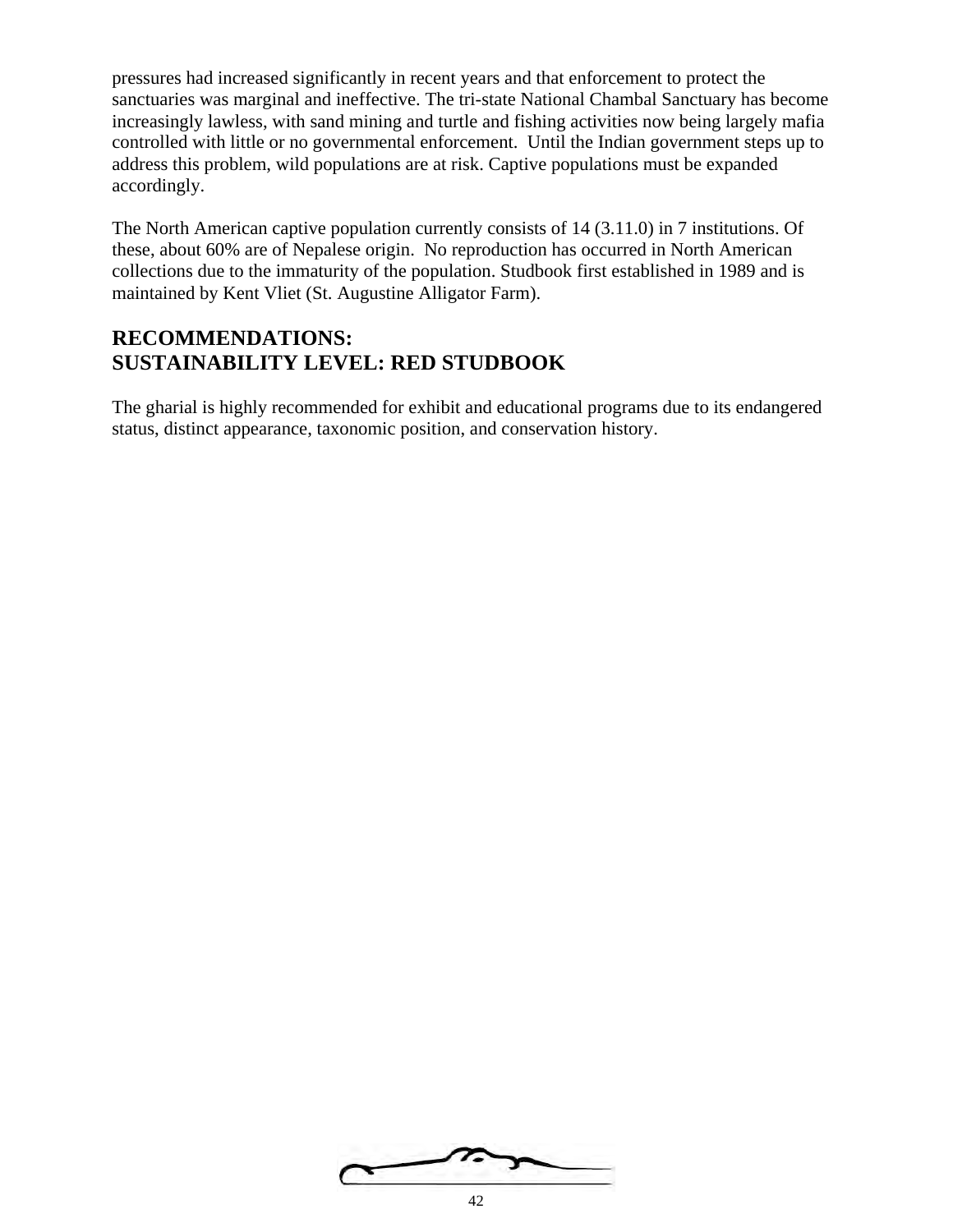pressures had increased significantly in recent years and that enforcement to protect the sanctuaries was marginal and ineffective. The tri-state National Chambal Sanctuary has become increasingly lawless, with sand mining and turtle and fishing activities now being largely mafia controlled with little or no governmental enforcement. Until the Indian government steps up to address this problem, wild populations are at risk. Captive populations must be expanded accordingly.

The North American captive population currently consists of 14 (3.11.0) in 7 institutions. Of these, about 60% are of Nepalese origin. No reproduction has occurred in North American collections due to the immaturity of the population. Studbook first established in 1989 and is maintained by Kent Vliet (St. Augustine Alligator Farm).

## RECOMMENDATIONS:
## SUSTAINABILITY LEVEL: RED STUDBOOK

The gharial is highly recommended for exhibit and educational programs due to its endangered status, distinct appearance, taxonomic position, and conservation history.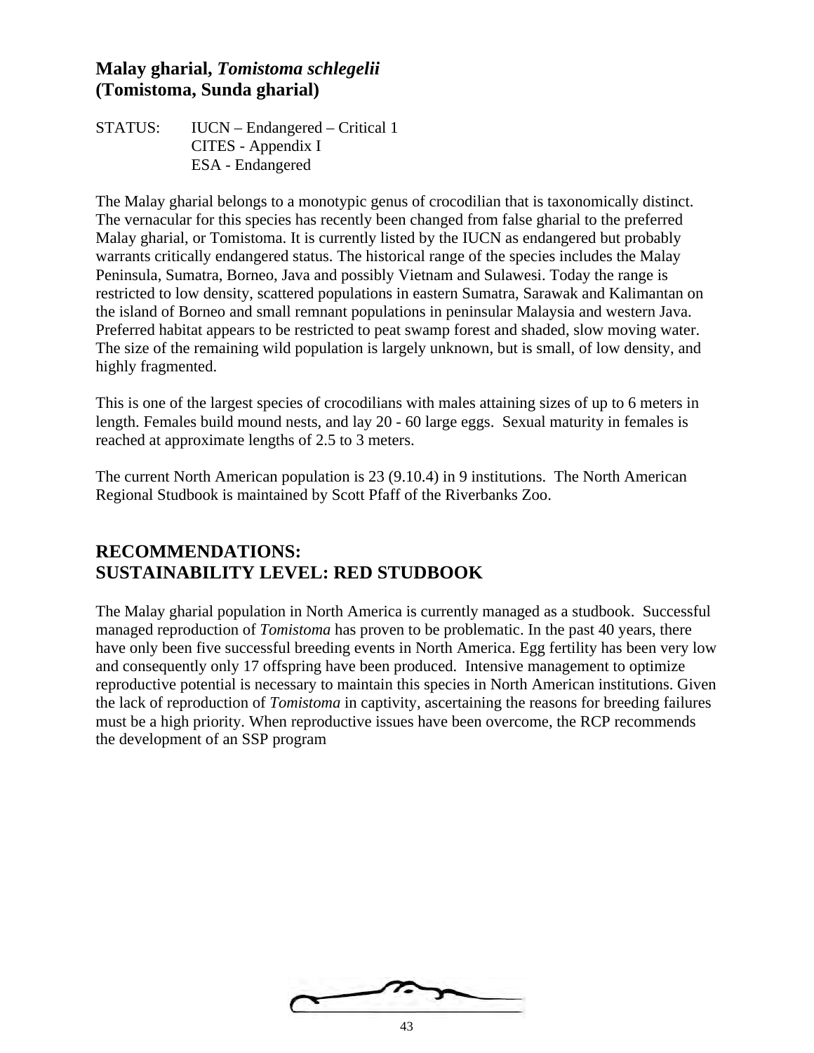## Malay gharial, *Tomistoma schlegelii*
## (Tomistoma, Sunda gharial)

STATUS: IUCN – Endangered – Critical 1
CITES - Appendix I
ESA - Endangered

The Malay gharial belongs to a monotypic genus of crocodilian that is taxonomically distinct. The vernacular for this species has recently been changed from false gharial to the preferred Malay gharial, or Tomistoma. It is currently listed by the IUCN as endangered but probably warrants critically endangered status. The historical range of the species includes the Malay Peninsula, Sumatra, Borneo, Java and possibly Vietnam and Sulawesi. Today the range is restricted to low density, scattered populations in eastern Sumatra, Sarawak and Kalimantan on the island of Borneo and small remnant populations in peninsular Malaysia and western Java. Preferred habitat appears to be restricted to peat swamp forest and shaded, slow moving water. The size of the remaining wild population is largely unknown, but is small, of low density, and highly fragmented.

This is one of the largest species of crocodilians with males attaining sizes of up to 6 meters in length. Females build mound nests, and lay 20 - 60 large eggs. Sexual maturity in females is reached at approximate lengths of 2.5 to 3 meters.

The current North American population is 23 (9.10.4) in 9 institutions. The North American Regional Studbook is maintained by Scott Pfaff of the Riverbanks Zoo.

## RECOMMENDATIONS:
## SUSTAINABILITY LEVEL: RED STUDBOOK

The Malay gharial population in North America is currently managed as a studbook. Successful managed reproduction of *Tomistoma* has proven to be problematic. In the past 40 years, there have only been five successful breeding events in North America. Egg fertility has been very low and consequently only 17 offspring have been produced. Intensive management to optimize reproductive potential is necessary to maintain this species in North American institutions. Given the lack of reproduction of *Tomistoma* in captivity, ascertaining the reasons for breeding failures must be a high priority. When reproductive issues have been overcome, the RCP recommends the development of an SSP program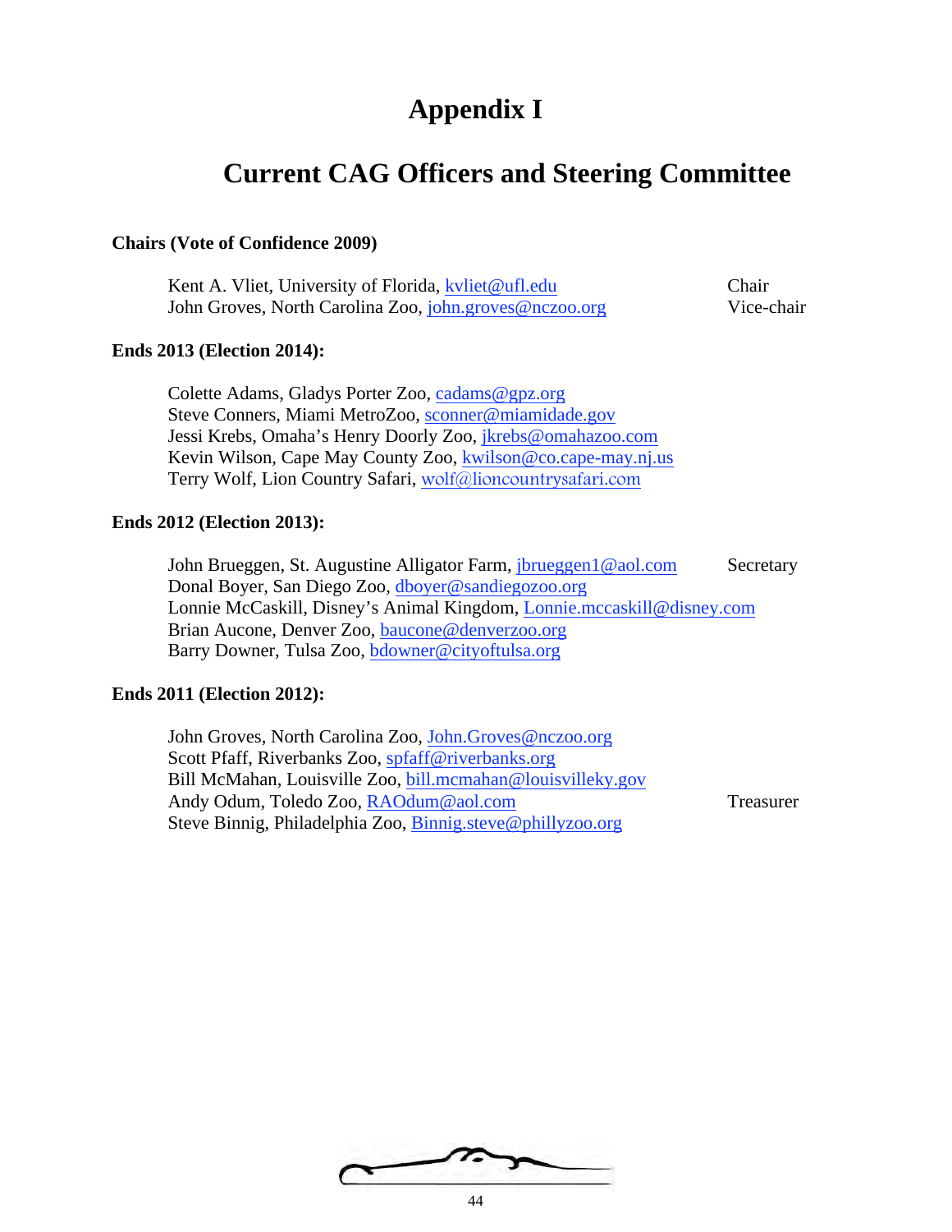# Appendix I

## Current CAG Officers and Steering Committee

**Chairs (Vote of Confidence 2009)**

Kent A. Vliet, University of Florida, kvliet@ufl.edu — Chair
John Groves, North Carolina Zoo, john.groves@nczoo.org — Vice-chair

**Ends 2013 (Election 2014):**

Colette Adams, Gladys Porter Zoo, cadams@gpz.org
Steve Conners, Miami MetroZoo, sconner@miamidade.gov
Jessi Krebs, Omaha's Henry Doorly Zoo, jkrebs@omahazoo.com
Kevin Wilson, Cape May County Zoo, kwilson@co.cape-may.nj.us
Terry Wolf, Lion Country Safari, wolf@lioncountrysafari.com

**Ends 2012 (Election 2013):**

John Brueggen, St. Augustine Alligator Farm, jbrueggen1@aol.com — Secretary
Donal Boyer, San Diego Zoo, dboyer@sandiegozoo.org
Lonnie McCaskill, Disney's Animal Kingdom, Lonnie.mccaskill@disney.com
Brian Aucone, Denver Zoo, baucone@denverzoo.org
Barry Downer, Tulsa Zoo, bdowner@cityoftulsa.org

**Ends 2011 (Election 2012):**

John Groves, North Carolina Zoo, John.Groves@nczoo.org
Scott Pfaff, Riverbanks Zoo, spfaff@riverbanks.org
Bill McMahan, Louisville Zoo, bill.mcmahan@louisvilleky.gov
Andy Odum, Toledo Zoo, RAOdum@aol.com — Treasurer
Steve Binnig, Philadelphia Zoo, Binnig.steve@phillyzoo.org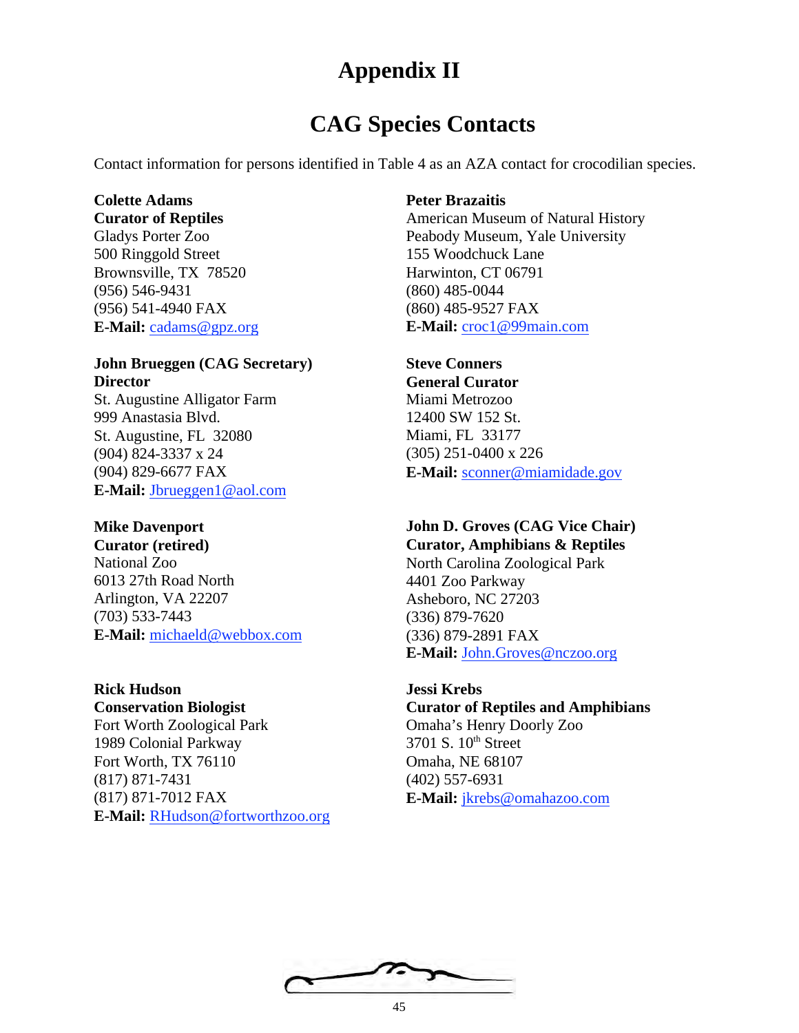# Appendix II

## CAG Species Contacts

Contact information for persons identified in Table 4 as an AZA contact for crocodilian species.

**Colette Adams**
**Curator of Reptiles**
Gladys Porter Zoo
500 Ringgold Street
Brownsville, TX 78520
(956) 546-9431
(956) 541-4940 FAX
**E-Mail:** cadams@gpz.org

**John Brueggen (CAG Secretary)**
**Director**
St. Augustine Alligator Farm
999 Anastasia Blvd.
St. Augustine, FL 32080
(904) 824-3337 x 24
(904) 829-6677 FAX
**E-Mail:** Jbrueggen1@aol.com

**Mike Davenport**
**Curator (retired)**
National Zoo
6013 27th Road North
Arlington, VA 22207
(703) 533-7443
**E-Mail:** michaeld@webbox.com

**Rick Hudson**
**Conservation Biologist**
Fort Worth Zoological Park
1989 Colonial Parkway
Fort Worth, TX 76110
(817) 871-7431
(817) 871-7012 FAX
**E-Mail:** RHudson@fortworthzoo.org

**Peter Brazaitis**
American Museum of Natural History
Peabody Museum, Yale University
155 Woodchuck Lane
Harwinton, CT 06791
(860) 485-0044
(860) 485-9527 FAX
**E-Mail:** croc1@99main.com

**Steve Conners**
**General Curator**
Miami Metrozoo
12400 SW 152 St.
Miami, FL 33177
(305) 251-0400 x 226
**E-Mail:** sconner@miamidade.gov

**John D. Groves (CAG Vice Chair)**
**Curator, Amphibians & Reptiles**
North Carolina Zoological Park
4401 Zoo Parkway
Asheboro, NC 27203
(336) 879-7620
(336) 879-2891 FAX
**E-Mail:** John.Groves@nczoo.org

**Jessi Krebs**
**Curator of Reptiles and Amphibians**
Omaha's Henry Doorly Zoo
3701 S. 10th Street
Omaha, NE 68107
(402) 557-6931
**E-Mail:** jkrebs@omahazoo.com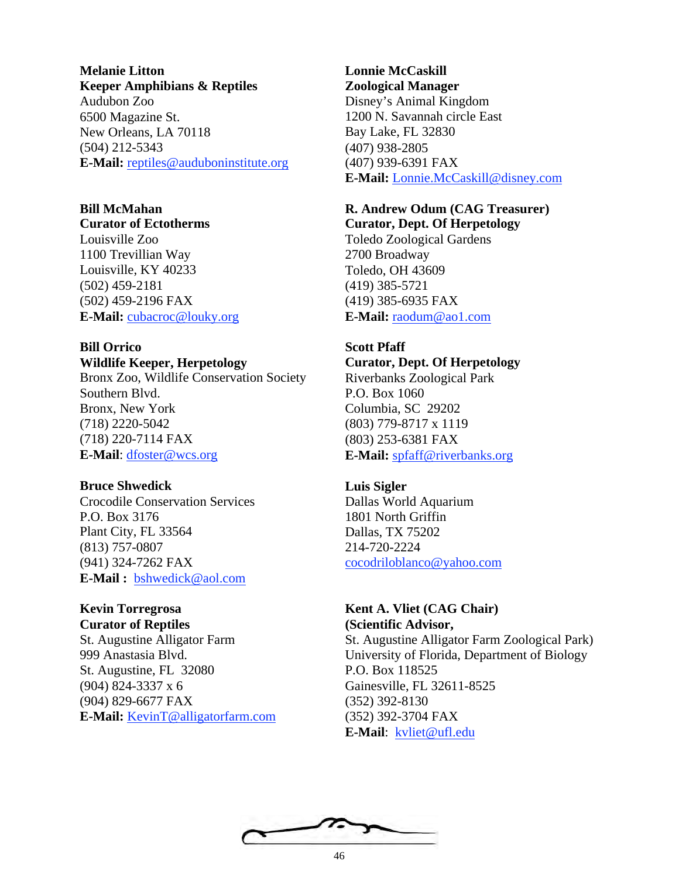**Melanie Litton**
**Keeper Amphibians & Reptiles**
Audubon Zoo
6500 Magazine St.
New Orleans, LA 70118
(504) 212-5343
**E-Mail:** reptiles@auduboninstitute.org

**Bill McMahan**
**Curator of Ectotherms**
Louisville Zoo
1100 Trevillian Way
Louisville, KY 40233
(502) 459-2181
(502) 459-2196 FAX
**E-Mail:** cubacroc@louky.org

**Bill Orrico**
**Wildlife Keeper, Herpetology**
Bronx Zoo, Wildlife Conservation Society
Southern Blvd.
Bronx, New York
(718) 2220-5042
(718) 220-7114 FAX
**E-Mail**: dfoster@wcs.org

**Bruce Shwedick**
Crocodile Conservation Services
P.O. Box 3176
Plant City, FL 33564
(813) 757-0807
(941) 324-7262 FAX
**E-Mail :** bshwedick@aol.com

**Kevin Torregrosa**
**Curator of Reptiles**
St. Augustine Alligator Farm
999 Anastasia Blvd.
St. Augustine, FL 32080
(904) 824-3337 x 6
(904) 829-6677 FAX
**E-Mail:** KevinT@alligatorfarm.com

**Lonnie McCaskill**
**Zoological Manager**
Disney's Animal Kingdom
1200 N. Savannah circle East
Bay Lake, FL 32830
(407) 938-2805
(407) 939-6391 FAX
**E-Mail:** Lonnie.McCaskill@disney.com

**R. Andrew Odum (CAG Treasurer)**
**Curator, Dept. Of Herpetology**
Toledo Zoological Gardens
2700 Broadway
Toledo, OH 43609
(419) 385-5721
(419) 385-6935 FAX
**E-Mail:** raodum@ao1.com

**Scott Pfaff**
**Curator, Dept. Of Herpetology**
Riverbanks Zoological Park
P.O. Box 1060
Columbia, SC 29202
(803) 779-8717 x 1119
(803) 253-6381 FAX
**E-Mail:** spfaff@riverbanks.org

**Luis Sigler**
Dallas World Aquarium
1801 North Griffin
Dallas, TX 75202
214-720-2224
cocodriloblanco@yahoo.com

**Kent A. Vliet (CAG Chair)**
**(Scientific Advisor,**
St. Augustine Alligator Farm Zoological Park)
University of Florida, Department of Biology
P.O. Box 118525
Gainesville, FL 32611-8525
(352) 392-8130
(352) 392-3704 FAX
**E-Mail**: kvliet@ufl.edu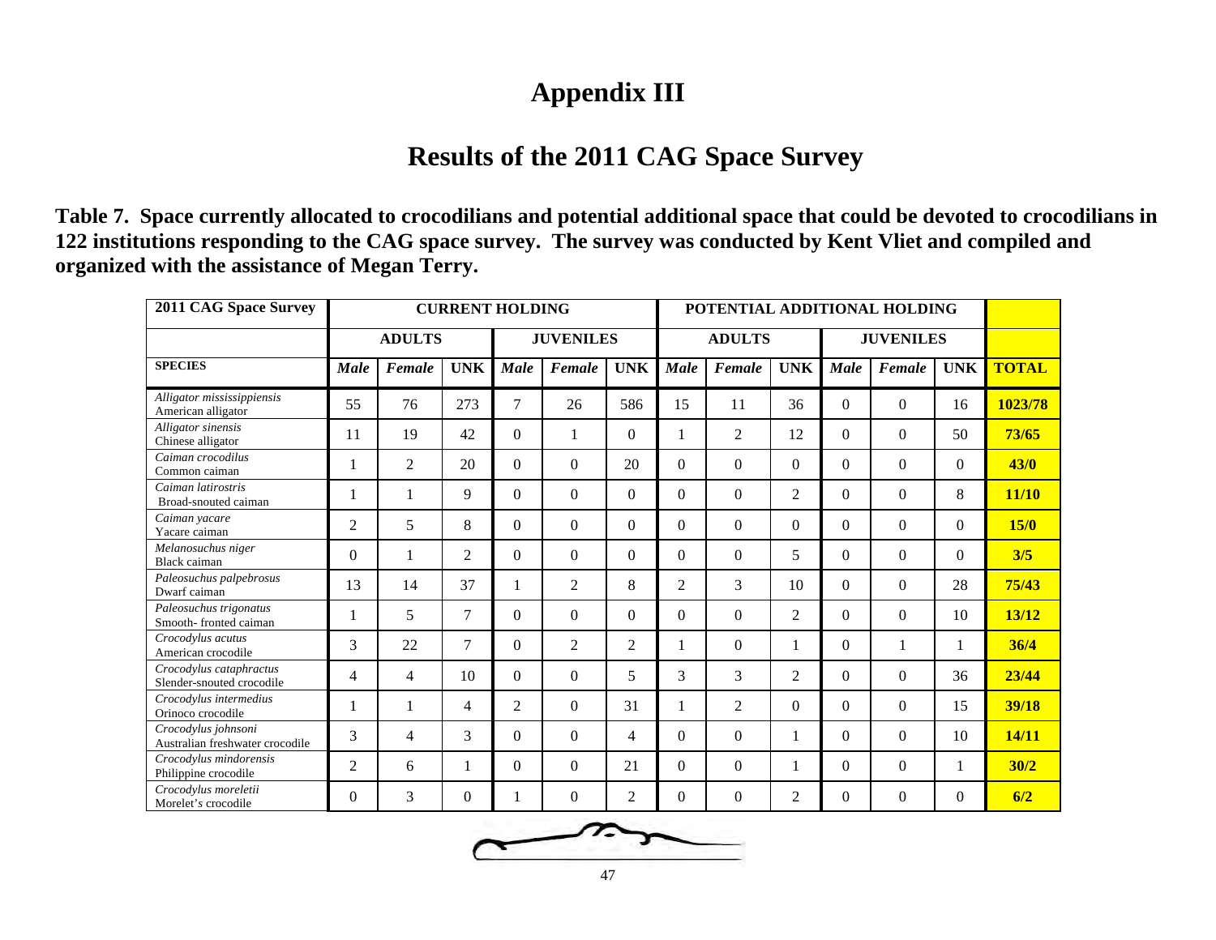# Appendix III

## Results of the 2011 CAG Space Survey

**Table 7. Space currently allocated to crocodilians and potential additional space that could be devoted to crocodilians in 122 institutions responding to the CAG space survey. The survey was conducted by Kent Vliet and compiled and organized with the assistance of Megan Terry.**

| 2011 CAG Space Survey | CURRENT HOLDING | | | | | | POTENTIAL ADDITIONAL HOLDING | | | | | | |
|---|---|---|---|---|---|---|---|---|---|---|---|---|---|
| | ADULTS | | | JUVENILES | | | ADULTS | | | JUVENILES | | | |
| **SPECIES** | *Male* | *Female* | **UNK** | *Male* | *Female* | **UNK** | *Male* | *Female* | **UNK** | *Male* | *Female* | **UNK** | **TOTAL** |
| *Alligator mississippiensis* American alligator | 55 | 76 | 273 | 7 | 26 | 586 | 15 | 11 | 36 | 0 | 0 | 16 | **1023/78** |
| *Alligator sinensis* Chinese alligator | 11 | 19 | 42 | 0 | 1 | 0 | 1 | 2 | 12 | 0 | 0 | 50 | **73/65** |
| *Caiman crocodilus* Common caiman | 1 | 2 | 20 | 0 | 0 | 20 | 0 | 0 | 0 | 0 | 0 | 0 | **43/0** |
| *Caiman latirostris* Broad-snouted caiman | 1 | 1 | 9 | 0 | 0 | 0 | 0 | 0 | 2 | 0 | 0 | 8 | **11/10** |
| *Caiman yacare* Yacare caiman | 2 | 5 | 8 | 0 | 0 | 0 | 0 | 0 | 0 | 0 | 0 | 0 | **15/0** |
| *Melanosuchus niger* Black caiman | 0 | 1 | 2 | 0 | 0 | 0 | 0 | 0 | 5 | 0 | 0 | 0 | **3/5** |
| *Paleosuchus palpebrosus* Dwarf caiman | 13 | 14 | 37 | 1 | 2 | 8 | 2 | 3 | 10 | 0 | 0 | 28 | **75/43** |
| *Paleosuchus trigonatus* Smooth- fronted caiman | 1 | 5 | 7 | 0 | 0 | 0 | 0 | 0 | 2 | 0 | 0 | 10 | **13/12** |
| *Crocodylus acutus* American crocodile | 3 | 22 | 7 | 0 | 2 | 2 | 1 | 0 | 1 | 0 | 1 | 1 | **36/4** |
| *Crocodylus cataphractus* Slender-snouted crocodile | 4 | 4 | 10 | 0 | 0 | 5 | 3 | 3 | 2 | 0 | 0 | 36 | **23/44** |
| *Crocodylus intermedius* Orinoco crocodile | 1 | 1 | 4 | 2 | 0 | 31 | 1 | 2 | 0 | 0 | 0 | 15 | **39/18** |
| *Crocodylus johnsoni* Australian freshwater crocodile | 3 | 4 | 3 | 0 | 0 | 4 | 0 | 0 | 1 | 0 | 0 | 10 | **14/11** |
| *Crocodylus mindorensis* Philippine crocodile | 2 | 6 | 1 | 0 | 0 | 21 | 0 | 0 | 1 | 0 | 0 | 1 | **30/2** |
| *Crocodylus moreletii* Morelet's crocodile | 0 | 3 | 0 | 1 | 0 | 2 | 0 | 0 | 2 | 0 | 0 | 0 | **6/2** |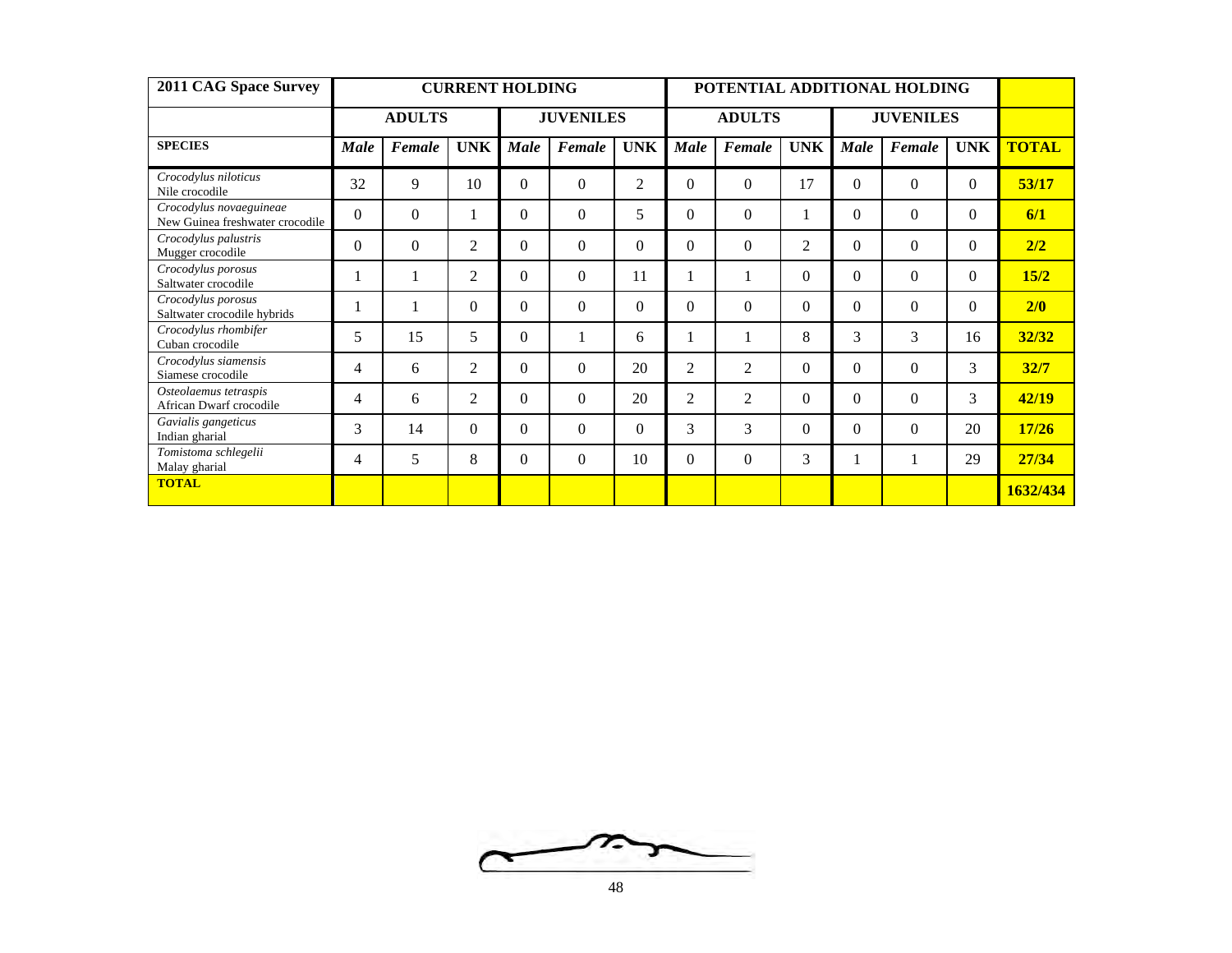| 2011 CAG Space Survey | CURRENT HOLDING | | | | | | POTENTIAL ADDITIONAL HOLDING | | | | | | |
|---|---|---|---|---|---|---|---|---|---|---|---|---|---|
| | ADULTS | | | JUVENILES | | | ADULTS | | | JUVENILES | | | |
| **SPECIES** | ***Male*** | ***Female*** | **UNK** | ***Male*** | ***Female*** | **UNK** | ***Male*** | ***Female*** | **UNK** | ***Male*** | ***Female*** | **UNK** | **TOTAL** |
| *Crocodylus niloticus* Nile crocodile | 32 | 9 | 10 | 0 | 0 | 2 | 0 | 0 | 17 | 0 | 0 | 0 | **53/17** |
| *Crocodylus novaeguineae* New Guinea freshwater crocodile | 0 | 0 | 1 | 0 | 0 | 5 | 0 | 0 | 1 | 0 | 0 | 0 | **6/1** |
| *Crocodylus palustris* Mugger crocodile | 0 | 0 | 2 | 0 | 0 | 0 | 0 | 0 | 2 | 0 | 0 | 0 | **2/2** |
| *Crocodylus porosus* Saltwater crocodile | 1 | 1 | 2 | 0 | 0 | 11 | 1 | 1 | 0 | 0 | 0 | 0 | **15/2** |
| *Crocodylus porosus* Saltwater crocodile hybrids | 1 | 1 | 0 | 0 | 0 | 0 | 0 | 0 | 0 | 0 | 0 | 0 | **2/0** |
| *Crocodylus rhombifer* Cuban crocodile | 5 | 15 | 5 | 0 | 1 | 6 | 1 | 1 | 8 | 3 | 3 | 16 | **32/32** |
| *Crocodylus siamensis* Siamese crocodile | 4 | 6 | 2 | 0 | 0 | 20 | 2 | 2 | 0 | 0 | 0 | 3 | **32/7** |
| *Osteolaemus tetraspis* African Dwarf crocodile | 4 | 6 | 2 | 0 | 0 | 20 | 2 | 2 | 0 | 0 | 0 | 3 | **42/19** |
| *Gavialis gangeticus* Indian gharial | 3 | 14 | 0 | 0 | 0 | 0 | 3 | 3 | 0 | 0 | 0 | 20 | **17/26** |
| *Tomistoma schlegelii* Malay gharial | 4 | 5 | 8 | 0 | 0 | 10 | 0 | 0 | 3 | 1 | 1 | 29 | **27/34** |
| **TOTAL** | | | | | | | | | | | | | **1632/434** |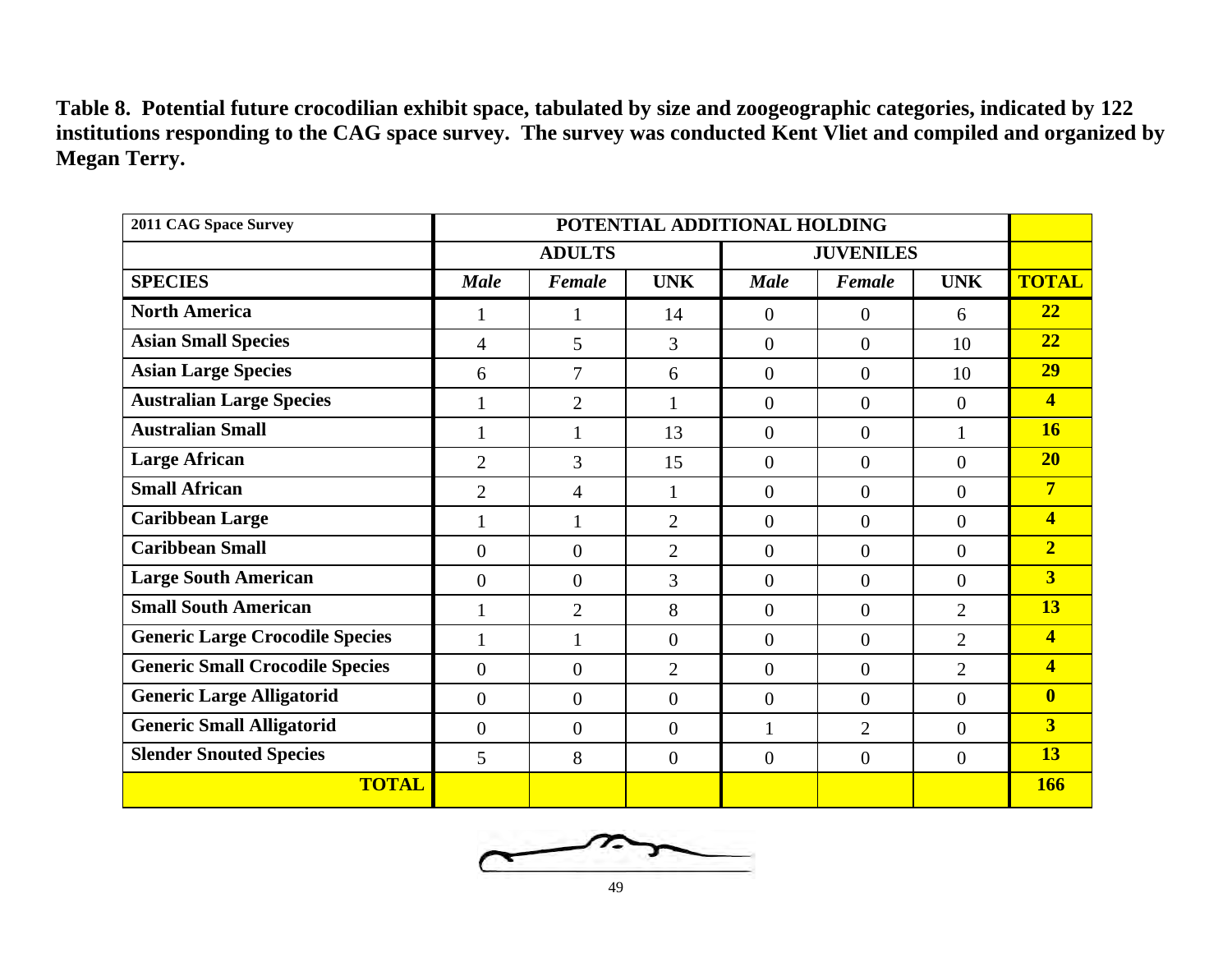**Table 8. Potential future crocodilian exhibit space, tabulated by size and zoogeographic categories, indicated by 122 institutions responding to the CAG space survey. The survey was conducted Kent Vliet and compiled and organized by Megan Terry.**

| 2011 CAG Space Survey | POTENTIAL ADDITIONAL HOLDING | | | | | | |
|---|---|---|---|---|---|---|---|
| | ADULTS | | | JUVENILES | | | |
| **SPECIES** | ***Male*** | ***Female*** | **UNK** | ***Male*** | ***Female*** | **UNK** | **TOTAL** |
| **North America** | 1 | 1 | 14 | 0 | 0 | 6 | **22** |
| **Asian Small Species** | 4 | 5 | 3 | 0 | 0 | 10 | **22** |
| **Asian Large Species** | 6 | 7 | 6 | 0 | 0 | 10 | **29** |
| **Australian Large Species** | 1 | 2 | 1 | 0 | 0 | 0 | **4** |
| **Australian Small** | 1 | 1 | 13 | 0 | 0 | 1 | **16** |
| **Large African** | 2 | 3 | 15 | 0 | 0 | 0 | **20** |
| **Small African** | 2 | 4 | 1 | 0 | 0 | 0 | **7** |
| **Caribbean Large** | 1 | 1 | 2 | 0 | 0 | 0 | **4** |
| **Caribbean Small** | 0 | 0 | 2 | 0 | 0 | 0 | **2** |
| **Large South American** | 0 | 0 | 3 | 0 | 0 | 0 | **3** |
| **Small South American** | 1 | 2 | 8 | 0 | 0 | 2 | **13** |
| **Generic Large Crocodile Species** | 1 | 1 | 0 | 0 | 0 | 2 | **4** |
| **Generic Small Crocodile Species** | 0 | 0 | 2 | 0 | 0 | 2 | **4** |
| **Generic Large Alligatorid** | 0 | 0 | 0 | 0 | 0 | 0 | **0** |
| **Generic Small Alligatorid** | 0 | 0 | 0 | 1 | 2 | 0 | **3** |
| **Slender Snouted Species** | 5 | 8 | 0 | 0 | 0 | 0 | **13** |
| **TOTAL** | | | | | | | **166** |